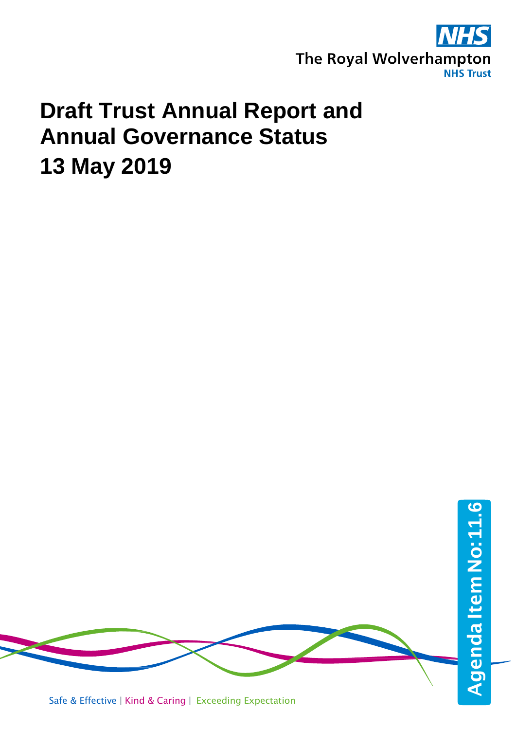The Royal Wolverhampton NHS Trust

# Draft Trust Annual Report and Annual Governance Status

## 13 May 2019

Agenda Item No: 11.6

Safe & Effective | Kind & Caring | Exceeding Expectation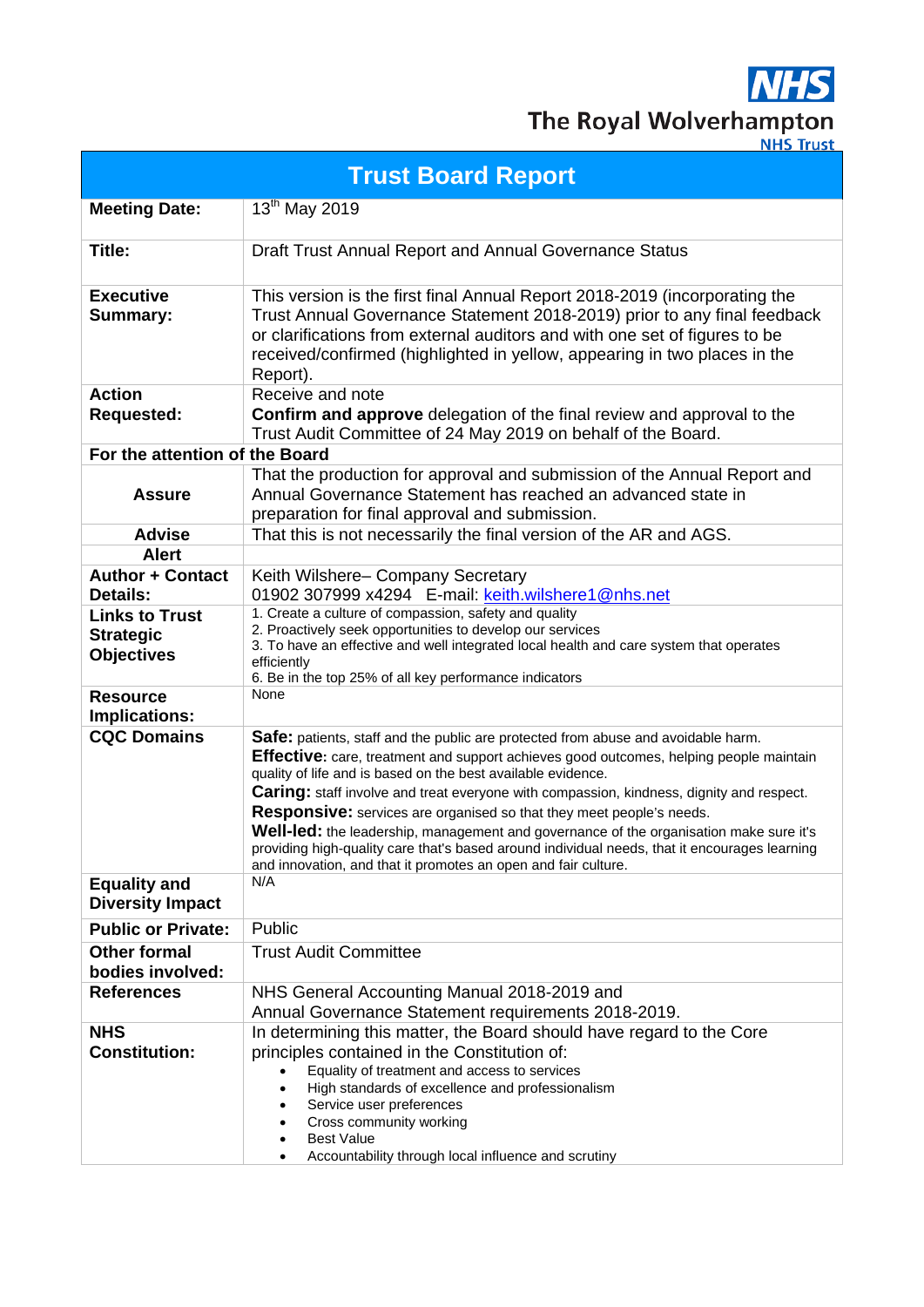**NHS**
**The Royal Wolverhampton**
**NHS Trust**

# Trust Board Report

| | |
|---|---|
| **Meeting Date:** | 13th May 2019 |
| **Title:** | Draft Trust Annual Report and Annual Governance Status |
| **Executive Summary:** | This version is the first final Annual Report 2018-2019 (incorporating the Trust Annual Governance Statement 2018-2019) prior to any final feedback or clarifications from external auditors and with one set of figures to be received/confirmed (highlighted in yellow, appearing in two places in the Report). |
| **Action Requested:** | Receive and note<br>**Confirm and approve** delegation of the final review and approval to the Trust Audit Committee of 24 May 2019 on behalf of the Board. |
| **For the attention of the Board** | |
| **Assure** | That the production for approval and submission of the Annual Report and Annual Governance Statement has reached an advanced state in preparation for final approval and submission. |
| **Advise** | That this is not necessarily the final version of the AR and AGS. |
| **Alert** | |
| **Author + Contact Details:** | Keith Wilshere– Company Secretary<br>01902 307999 x4294 E-mail: keith.wilshere1@nhs.net |
| **Links to Trust Strategic Objectives** | 1. Create a culture of compassion, safety and quality<br>2. Proactively seek opportunities to develop our services<br>3. To have an effective and well integrated local health and care system that operates efficiently<br>6. Be in the top 25% of all key performance indicators |
| **Resource Implications:** | None |
| **CQC Domains** | **Safe:** patients, staff and the public are protected from abuse and avoidable harm.<br>**Effective:** care, treatment and support achieves good outcomes, helping people maintain quality of life and is based on the best available evidence.<br>**Caring:** staff involve and treat everyone with compassion, kindness, dignity and respect.<br>**Responsive:** services are organised so that they meet people's needs.<br>**Well-led:** the leadership, management and governance of the organisation make sure it's providing high-quality care that's based around individual needs, that it encourages learning and innovation, and that it promotes an open and fair culture. |
| **Equality and Diversity Impact** | N/A |
| **Public or Private:** | Public |
| **Other formal bodies involved:** | Trust Audit Committee |
| **References** | NHS General Accounting Manual 2018-2019 and Annual Governance Statement requirements 2018-2019. |
| **NHS Constitution:** | In determining this matter, the Board should have regard to the Core principles contained in the Constitution of:<br>• Equality of treatment and access to services<br>• High standards of excellence and professionalism<br>• Service user preferences<br>• Cross community working<br>• Best Value<br>• Accountability through local influence and scrutiny |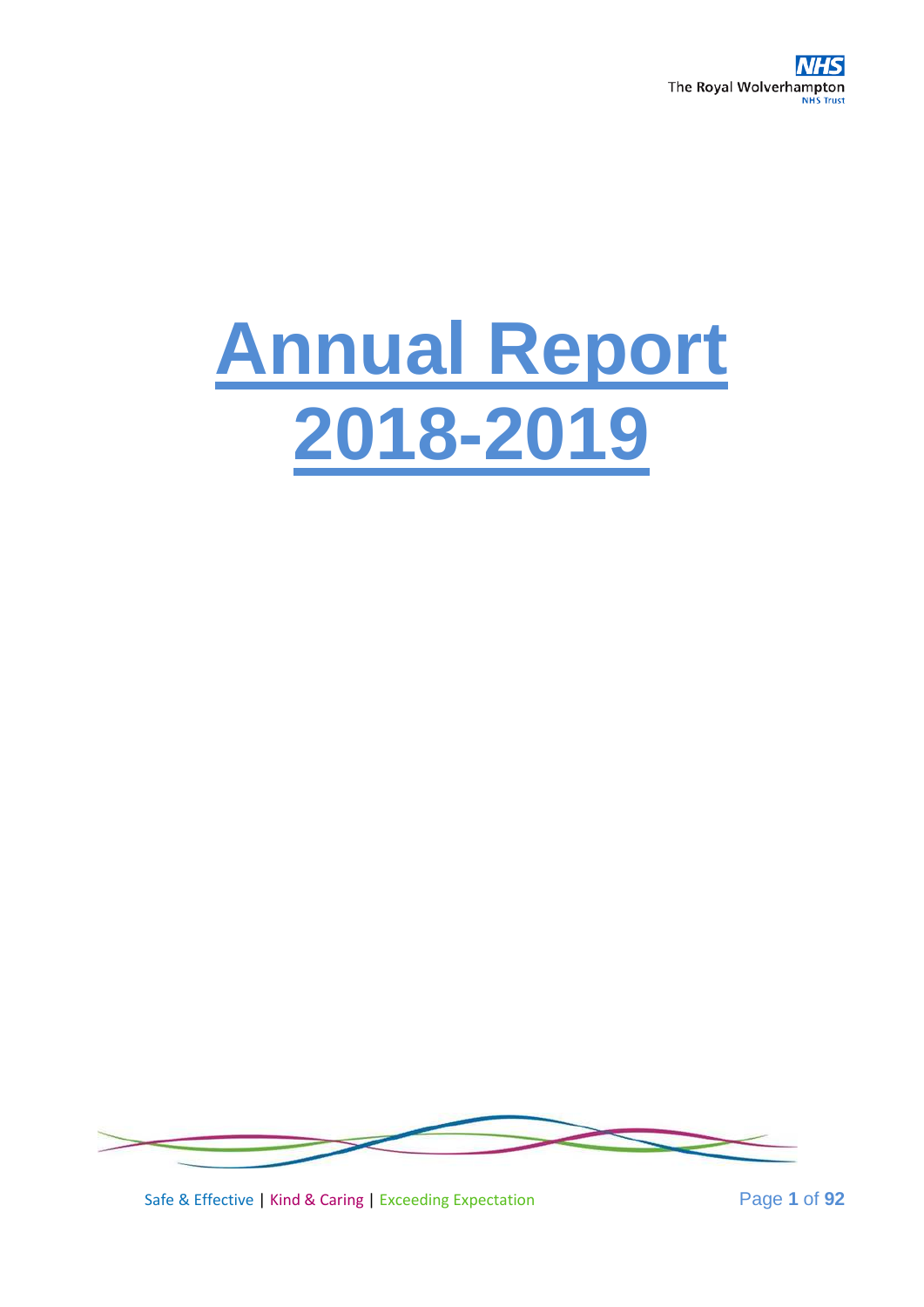# Annual Report 2018-2019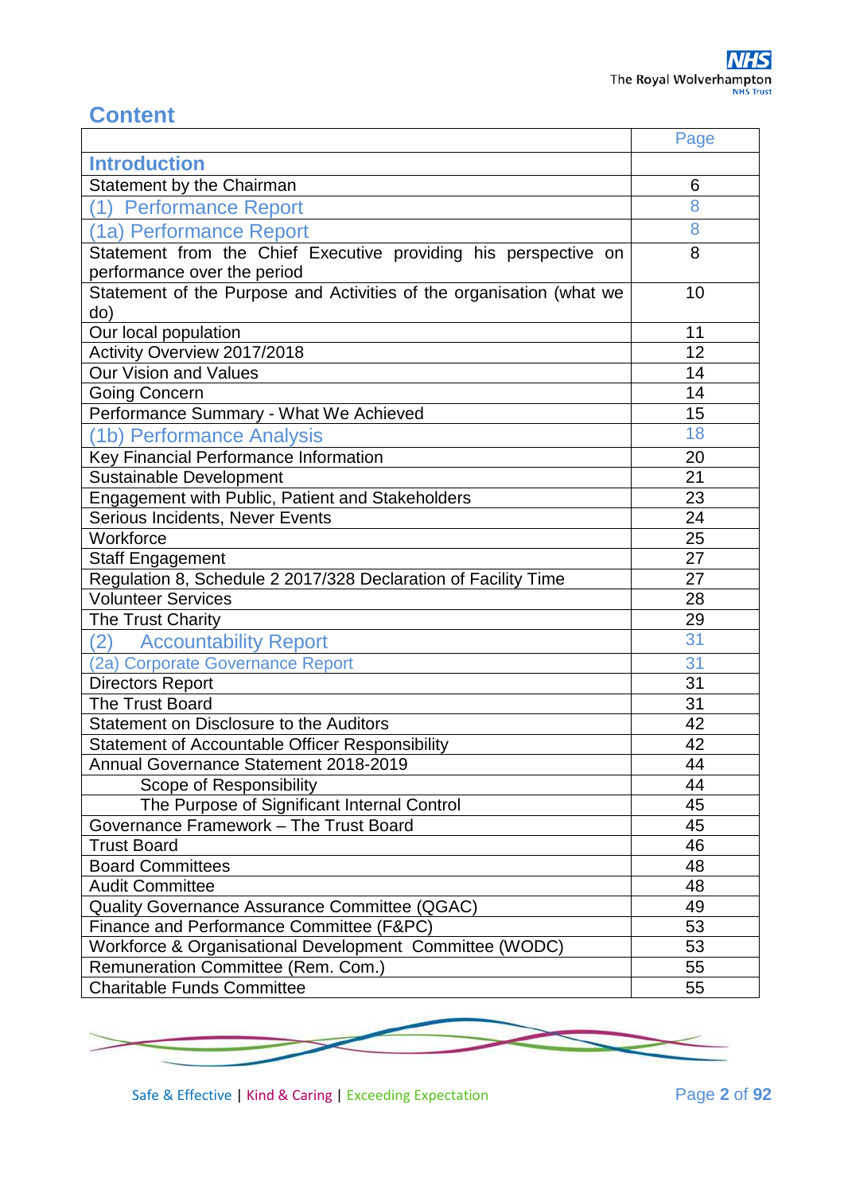## Content

| | Page |
|---|---|
| **Introduction** | |
| Statement by the Chairman | 6 |
| (1) Performance Report | 8 |
| (1a) Performance Report | 8 |
| Statement from the Chief Executive providing his perspective on performance over the period | 8 |
| Statement of the Purpose and Activities of the organisation (what we do) | 10 |
| Our local population | 11 |
| Activity Overview 2017/2018 | 12 |
| Our Vision and Values | 14 |
| Going Concern | 14 |
| Performance Summary - What We Achieved | 15 |
| (1b) Performance Analysis | 18 |
| Key Financial Performance Information | 20 |
| Sustainable Development | 21 |
| Engagement with Public, Patient and Stakeholders | 23 |
| Serious Incidents, Never Events | 24 |
| Workforce | 25 |
| Staff Engagement | 27 |
| Regulation 8, Schedule 2 2017/328 Declaration of Facility Time | 27 |
| Volunteer Services | 28 |
| The Trust Charity | 29 |
| (2) Accountability Report | 31 |
| (2a) Corporate Governance Report | 31 |
| Directors Report | 31 |
| The Trust Board | 31 |
| Statement on Disclosure to the Auditors | 42 |
| Statement of Accountable Officer Responsibility | 42 |
| Annual Governance Statement 2018-2019 | 44 |
| Scope of Responsibility | 44 |
| The Purpose of Significant Internal Control | 45 |
| Governance Framework – The Trust Board | 45 |
| Trust Board | 46 |
| Board Committees | 48 |
| Audit Committee | 48 |
| Quality Governance Assurance Committee (QGAC) | 49 |
| Finance and Performance Committee (F&PC) | 53 |
| Workforce & Organisational Development Committee (WODC) | 53 |
| Remuneration Committee (Rem. Com.) | 55 |
| Charitable Funds Committee | 55 |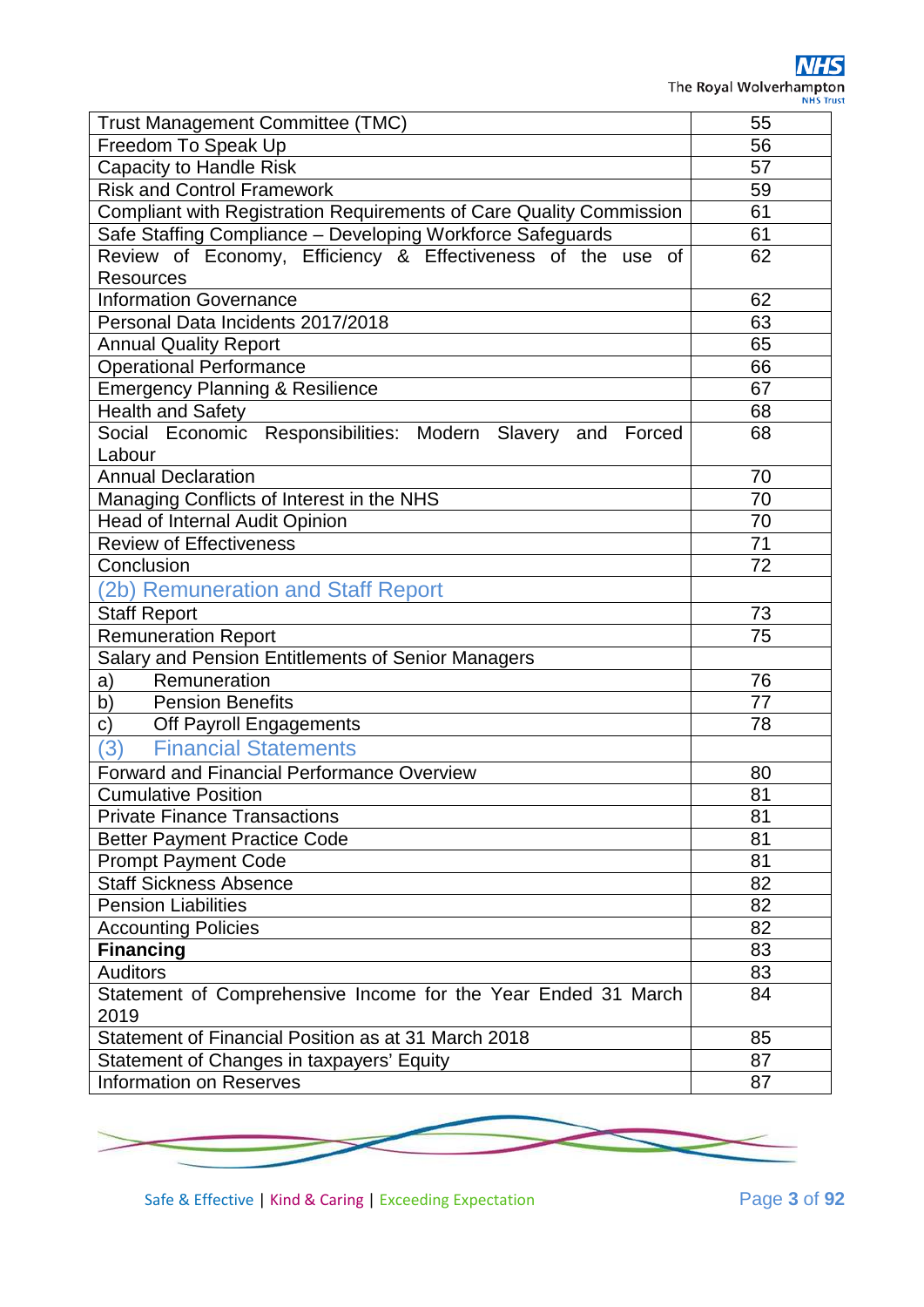| | |
|---|---|
| Trust Management Committee (TMC) | 55 |
| Freedom To Speak Up | 56 |
| Capacity to Handle Risk | 57 |
| Risk and Control Framework | 59 |
| Compliant with Registration Requirements of Care Quality Commission | 61 |
| Safe Staffing Compliance – Developing Workforce Safeguards | 61 |
| Review of Economy, Efficiency & Effectiveness of the use of Resources | 62 |
| Information Governance | 62 |
| Personal Data Incidents 2017/2018 | 63 |
| Annual Quality Report | 65 |
| Operational Performance | 66 |
| Emergency Planning & Resilience | 67 |
| Health and Safety | 68 |
| Social Economic Responsibilities: Modern Slavery and Forced Labour | 68 |
| Annual Declaration | 70 |
| Managing Conflicts of Interest in the NHS | 70 |
| Head of Internal Audit Opinion | 70 |
| Review of Effectiveness | 71 |
| Conclusion | 72 |
| (2b) Remuneration and Staff Report | |
| Staff Report | 73 |
| Remuneration Report | 75 |
| Salary and Pension Entitlements of Senior Managers | |
| a) Remuneration | 76 |
| b) Pension Benefits | 77 |
| c) Off Payroll Engagements | 78 |
| (3) Financial Statements | |
| Forward and Financial Performance Overview | 80 |
| Cumulative Position | 81 |
| Private Finance Transactions | 81 |
| Better Payment Practice Code | 81 |
| Prompt Payment Code | 81 |
| Staff Sickness Absence | 82 |
| Pension Liabilities | 82 |
| Accounting Policies | 82 |
| **Financing** | 83 |
| Auditors | 83 |
| Statement of Comprehensive Income for the Year Ended 31 March 2019 | 84 |
| Statement of Financial Position as at 31 March 2018 | 85 |
| Statement of Changes in taxpayers' Equity | 87 |
| Information on Reserves | 87 |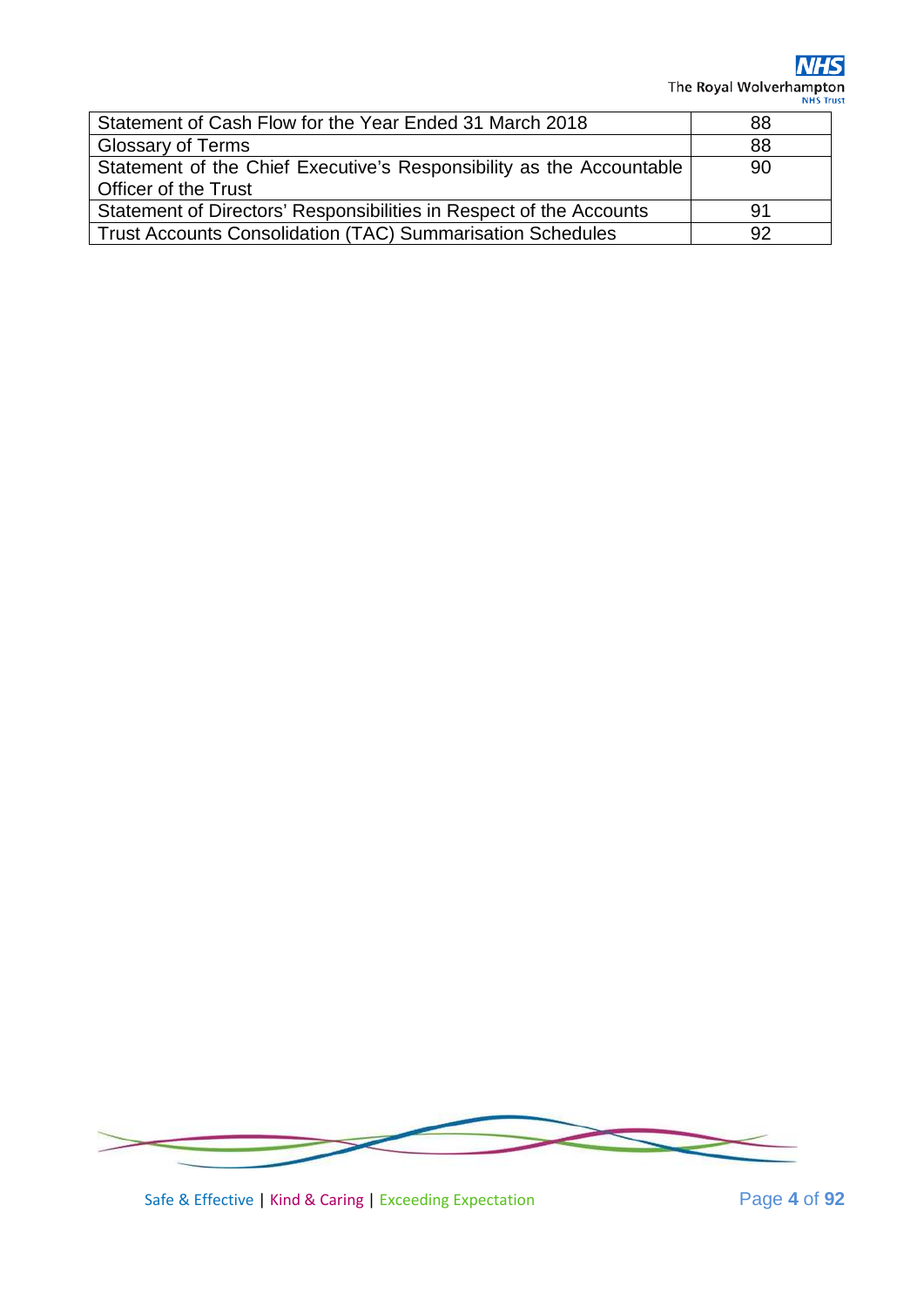| | |
|---|---|
| Statement of Cash Flow for the Year Ended 31 March 2018 | 88 |
| Glossary of Terms | 88 |
| Statement of the Chief Executive's Responsibility as the Accountable Officer of the Trust | 90 |
| Statement of Directors' Responsibilities in Respect of the Accounts | 91 |
| Trust Accounts Consolidation (TAC) Summarisation Schedules | 92 |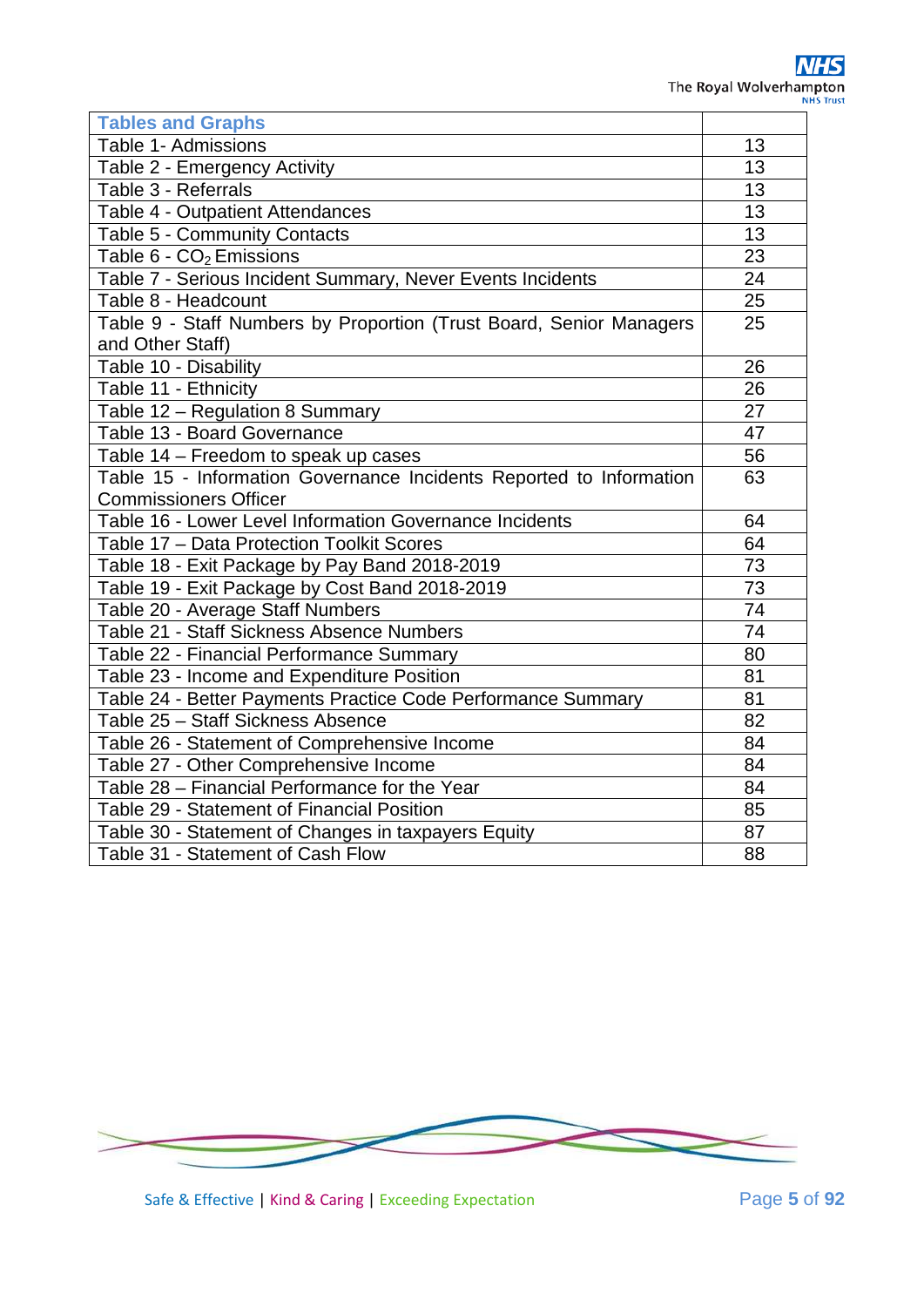| Tables and Graphs | |
|---|---|
| Table 1- Admissions | 13 |
| Table 2 - Emergency Activity | 13 |
| Table 3 - Referrals | 13 |
| Table 4 - Outpatient Attendances | 13 |
| Table 5 - Community Contacts | 13 |
| Table 6 - $CO_2$ Emissions | 23 |
| Table 7 - Serious Incident Summary, Never Events Incidents | 24 |
| Table 8 - Headcount | 25 |
| Table 9 - Staff Numbers by Proportion (Trust Board, Senior Managers and Other Staff) | 25 |
| Table 10 - Disability | 26 |
| Table 11 - Ethnicity | 26 |
| Table 12 – Regulation 8 Summary | 27 |
| Table 13 - Board Governance | 47 |
| Table 14 – Freedom to speak up cases | 56 |
| Table 15 - Information Governance Incidents Reported to Information Commissioners Officer | 63 |
| Table 16 - Lower Level Information Governance Incidents | 64 |
| Table 17 – Data Protection Toolkit Scores | 64 |
| Table 18 - Exit Package by Pay Band 2018-2019 | 73 |
| Table 19 - Exit Package by Cost Band 2018-2019 | 73 |
| Table 20 - Average Staff Numbers | 74 |
| Table 21 - Staff Sickness Absence Numbers | 74 |
| Table 22 - Financial Performance Summary | 80 |
| Table 23 - Income and Expenditure Position | 81 |
| Table 24 - Better Payments Practice Code Performance Summary | 81 |
| Table 25 – Staff Sickness Absence | 82 |
| Table 26 - Statement of Comprehensive Income | 84 |
| Table 27 - Other Comprehensive Income | 84 |
| Table 28 – Financial Performance for the Year | 84 |
| Table 29 - Statement of Financial Position | 85 |
| Table 30 - Statement of Changes in taxpayers Equity | 87 |
| Table 31 - Statement of Cash Flow | 88 |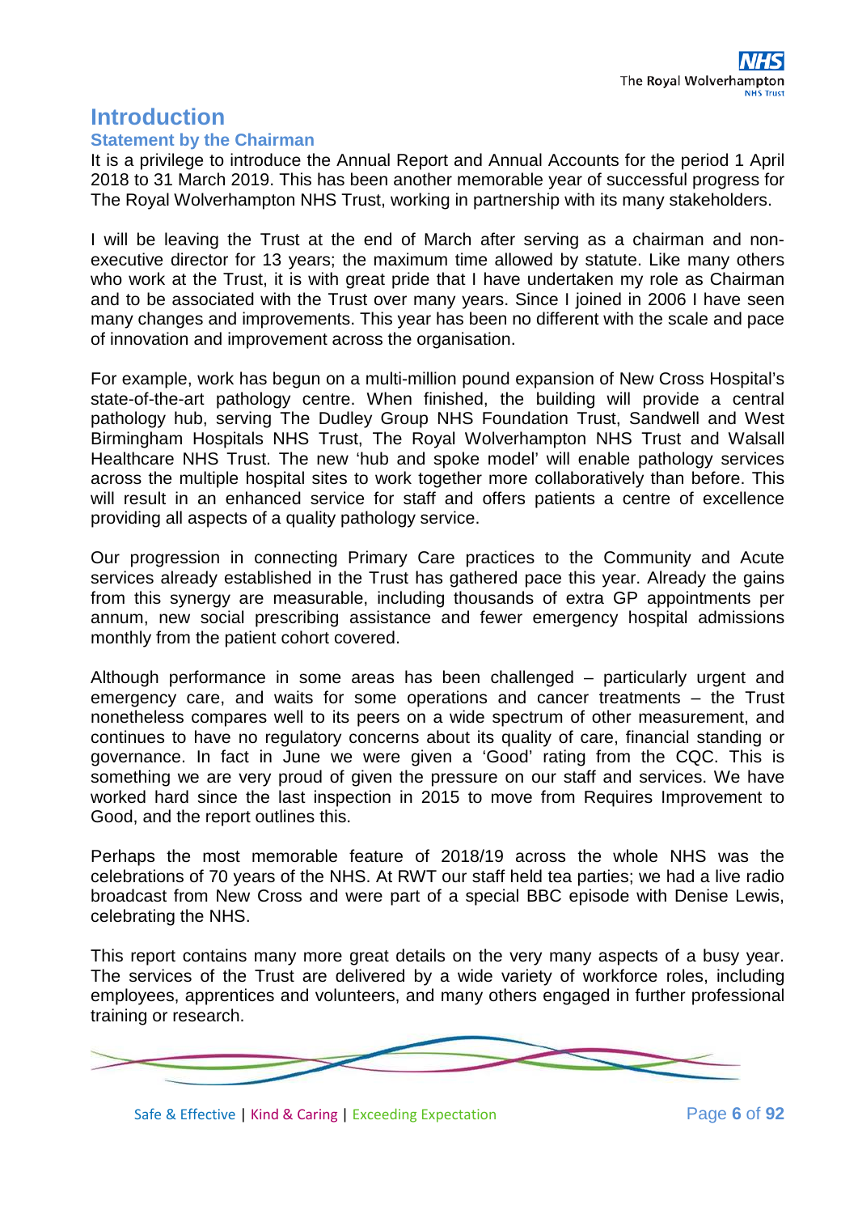# Introduction

## Statement by the Chairman

It is a privilege to introduce the Annual Report and Annual Accounts for the period 1 April 2018 to 31 March 2019. This has been another memorable year of successful progress for The Royal Wolverhampton NHS Trust, working in partnership with its many stakeholders.

I will be leaving the Trust at the end of March after serving as a chairman and non-executive director for 13 years; the maximum time allowed by statute. Like many others who work at the Trust, it is with great pride that I have undertaken my role as Chairman and to be associated with the Trust over many years. Since I joined in 2006 I have seen many changes and improvements. This year has been no different with the scale and pace of innovation and improvement across the organisation.

For example, work has begun on a multi-million pound expansion of New Cross Hospital's state-of-the-art pathology centre. When finished, the building will provide a central pathology hub, serving The Dudley Group NHS Foundation Trust, Sandwell and West Birmingham Hospitals NHS Trust, The Royal Wolverhampton NHS Trust and Walsall Healthcare NHS Trust. The new 'hub and spoke model' will enable pathology services across the multiple hospital sites to work together more collaboratively than before. This will result in an enhanced service for staff and offers patients a centre of excellence providing all aspects of a quality pathology service.

Our progression in connecting Primary Care practices to the Community and Acute services already established in the Trust has gathered pace this year. Already the gains from this synergy are measurable, including thousands of extra GP appointments per annum, new social prescribing assistance and fewer emergency hospital admissions monthly from the patient cohort covered.

Although performance in some areas has been challenged – particularly urgent and emergency care, and waits for some operations and cancer treatments – the Trust nonetheless compares well to its peers on a wide spectrum of other measurement, and continues to have no regulatory concerns about its quality of care, financial standing or governance. In fact in June we were given a 'Good' rating from the CQC. This is something we are very proud of given the pressure on our staff and services. We have worked hard since the last inspection in 2015 to move from Requires Improvement to Good, and the report outlines this.

Perhaps the most memorable feature of 2018/19 across the whole NHS was the celebrations of 70 years of the NHS. At RWT our staff held tea parties; we had a live radio broadcast from New Cross and were part of a special BBC episode with Denise Lewis, celebrating the NHS.

This report contains many more great details on the very many aspects of a busy year. The services of the Trust are delivered by a wide variety of workforce roles, including employees, apprentices and volunteers, and many others engaged in further professional training or research.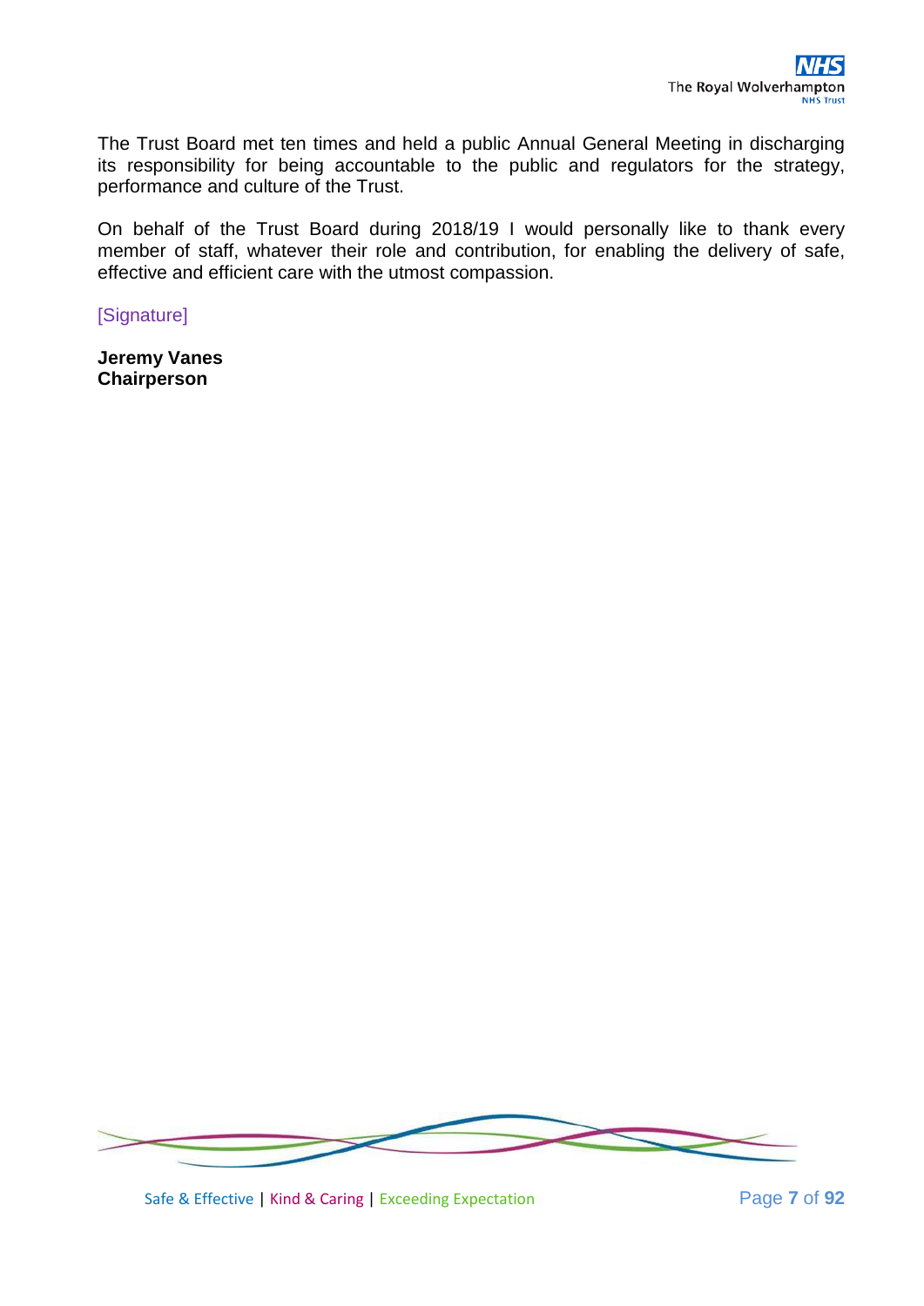The Trust Board met ten times and held a public Annual General Meeting in discharging its responsibility for being accountable to the public and regulators for the strategy, performance and culture of the Trust.

On behalf of the Trust Board during 2018/19 I would personally like to thank every member of staff, whatever their role and contribution, for enabling the delivery of safe, effective and efficient care with the utmost compassion.

[Signature]

**Jeremy Vanes**
**Chairperson**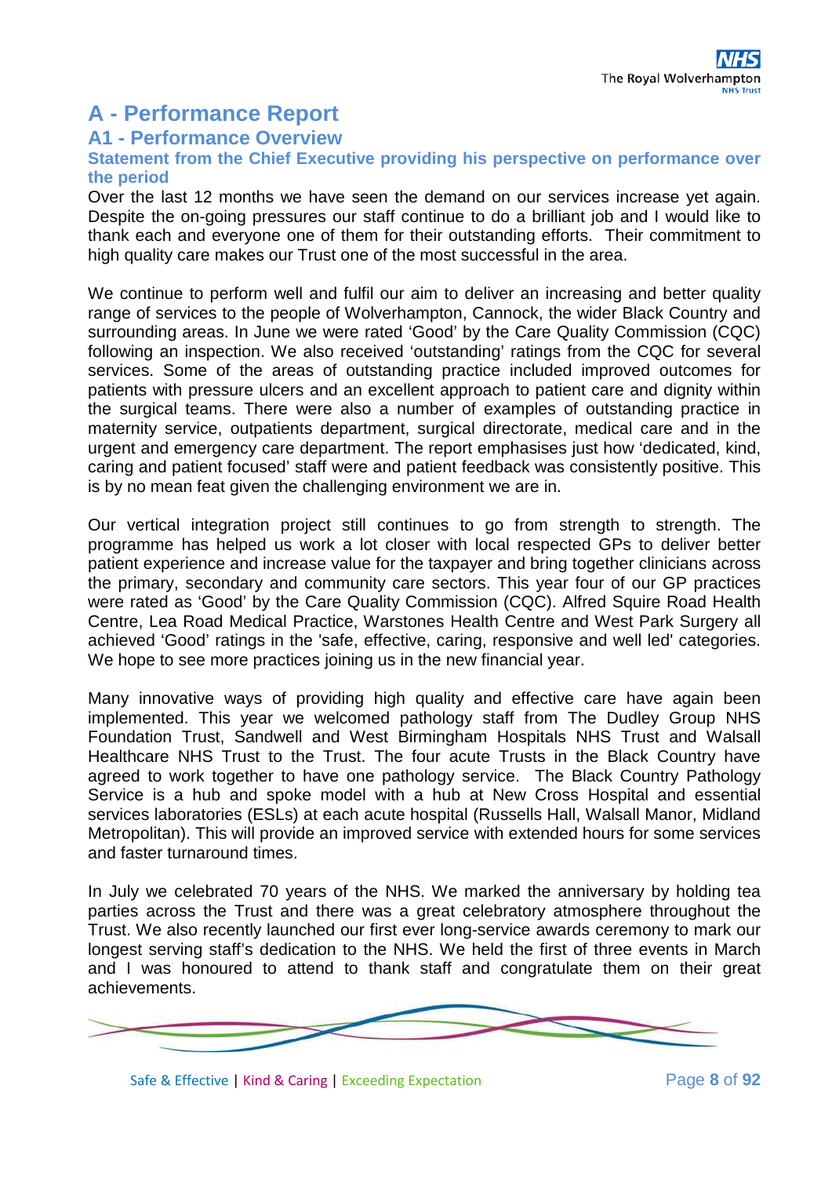# A - Performance Report

## A1 - Performance Overview

### Statement from the Chief Executive providing his perspective on performance over the period

Over the last 12 months we have seen the demand on our services increase yet again. Despite the on-going pressures our staff continue to do a brilliant job and I would like to thank each and everyone one of them for their outstanding efforts. Their commitment to high quality care makes our Trust one of the most successful in the area.

We continue to perform well and fulfil our aim to deliver an increasing and better quality range of services to the people of Wolverhampton, Cannock, the wider Black Country and surrounding areas. In June we were rated 'Good' by the Care Quality Commission (CQC) following an inspection. We also received 'outstanding' ratings from the CQC for several services. Some of the areas of outstanding practice included improved outcomes for patients with pressure ulcers and an excellent approach to patient care and dignity within the surgical teams. There were also a number of examples of outstanding practice in maternity service, outpatients department, surgical directorate, medical care and in the urgent and emergency care department. The report emphasises just how 'dedicated, kind, caring and patient focused' staff were and patient feedback was consistently positive. This is by no mean feat given the challenging environment we are in.

Our vertical integration project still continues to go from strength to strength. The programme has helped us work a lot closer with local respected GPs to deliver better patient experience and increase value for the taxpayer and bring together clinicians across the primary, secondary and community care sectors. This year four of our GP practices were rated as 'Good' by the Care Quality Commission (CQC). Alfred Squire Road Health Centre, Lea Road Medical Practice, Warstones Health Centre and West Park Surgery all achieved 'Good' ratings in the 'safe, effective, caring, responsive and well led' categories. We hope to see more practices joining us in the new financial year.

Many innovative ways of providing high quality and effective care have again been implemented. This year we welcomed pathology staff from The Dudley Group NHS Foundation Trust, Sandwell and West Birmingham Hospitals NHS Trust and Walsall Healthcare NHS Trust to the Trust. The four acute Trusts in the Black Country have agreed to work together to have one pathology service. The Black Country Pathology Service is a hub and spoke model with a hub at New Cross Hospital and essential services laboratories (ESLs) at each acute hospital (Russells Hall, Walsall Manor, Midland Metropolitan). This will provide an improved service with extended hours for some services and faster turnaround times.

In July we celebrated 70 years of the NHS. We marked the anniversary by holding tea parties across the Trust and there was a great celebratory atmosphere throughout the Trust. We also recently launched our first ever long-service awards ceremony to mark our longest serving staff's dedication to the NHS. We held the first of three events in March and I was honoured to attend to thank staff and congratulate them on their great achievements.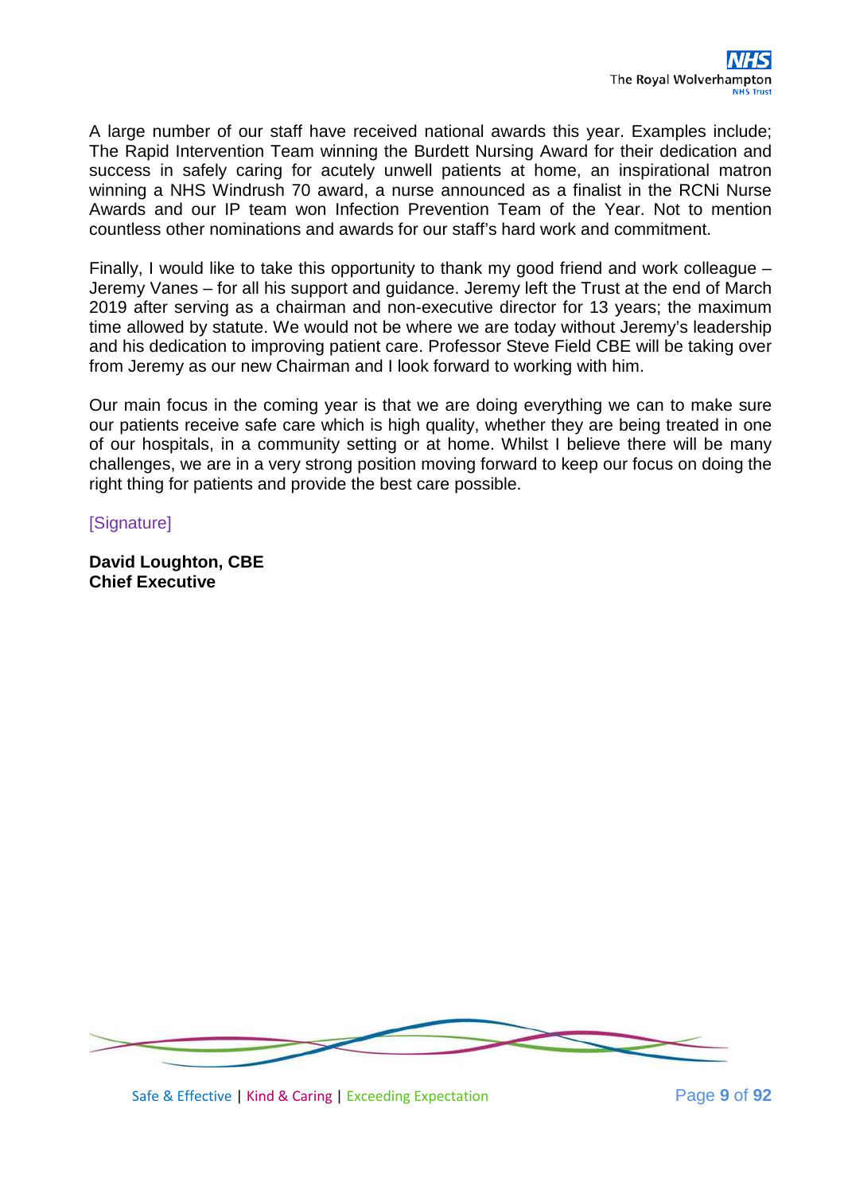A large number of our staff have received national awards this year. Examples include; The Rapid Intervention Team winning the Burdett Nursing Award for their dedication and success in safely caring for acutely unwell patients at home, an inspirational matron winning a NHS Windrush 70 award, a nurse announced as a finalist in the RCNi Nurse Awards and our IP team won Infection Prevention Team of the Year. Not to mention countless other nominations and awards for our staff's hard work and commitment.

Finally, I would like to take this opportunity to thank my good friend and work colleague – Jeremy Vanes – for all his support and guidance. Jeremy left the Trust at the end of March 2019 after serving as a chairman and non-executive director for 13 years; the maximum time allowed by statute. We would not be where we are today without Jeremy's leadership and his dedication to improving patient care. Professor Steve Field CBE will be taking over from Jeremy as our new Chairman and I look forward to working with him.

Our main focus in the coming year is that we are doing everything we can to make sure our patients receive safe care which is high quality, whether they are being treated in one of our hospitals, in a community setting or at home. Whilst I believe there will be many challenges, we are in a very strong position moving forward to keep our focus on doing the right thing for patients and provide the best care possible.

[Signature]

**David Loughton, CBE**
**Chief Executive**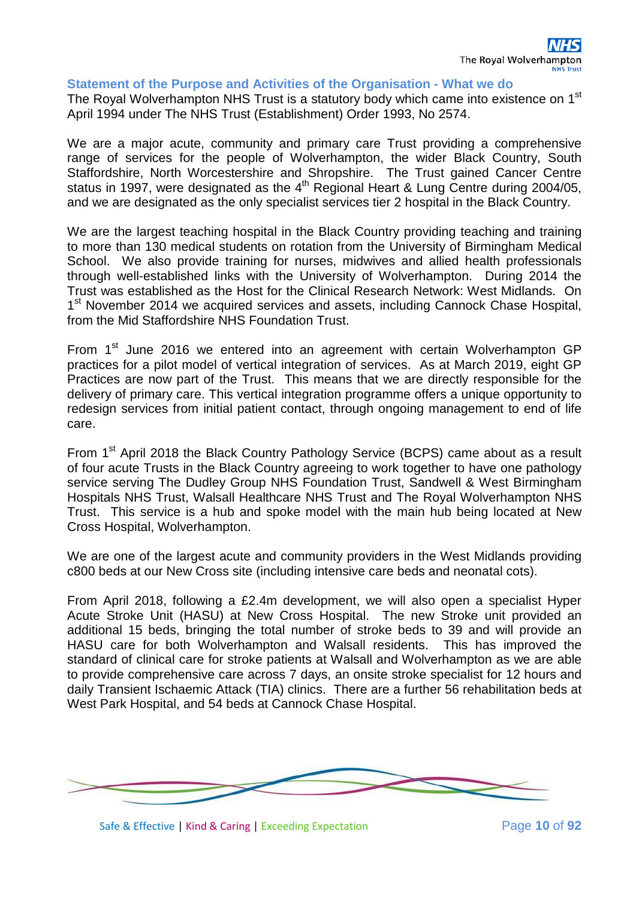## Statement of the Purpose and Activities of the Organisation - What we do

The Royal Wolverhampton NHS Trust is a statutory body which came into existence on 1st April 1994 under The NHS Trust (Establishment) Order 1993, No 2574.

We are a major acute, community and primary care Trust providing a comprehensive range of services for the people of Wolverhampton, the wider Black Country, South Staffordshire, North Worcestershire and Shropshire. The Trust gained Cancer Centre status in 1997, were designated as the 4th Regional Heart & Lung Centre during 2004/05, and we are designated as the only specialist services tier 2 hospital in the Black Country.

We are the largest teaching hospital in the Black Country providing teaching and training to more than 130 medical students on rotation from the University of Birmingham Medical School. We also provide training for nurses, midwives and allied health professionals through well-established links with the University of Wolverhampton. During 2014 the Trust was established as the Host for the Clinical Research Network: West Midlands. On 1st November 2014 we acquired services and assets, including Cannock Chase Hospital, from the Mid Staffordshire NHS Foundation Trust.

From 1st June 2016 we entered into an agreement with certain Wolverhampton GP practices for a pilot model of vertical integration of services. As at March 2019, eight GP Practices are now part of the Trust. This means that we are directly responsible for the delivery of primary care. This vertical integration programme offers a unique opportunity to redesign services from initial patient contact, through ongoing management to end of life care.

From 1st April 2018 the Black Country Pathology Service (BCPS) came about as a result of four acute Trusts in the Black Country agreeing to work together to have one pathology service serving The Dudley Group NHS Foundation Trust, Sandwell & West Birmingham Hospitals NHS Trust, Walsall Healthcare NHS Trust and The Royal Wolverhampton NHS Trust. This service is a hub and spoke model with the main hub being located at New Cross Hospital, Wolverhampton.

We are one of the largest acute and community providers in the West Midlands providing c800 beds at our New Cross site (including intensive care beds and neonatal cots).

From April 2018, following a £2.4m development, we will also open a specialist Hyper Acute Stroke Unit (HASU) at New Cross Hospital. The new Stroke unit provided an additional 15 beds, bringing the total number of stroke beds to 39 and will provide an HASU care for both Wolverhampton and Walsall residents. This has improved the standard of clinical care for stroke patients at Walsall and Wolverhampton as we are able to provide comprehensive care across 7 days, an onsite stroke specialist for 12 hours and daily Transient Ischaemic Attack (TIA) clinics. There are a further 56 rehabilitation beds at West Park Hospital, and 54 beds at Cannock Chase Hospital.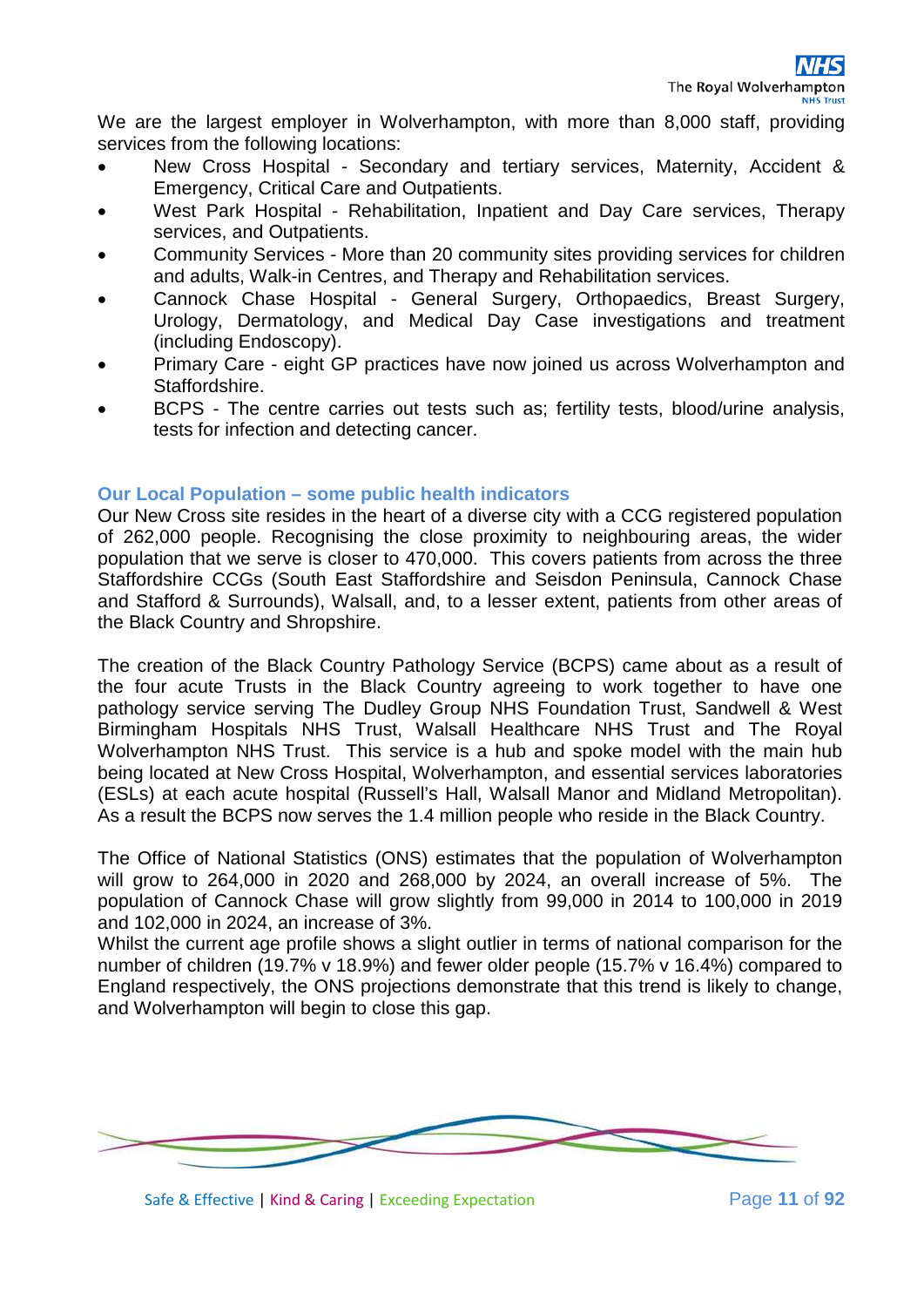We are the largest employer in Wolverhampton, with more than 8,000 staff, providing services from the following locations:

- New Cross Hospital - Secondary and tertiary services, Maternity, Accident & Emergency, Critical Care and Outpatients.
- West Park Hospital - Rehabilitation, Inpatient and Day Care services, Therapy services, and Outpatients.
- Community Services - More than 20 community sites providing services for children and adults, Walk-in Centres, and Therapy and Rehabilitation services.
- Cannock Chase Hospital - General Surgery, Orthopaedics, Breast Surgery, Urology, Dermatology, and Medical Day Case investigations and treatment (including Endoscopy).
- Primary Care - eight GP practices have now joined us across Wolverhampton and Staffordshire.
- BCPS - The centre carries out tests such as; fertility tests, blood/urine analysis, tests for infection and detecting cancer.

### Our Local Population – some public health indicators

Our New Cross site resides in the heart of a diverse city with a CCG registered population of 262,000 people. Recognising the close proximity to neighbouring areas, the wider population that we serve is closer to 470,000. This covers patients from across the three Staffordshire CCGs (South East Staffordshire and Seisdon Peninsula, Cannock Chase and Stafford & Surrounds), Walsall, and, to a lesser extent, patients from other areas of the Black Country and Shropshire.

The creation of the Black Country Pathology Service (BCPS) came about as a result of the four acute Trusts in the Black Country agreeing to work together to have one pathology service serving The Dudley Group NHS Foundation Trust, Sandwell & West Birmingham Hospitals NHS Trust, Walsall Healthcare NHS Trust and The Royal Wolverhampton NHS Trust. This service is a hub and spoke model with the main hub being located at New Cross Hospital, Wolverhampton, and essential services laboratories (ESLs) at each acute hospital (Russell's Hall, Walsall Manor and Midland Metropolitan). As a result the BCPS now serves the 1.4 million people who reside in the Black Country.

The Office of National Statistics (ONS) estimates that the population of Wolverhampton will grow to 264,000 in 2020 and 268,000 by 2024, an overall increase of 5%. The population of Cannock Chase will grow slightly from 99,000 in 2014 to 100,000 in 2019 and 102,000 in 2024, an increase of 3%.

Whilst the current age profile shows a slight outlier in terms of national comparison for the number of children (19.7% v 18.9%) and fewer older people (15.7% v 16.4%) compared to England respectively, the ONS projections demonstrate that this trend is likely to change, and Wolverhampton will begin to close this gap.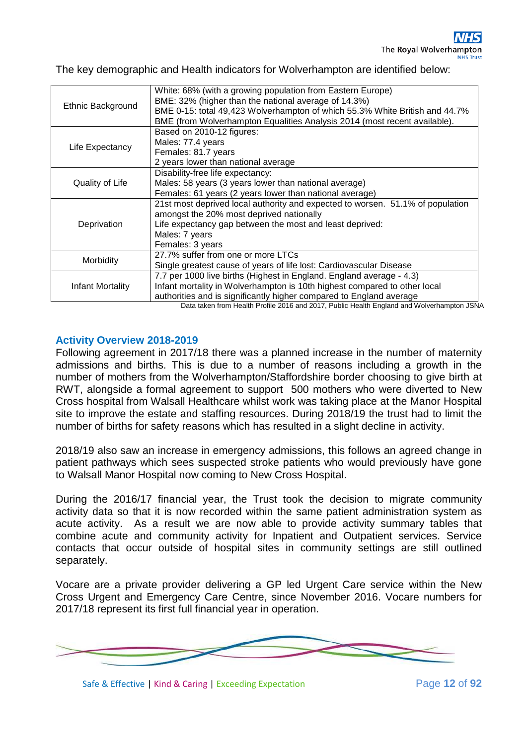The key demographic and Health indicators for Wolverhampton are identified below:

| | |
|---|---|
| Ethnic Background | White: 68% (with a growing population from Eastern Europe)<br>BME: 32% (higher than the national average of 14.3%)<br>BME 0-15: total 49,423 Wolverhampton of which 55.3% White British and 44.7% BME (from Wolverhampton Equalities Analysis 2014 (most recent available). |
| Life Expectancy | Based on 2010-12 figures:<br>Males: 77.4 years<br>Females: 81.7 years<br>2 years lower than national average |
| Quality of Life | Disability-free life expectancy:<br>Males: 58 years (3 years lower than national average)<br>Females: 61 years (2 years lower than national average) |
| Deprivation | 21st most deprived local authority and expected to worsen. 51.1% of population amongst the 20% most deprived nationally<br>Life expectancy gap between the most and least deprived:<br>Males: 7 years<br>Females: 3 years |
| Morbidity | 27.7% suffer from one or more LTCs<br>Single greatest cause of years of life lost: Cardiovascular Disease |
| Infant Mortality | 7.7 per 1000 live births (Highest in England. England average - 4.3)<br>Infant mortality in Wolverhampton is 10th highest compared to other local authorities and is significantly higher compared to England average |

Data taken from Health Profile 2016 and 2017, Public Health England and Wolverhampton JSNA

## Activity Overview 2018-2019

Following agreement in 2017/18 there was a planned increase in the number of maternity admissions and births. This is due to a number of reasons including a growth in the number of mothers from the Wolverhampton/Staffordshire border choosing to give birth at RWT, alongside a formal agreement to support 500 mothers who were diverted to New Cross hospital from Walsall Healthcare whilst work was taking place at the Manor Hospital site to improve the estate and staffing resources. During 2018/19 the trust had to limit the number of births for safety reasons which has resulted in a slight decline in activity.

2018/19 also saw an increase in emergency admissions, this follows an agreed change in patient pathways which sees suspected stroke patients who would previously have gone to Walsall Manor Hospital now coming to New Cross Hospital.

During the 2016/17 financial year, the Trust took the decision to migrate community activity data so that it is now recorded within the same patient administration system as acute activity. As a result we are now able to provide activity summary tables that combine acute and community activity for Inpatient and Outpatient services. Service contacts that occur outside of hospital sites in community settings are still outlined separately.

Vocare are a private provider delivering a GP led Urgent Care service within the New Cross Urgent and Emergency Care Centre, since November 2016. Vocare numbers for 2017/18 represent its first full financial year in operation.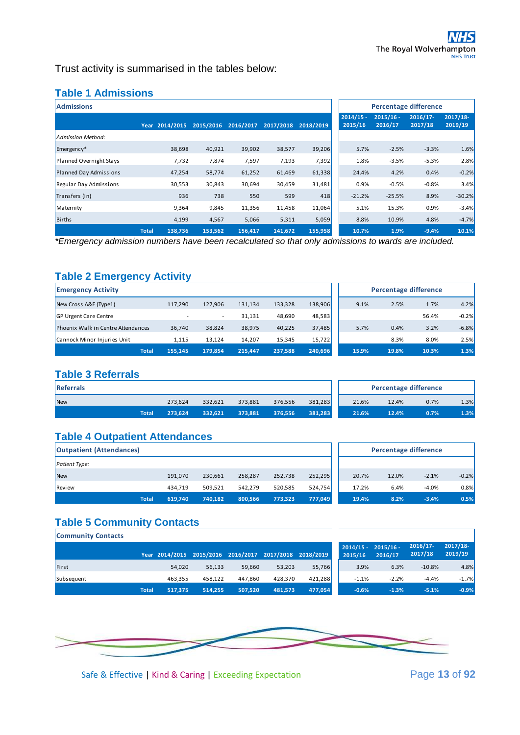Trust activity is summarised in the tables below:

## Table 1 Admissions

| Admissions | | | | | | Percentage difference | | | |
|---|---|---|---|---|---|---|---|---|---|
| Year | 2014/2015 | 2015/2016 | 2016/2017 | 2017/2018 | 2018/2019 | 2014/15 - 2015/16 | 2015/16 - 2016/17 | 2016/17-2017/18 | 2017/18-2019/19 |
| *Admission Method:* | | | | | | | | | |
| Emergency* | 38,698 | 40,921 | 39,902 | 38,577 | 39,206 | 5.7% | -2.5% | -3.3% | 1.6% |
| Planned Overnight Stays | 7,732 | 7,874 | 7,597 | 7,193 | 7,392 | 1.8% | -3.5% | -5.3% | 2.8% |
| Planned Day Admissions | 47,254 | 58,774 | 61,252 | 61,469 | 61,338 | 24.4% | 4.2% | 0.4% | -0.2% |
| Regular Day Admissions | 30,553 | 30,843 | 30,694 | 30,459 | 31,481 | 0.9% | -0.5% | -0.8% | 3.4% |
| Transfers (in) | 936 | 738 | 550 | 599 | 418 | -21.2% | -25.5% | 8.9% | -30.2% |
| Maternity | 9,364 | 9,845 | 11,356 | 11,458 | 11,064 | 5.1% | 15.3% | 0.9% | -3.4% |
| Births | 4,199 | 4,567 | 5,066 | 5,311 | 5,059 | 8.8% | 10.9% | 4.8% | -4.7% |
| **Total** | **138,736** | **153,562** | **156,417** | **141,672** | **155,958** | **10.7%** | **1.9%** | **-9.4%** | **10.1%** |

*Emergency admission numbers have been recalculated so that only admissions to wards are included.*

## Table 2 Emergency Activity

| Emergency Activity | | | | | | Percentage difference | | | |
|---|---|---|---|---|---|---|---|---|---|
| New Cross A&E (Type1) | 117,290 | 127,906 | 131,134 | 133,328 | 138,906 | 9.1% | 2.5% | 1.7% | 4.2% |
| GP Urgent Care Centre | - | - | 31,131 | 48,690 | 48,583 | | | 56.4% | -0.2% |
| Phoenix Walk in Centre Attendances | 36,740 | 38,824 | 38,975 | 40,225 | 37,485 | 5.7% | 0.4% | 3.2% | -6.8% |
| Cannock Minor Injuries Unit | 1,115 | 13,124 | 14,207 | 15,345 | 15,722 | | 8.3% | 8.0% | 2.5% |
| **Total** | **155,145** | **179,854** | **215,447** | **237,588** | **240,696** | **15.9%** | **19.8%** | **10.3%** | **1.3%** |

## Table 3 Referrals

| Referrals | | | | | | Percentage difference | | | |
|---|---|---|---|---|---|---|---|---|---|
| New | 273,624 | 332,621 | 373,881 | 376,556 | 381,283 | 21.6% | 12.4% | 0.7% | 1.3% |
| **Total** | **273,624** | **332,621** | **373,881** | **376,556** | **381,283** | **21.6%** | **12.4%** | **0.7%** | **1.3%** |

## Table 4 Outpatient Attendances

| Outpatient (Attendances) | | | | | | Percentage difference | | | |
|---|---|---|---|---|---|---|---|---|---|
| *Patient Type:* | | | | | | | | | |
| New | 191,070 | 230,661 | 258,287 | 252,738 | 252,295 | 20.7% | 12.0% | -2.1% | -0.2% |
| Review | 434,719 | 509,521 | 542,279 | 520,585 | 524,754 | 17.2% | 6.4% | -4.0% | 0.8% |
| **Total** | **619,740** | **740,182** | **800,566** | **773,323** | **777,049** | **19.4%** | **8.2%** | **-3.4%** | **0.5%** |

## Table 5 Community Contacts

| Community Contacts | | | | | | | | | |
|---|---|---|---|---|---|---|---|---|---|
| Year | 2014/2015 | 2015/2016 | 2016/2017 | 2017/2018 | 2018/2019 | 2014/15 - 2015/16 | 2015/16 - 2016/17 | 2016/17-2017/18 | 2017/18-2019/19 |
| First | 54,020 | 56,133 | 59,660 | 53,203 | 55,766 | 3.9% | 6.3% | -10.8% | 4.8% |
| Subsequent | 463,355 | 458,122 | 447,860 | 428,370 | 421,288 | -1.1% | -2.2% | -4.4% | -1.7% |
| **Total** | **517,375** | **514,255** | **507,520** | **481,573** | **477,054** | **-0.6%** | **-1.3%** | **-5.1%** | **-0.9%** |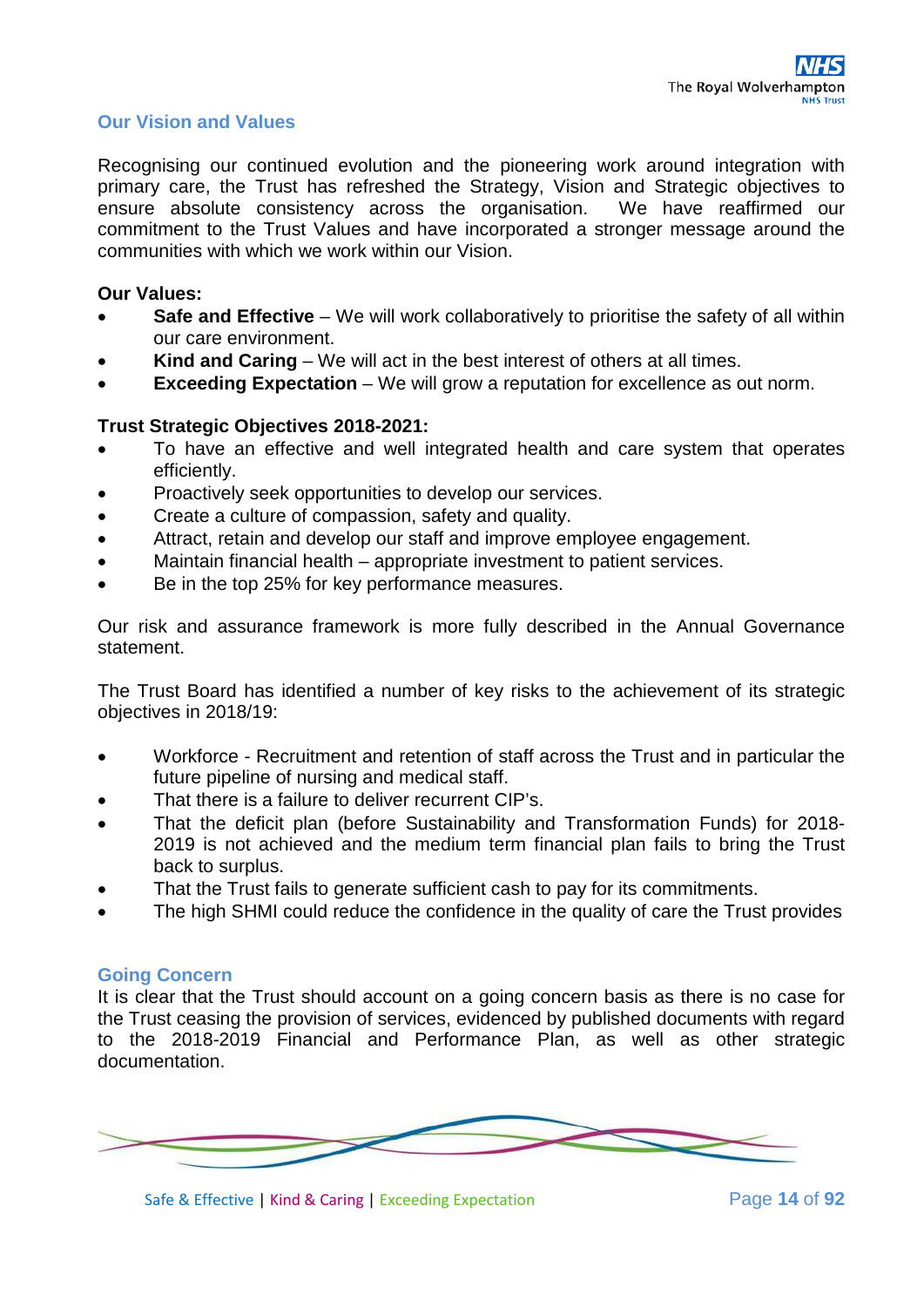## Our Vision and Values

Recognising our continued evolution and the pioneering work around integration with primary care, the Trust has refreshed the Strategy, Vision and Strategic objectives to ensure absolute consistency across the organisation. We have reaffirmed our commitment to the Trust Values and have incorporated a stronger message around the communities with which we work within our Vision.

**Our Values:**

- **Safe and Effective** – We will work collaboratively to prioritise the safety of all within our care environment.
- **Kind and Caring** – We will act in the best interest of others at all times.
- **Exceeding Expectation** – We will grow a reputation for excellence as out norm.

**Trust Strategic Objectives 2018-2021:**

- To have an effective and well integrated health and care system that operates efficiently.
- Proactively seek opportunities to develop our services.
- Create a culture of compassion, safety and quality.
- Attract, retain and develop our staff and improve employee engagement.
- Maintain financial health – appropriate investment to patient services.
- Be in the top 25% for key performance measures.

Our risk and assurance framework is more fully described in the Annual Governance statement.

The Trust Board has identified a number of key risks to the achievement of its strategic objectives in 2018/19:

- Workforce - Recruitment and retention of staff across the Trust and in particular the future pipeline of nursing and medical staff.
- That there is a failure to deliver recurrent CIP's.
- That the deficit plan (before Sustainability and Transformation Funds) for 2018-2019 is not achieved and the medium term financial plan fails to bring the Trust back to surplus.
- That the Trust fails to generate sufficient cash to pay for its commitments.
- The high SHMI could reduce the confidence in the quality of care the Trust provides

## Going Concern

It is clear that the Trust should account on a going concern basis as there is no case for the Trust ceasing the provision of services, evidenced by published documents with regard to the 2018-2019 Financial and Performance Plan, as well as other strategic documentation.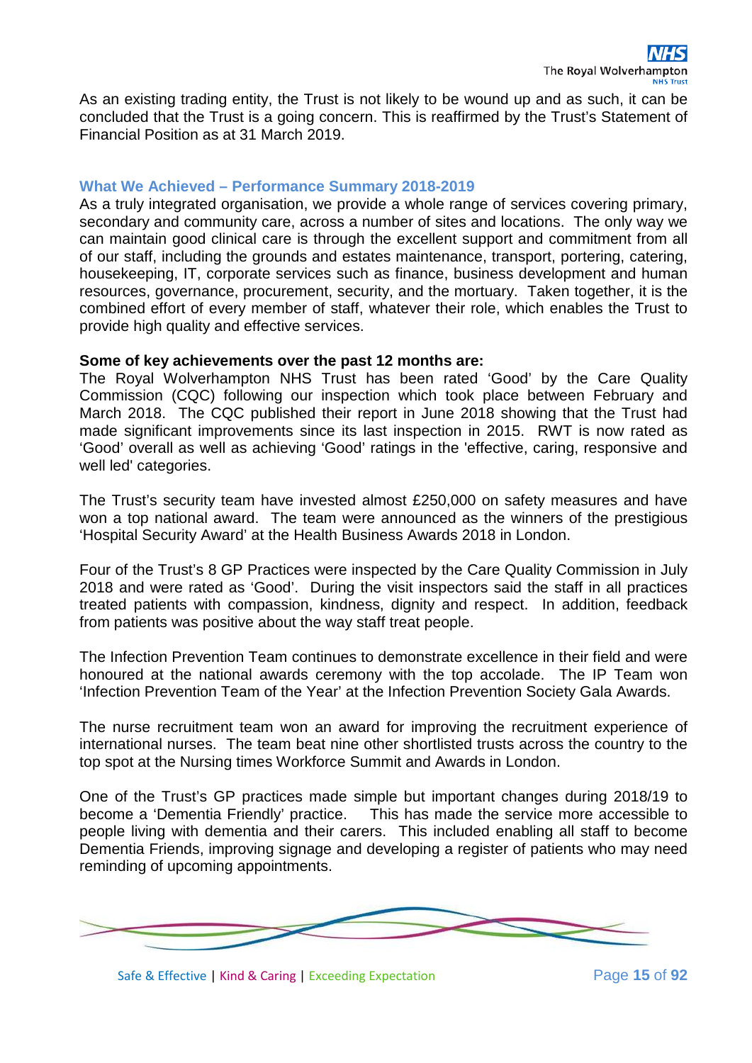As an existing trading entity, the Trust is not likely to be wound up and as such, it can be concluded that the Trust is a going concern. This is reaffirmed by the Trust's Statement of Financial Position as at 31 March 2019.

## What We Achieved – Performance Summary 2018-2019

As a truly integrated organisation, we provide a whole range of services covering primary, secondary and community care, across a number of sites and locations. The only way we can maintain good clinical care is through the excellent support and commitment from all of our staff, including the grounds and estates maintenance, transport, portering, catering, housekeeping, IT, corporate services such as finance, business development and human resources, governance, procurement, security, and the mortuary. Taken together, it is the combined effort of every member of staff, whatever their role, which enables the Trust to provide high quality and effective services.

**Some of key achievements over the past 12 months are:**

The Royal Wolverhampton NHS Trust has been rated 'Good' by the Care Quality Commission (CQC) following our inspection which took place between February and March 2018. The CQC published their report in June 2018 showing that the Trust had made significant improvements since its last inspection in 2015. RWT is now rated as 'Good' overall as well as achieving 'Good' ratings in the 'effective, caring, responsive and well led' categories.

The Trust's security team have invested almost £250,000 on safety measures and have won a top national award. The team were announced as the winners of the prestigious 'Hospital Security Award' at the Health Business Awards 2018 in London.

Four of the Trust's 8 GP Practices were inspected by the Care Quality Commission in July 2018 and were rated as 'Good'. During the visit inspectors said the staff in all practices treated patients with compassion, kindness, dignity and respect. In addition, feedback from patients was positive about the way staff treat people.

The Infection Prevention Team continues to demonstrate excellence in their field and were honoured at the national awards ceremony with the top accolade. The IP Team won 'Infection Prevention Team of the Year' at the Infection Prevention Society Gala Awards.

The nurse recruitment team won an award for improving the recruitment experience of international nurses. The team beat nine other shortlisted trusts across the country to the top spot at the Nursing times Workforce Summit and Awards in London.

One of the Trust's GP practices made simple but important changes during 2018/19 to become a 'Dementia Friendly' practice. This has made the service more accessible to people living with dementia and their carers. This included enabling all staff to become Dementia Friends, improving signage and developing a register of patients who may need reminding of upcoming appointments.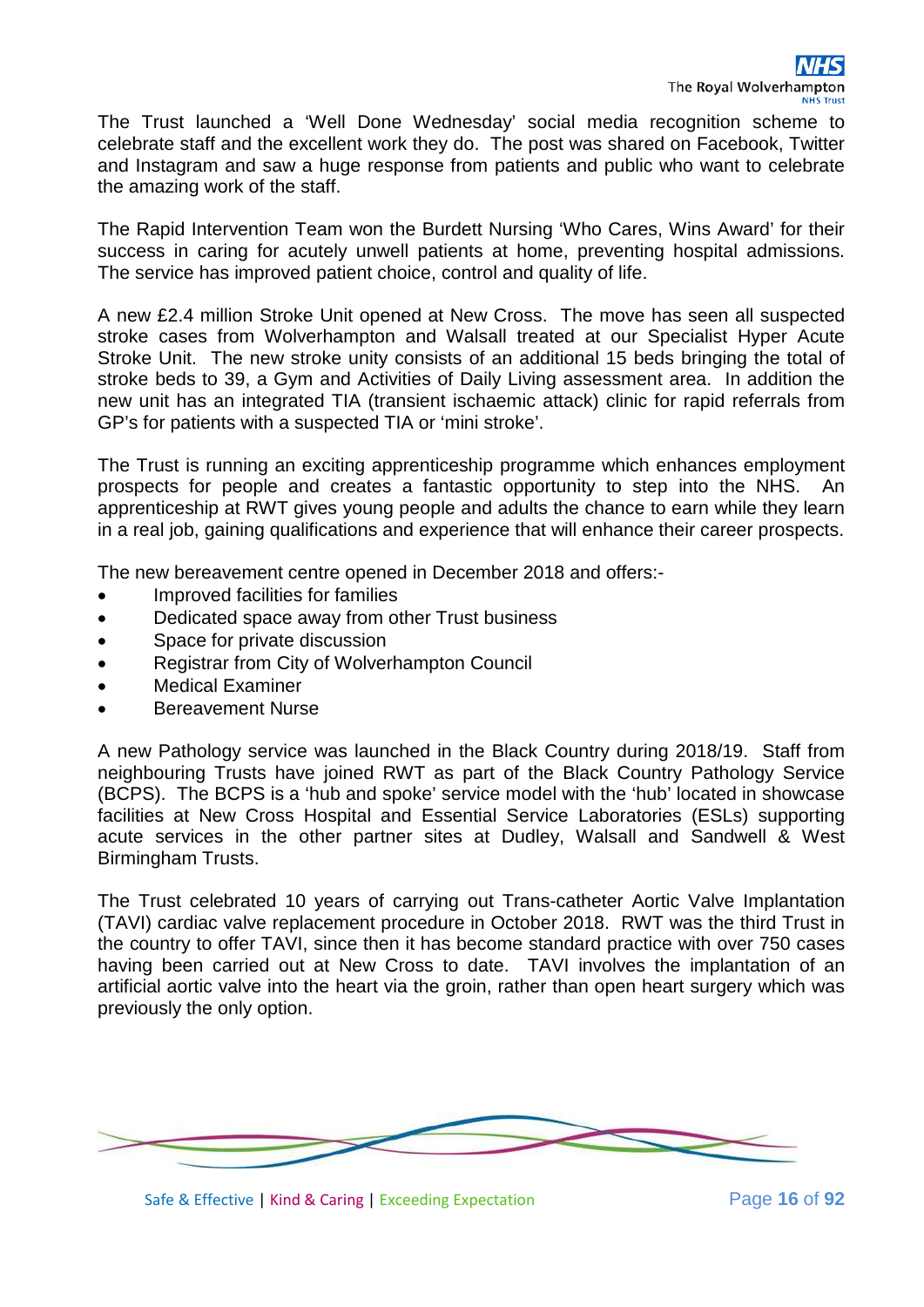The Trust launched a 'Well Done Wednesday' social media recognition scheme to celebrate staff and the excellent work they do. The post was shared on Facebook, Twitter and Instagram and saw a huge response from patients and public who want to celebrate the amazing work of the staff.

The Rapid Intervention Team won the Burdett Nursing 'Who Cares, Wins Award' for their success in caring for acutely unwell patients at home, preventing hospital admissions. The service has improved patient choice, control and quality of life.

A new £2.4 million Stroke Unit opened at New Cross. The move has seen all suspected stroke cases from Wolverhampton and Walsall treated at our Specialist Hyper Acute Stroke Unit. The new stroke unity consists of an additional 15 beds bringing the total of stroke beds to 39, a Gym and Activities of Daily Living assessment area. In addition the new unit has an integrated TIA (transient ischaemic attack) clinic for rapid referrals from GP's for patients with a suspected TIA or 'mini stroke'.

The Trust is running an exciting apprenticeship programme which enhances employment prospects for people and creates a fantastic opportunity to step into the NHS. An apprenticeship at RWT gives young people and adults the chance to earn while they learn in a real job, gaining qualifications and experience that will enhance their career prospects.

The new bereavement centre opened in December 2018 and offers:-

- Improved facilities for families
- Dedicated space away from other Trust business
- Space for private discussion
- Registrar from City of Wolverhampton Council
- Medical Examiner
- Bereavement Nurse

A new Pathology service was launched in the Black Country during 2018/19. Staff from neighbouring Trusts have joined RWT as part of the Black Country Pathology Service (BCPS). The BCPS is a 'hub and spoke' service model with the 'hub' located in showcase facilities at New Cross Hospital and Essential Service Laboratories (ESLs) supporting acute services in the other partner sites at Dudley, Walsall and Sandwell & West Birmingham Trusts.

The Trust celebrated 10 years of carrying out Trans-catheter Aortic Valve Implantation (TAVI) cardiac valve replacement procedure in October 2018. RWT was the third Trust in the country to offer TAVI, since then it has become standard practice with over 750 cases having been carried out at New Cross to date. TAVI involves the implantation of an artificial aortic valve into the heart via the groin, rather than open heart surgery which was previously the only option.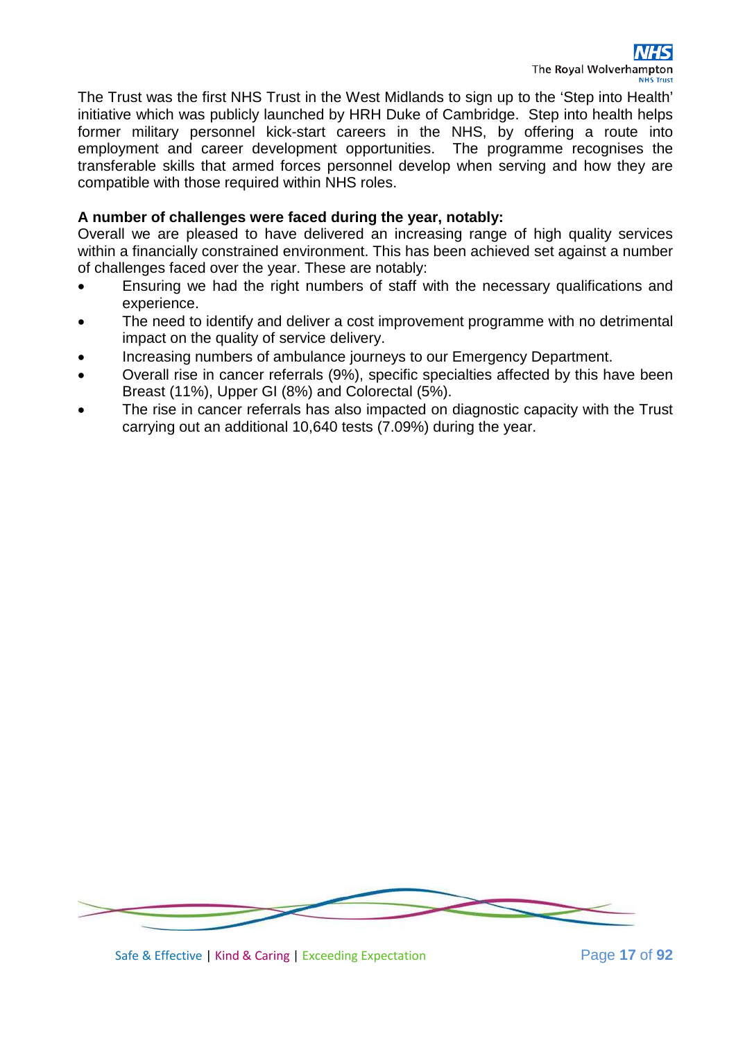The Trust was the first NHS Trust in the West Midlands to sign up to the 'Step into Health' initiative which was publicly launched by HRH Duke of Cambridge. Step into health helps former military personnel kick-start careers in the NHS, by offering a route into employment and career development opportunities. The programme recognises the transferable skills that armed forces personnel develop when serving and how they are compatible with those required within NHS roles.

**A number of challenges were faced during the year, notably:**

Overall we are pleased to have delivered an increasing range of high quality services within a financially constrained environment. This has been achieved set against a number of challenges faced over the year. These are notably:

- Ensuring we had the right numbers of staff with the necessary qualifications and experience.
- The need to identify and deliver a cost improvement programme with no detrimental impact on the quality of service delivery.
- Increasing numbers of ambulance journeys to our Emergency Department.
- Overall rise in cancer referrals (9%), specific specialties affected by this have been Breast (11%), Upper GI (8%) and Colorectal (5%).
- The rise in cancer referrals has also impacted on diagnostic capacity with the Trust carrying out an additional 10,640 tests (7.09%) during the year.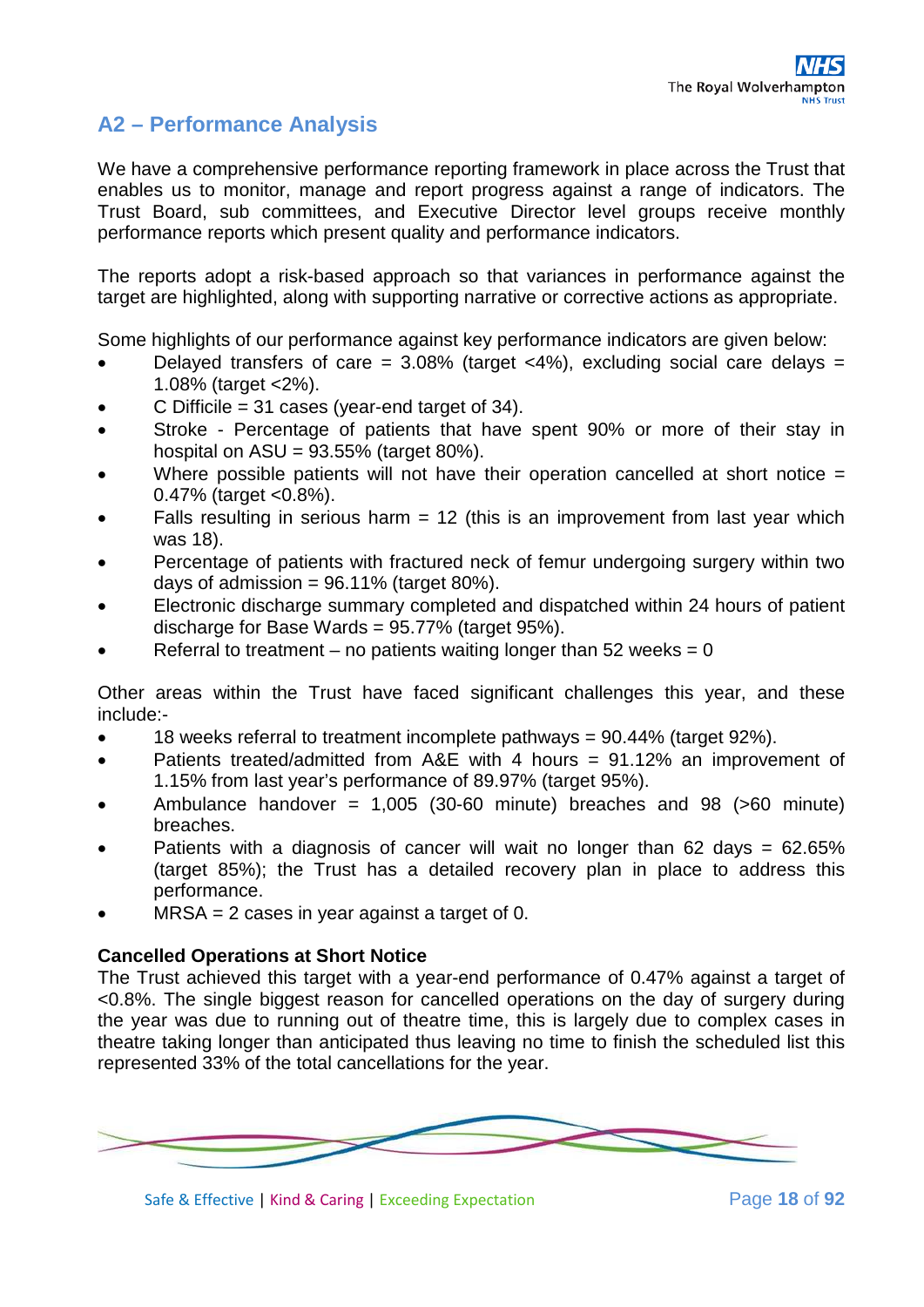## A2 – Performance Analysis

We have a comprehensive performance reporting framework in place across the Trust that enables us to monitor, manage and report progress against a range of indicators. The Trust Board, sub committees, and Executive Director level groups receive monthly performance reports which present quality and performance indicators.

The reports adopt a risk-based approach so that variances in performance against the target are highlighted, along with supporting narrative or corrective actions as appropriate.

Some highlights of our performance against key performance indicators are given below:

- Delayed transfers of care = 3.08% (target <4%), excluding social care delays = 1.08% (target <2%).
- C Difficile = 31 cases (year-end target of 34).
- Stroke - Percentage of patients that have spent 90% or more of their stay in hospital on ASU = 93.55% (target 80%).
- Where possible patients will not have their operation cancelled at short notice = 0.47% (target <0.8%).
- Falls resulting in serious harm = 12 (this is an improvement from last year which was 18).
- Percentage of patients with fractured neck of femur undergoing surgery within two days of admission = 96.11% (target 80%).
- Electronic discharge summary completed and dispatched within 24 hours of patient discharge for Base Wards = 95.77% (target 95%).
- Referral to treatment – no patients waiting longer than 52 weeks = 0

Other areas within the Trust have faced significant challenges this year, and these include:-

- 18 weeks referral to treatment incomplete pathways = 90.44% (target 92%).
- Patients treated/admitted from A&E with 4 hours = 91.12% an improvement of 1.15% from last year's performance of 89.97% (target 95%).
- Ambulance handover = 1,005 (30-60 minute) breaches and 98 (>60 minute) breaches.
- Patients with a diagnosis of cancer will wait no longer than 62 days = 62.65% (target 85%); the Trust has a detailed recovery plan in place to address this performance.
- MRSA = 2 cases in year against a target of 0.

**Cancelled Operations at Short Notice**

The Trust achieved this target with a year-end performance of 0.47% against a target of <0.8%. The single biggest reason for cancelled operations on the day of surgery during the year was due to running out of theatre time, this is largely due to complex cases in theatre taking longer than anticipated thus leaving no time to finish the scheduled list this represented 33% of the total cancellations for the year.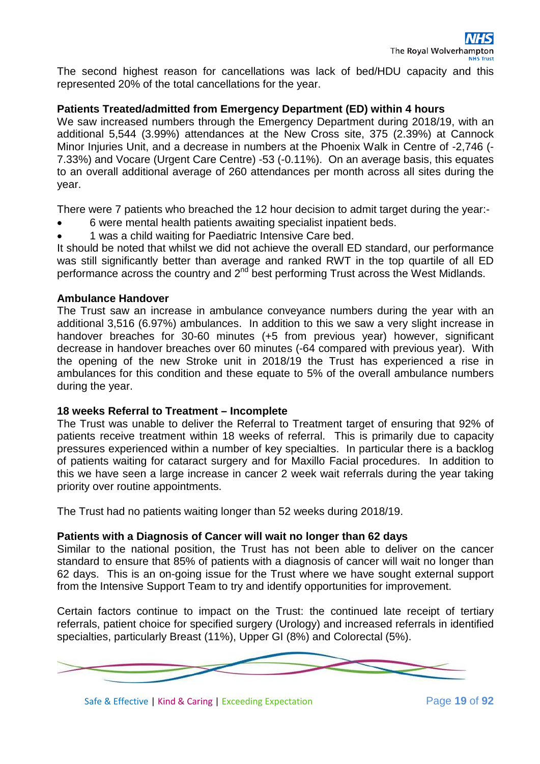The second highest reason for cancellations was lack of bed/HDU capacity and this represented 20% of the total cancellations for the year.

**Patients Treated/admitted from Emergency Department (ED) within 4 hours**

We saw increased numbers through the Emergency Department during 2018/19, with an additional 5,544 (3.99%) attendances at the New Cross site, 375 (2.39%) at Cannock Minor Injuries Unit, and a decrease in numbers at the Phoenix Walk in Centre of -2,746 (-7.33%) and Vocare (Urgent Care Centre) -53 (-0.11%). On an average basis, this equates to an overall additional average of 260 attendances per month across all sites during the year.

There were 7 patients who breached the 12 hour decision to admit target during the year:-

- 6 were mental health patients awaiting specialist inpatient beds.
- 1 was a child waiting for Paediatric Intensive Care bed.

It should be noted that whilst we did not achieve the overall ED standard, our performance was still significantly better than average and ranked RWT in the top quartile of all ED performance across the country and 2nd best performing Trust across the West Midlands.

**Ambulance Handover**

The Trust saw an increase in ambulance conveyance numbers during the year with an additional 3,516 (6.97%) ambulances. In addition to this we saw a very slight increase in handover breaches for 30-60 minutes (+5 from previous year) however, significant decrease in handover breaches over 60 minutes (-64 compared with previous year). With the opening of the new Stroke unit in 2018/19 the Trust has experienced a rise in ambulances for this condition and these equate to 5% of the overall ambulance numbers during the year.

**18 weeks Referral to Treatment – Incomplete**

The Trust was unable to deliver the Referral to Treatment target of ensuring that 92% of patients receive treatment within 18 weeks of referral. This is primarily due to capacity pressures experienced within a number of key specialties. In particular there is a backlog of patients waiting for cataract surgery and for Maxillo Facial procedures. In addition to this we have seen a large increase in cancer 2 week wait referrals during the year taking priority over routine appointments.

The Trust had no patients waiting longer than 52 weeks during 2018/19.

**Patients with a Diagnosis of Cancer will wait no longer than 62 days**

Similar to the national position, the Trust has not been able to deliver on the cancer standard to ensure that 85% of patients with a diagnosis of cancer will wait no longer than 62 days. This is an on-going issue for the Trust where we have sought external support from the Intensive Support Team to try and identify opportunities for improvement.

Certain factors continue to impact on the Trust: the continued late receipt of tertiary referrals, patient choice for specified surgery (Urology) and increased referrals in identified specialties, particularly Breast (11%), Upper GI (8%) and Colorectal (5%).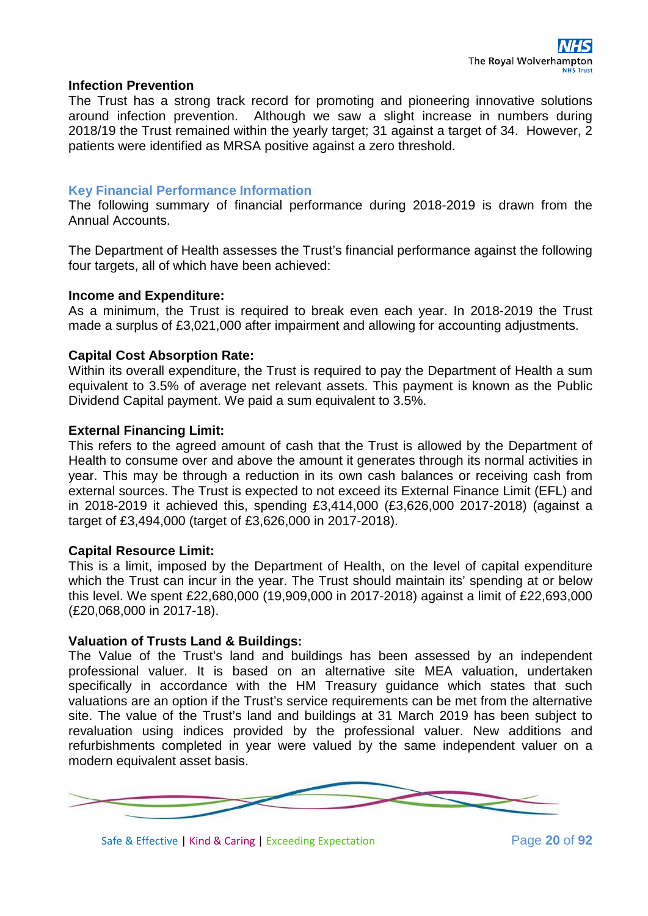**Infection Prevention**

The Trust has a strong track record for promoting and pioneering innovative solutions around infection prevention. Although we saw a slight increase in numbers during 2018/19 the Trust remained within the yearly target; 31 against a target of 34. However, 2 patients were identified as MRSA positive against a zero threshold.

## Key Financial Performance Information

The following summary of financial performance during 2018-2019 is drawn from the Annual Accounts.

The Department of Health assesses the Trust's financial performance against the following four targets, all of which have been achieved:

**Income and Expenditure:**

As a minimum, the Trust is required to break even each year. In 2018-2019 the Trust made a surplus of £3,021,000 after impairment and allowing for accounting adjustments.

**Capital Cost Absorption Rate:**

Within its overall expenditure, the Trust is required to pay the Department of Health a sum equivalent to 3.5% of average net relevant assets. This payment is known as the Public Dividend Capital payment. We paid a sum equivalent to 3.5%.

**External Financing Limit:**

This refers to the agreed amount of cash that the Trust is allowed by the Department of Health to consume over and above the amount it generates through its normal activities in year. This may be through a reduction in its own cash balances or receiving cash from external sources. The Trust is expected to not exceed its External Finance Limit (EFL) and in 2018-2019 it achieved this, spending £3,414,000 (£3,626,000 2017-2018) (against a target of £3,494,000 (target of £3,626,000 in 2017-2018).

**Capital Resource Limit:**

This is a limit, imposed by the Department of Health, on the level of capital expenditure which the Trust can incur in the year. The Trust should maintain its' spending at or below this level. We spent £22,680,000 (19,909,000 in 2017-2018) against a limit of £22,693,000 (£20,068,000 in 2017-18).

**Valuation of Trusts Land & Buildings:**

The Value of the Trust's land and buildings has been assessed by an independent professional valuer. It is based on an alternative site MEA valuation, undertaken specifically in accordance with the HM Treasury guidance which states that such valuations are an option if the Trust's service requirements can be met from the alternative site. The value of the Trust's land and buildings at 31 March 2019 has been subject to revaluation using indices provided by the professional valuer. New additions and refurbishments completed in year were valued by the same independent valuer on a modern equivalent asset basis.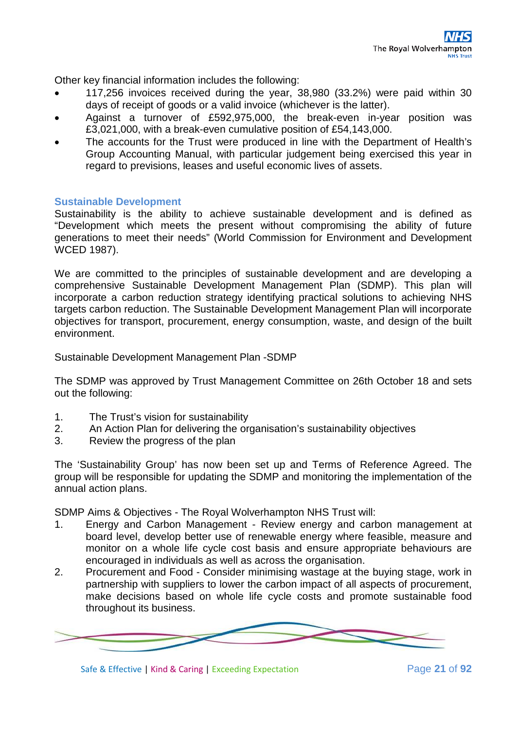Other key financial information includes the following:

- 117,256 invoices received during the year, 38,980 (33.2%) were paid within 30 days of receipt of goods or a valid invoice (whichever is the latter).
- Against a turnover of £592,975,000, the break-even in-year position was £3,021,000, with a break-even cumulative position of £54,143,000.
- The accounts for the Trust were produced in line with the Department of Health's Group Accounting Manual, with particular judgement being exercised this year in regard to previsions, leases and useful economic lives of assets.

## Sustainable Development

Sustainability is the ability to achieve sustainable development and is defined as "Development which meets the present without compromising the ability of future generations to meet their needs" (World Commission for Environment and Development WCED 1987).

We are committed to the principles of sustainable development and are developing a comprehensive Sustainable Development Management Plan (SDMP). This plan will incorporate a carbon reduction strategy identifying practical solutions to achieving NHS targets carbon reduction. The Sustainable Development Management Plan will incorporate objectives for transport, procurement, energy consumption, waste, and design of the built environment.

Sustainable Development Management Plan -SDMP

The SDMP was approved by Trust Management Committee on 26th October 18 and sets out the following:

1. The Trust's vision for sustainability
2. An Action Plan for delivering the organisation's sustainability objectives
3. Review the progress of the plan

The 'Sustainability Group' has now been set up and Terms of Reference Agreed. The group will be responsible for updating the SDMP and monitoring the implementation of the annual action plans.

SDMP Aims & Objectives - The Royal Wolverhampton NHS Trust will:

1. Energy and Carbon Management - Review energy and carbon management at board level, develop better use of renewable energy where feasible, measure and monitor on a whole life cycle cost basis and ensure appropriate behaviours are encouraged in individuals as well as across the organisation.
2. Procurement and Food - Consider minimising wastage at the buying stage, work in partnership with suppliers to lower the carbon impact of all aspects of procurement, make decisions based on whole life cycle costs and promote sustainable food throughout its business.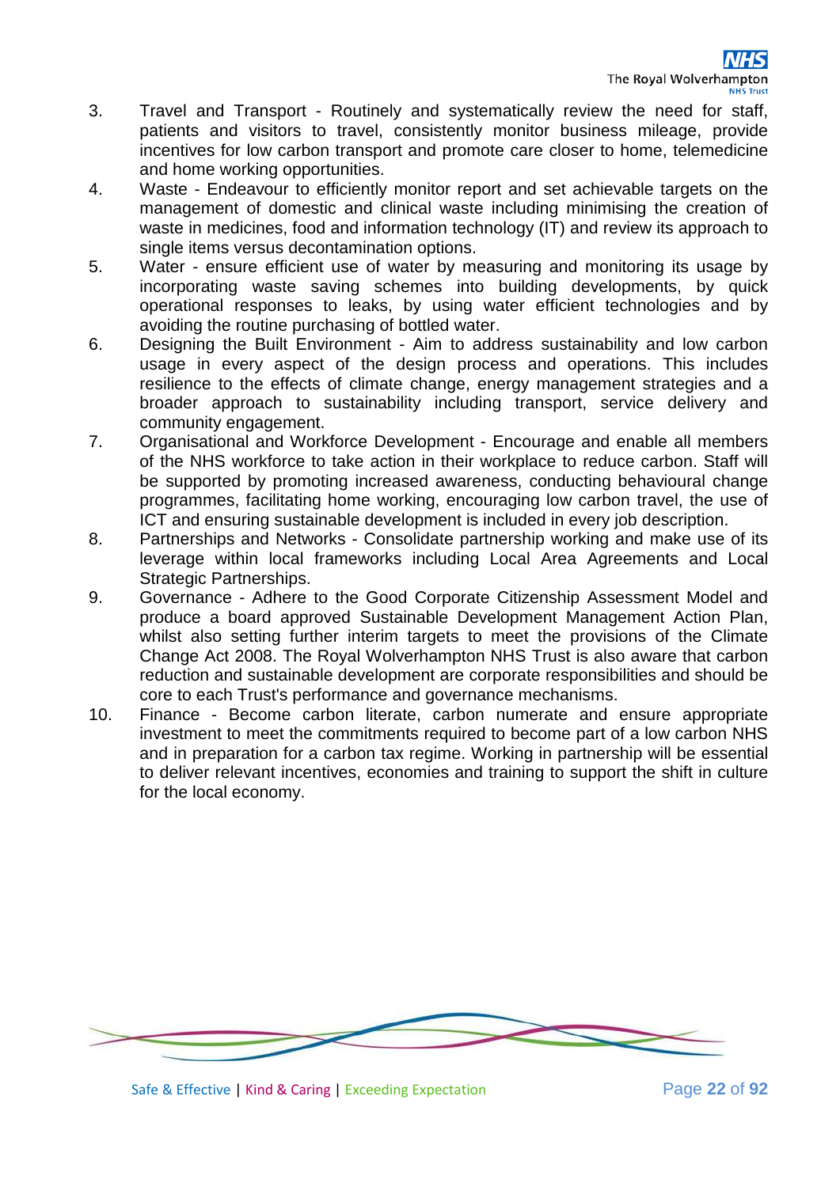3. Travel and Transport - Routinely and systematically review the need for staff, patients and visitors to travel, consistently monitor business mileage, provide incentives for low carbon transport and promote care closer to home, telemedicine and home working opportunities.
4. Waste - Endeavour to efficiently monitor report and set achievable targets on the management of domestic and clinical waste including minimising the creation of waste in medicines, food and information technology (IT) and review its approach to single items versus decontamination options.
5. Water - ensure efficient use of water by measuring and monitoring its usage by incorporating waste saving schemes into building developments, by quick operational responses to leaks, by using water efficient technologies and by avoiding the routine purchasing of bottled water.
6. Designing the Built Environment - Aim to address sustainability and low carbon usage in every aspect of the design process and operations. This includes resilience to the effects of climate change, energy management strategies and a broader approach to sustainability including transport, service delivery and community engagement.
7. Organisational and Workforce Development - Encourage and enable all members of the NHS workforce to take action in their workplace to reduce carbon. Staff will be supported by promoting increased awareness, conducting behavioural change programmes, facilitating home working, encouraging low carbon travel, the use of ICT and ensuring sustainable development is included in every job description.
8. Partnerships and Networks - Consolidate partnership working and make use of its leverage within local frameworks including Local Area Agreements and Local Strategic Partnerships.
9. Governance - Adhere to the Good Corporate Citizenship Assessment Model and produce a board approved Sustainable Development Management Action Plan, whilst also setting further interim targets to meet the provisions of the Climate Change Act 2008. The Royal Wolverhampton NHS Trust is also aware that carbon reduction and sustainable development are corporate responsibilities and should be core to each Trust's performance and governance mechanisms.
10. Finance - Become carbon literate, carbon numerate and ensure appropriate investment to meet the commitments required to become part of a low carbon NHS and in preparation for a carbon tax regime. Working in partnership will be essential to deliver relevant incentives, economies and training to support the shift in culture for the local economy.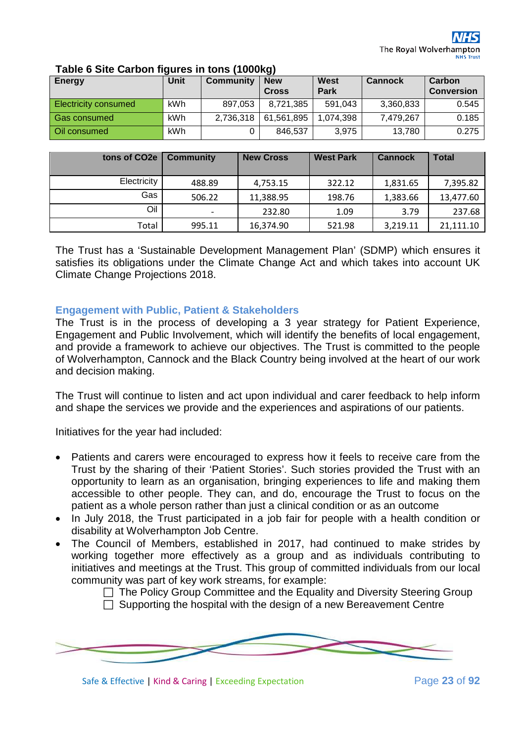**Table 6 Site Carbon figures in tons (1000kg)**

| Energy | Unit | Community | New Cross | West Park | Cannock | Carbon Conversion |
|---|---|---|---|---|---|---|
| Electricity consumed | kWh | 897,053 | 8,721,385 | 591,043 | 3,360,833 | 0.545 |
| Gas consumed | kWh | 2,736,318 | 61,561,895 | 1,074,398 | 7,479,267 | 0.185 |
| Oil consumed | kWh | 0 | 846,537 | 3,975 | 13,780 | 0.275 |

| tons of CO2e | Community | New Cross | West Park | Cannock | Total |
|---|---|---|---|---|---|
| Electricity | 488.89 | 4,753.15 | 322.12 | 1,831.65 | 7,395.82 |
| Gas | 506.22 | 11,388.95 | 198.76 | 1,383.66 | 13,477.60 |
| Oil | - | 232.80 | 1.09 | 3.79 | 237.68 |
| Total | 995.11 | 16,374.90 | 521.98 | 3,219.11 | 21,111.10 |

The Trust has a 'Sustainable Development Management Plan' (SDMP) which ensures it satisfies its obligations under the Climate Change Act and which takes into account UK Climate Change Projections 2018.

### Engagement with Public, Patient & Stakeholders

The Trust is in the process of developing a 3 year strategy for Patient Experience, Engagement and Public Involvement, which will identify the benefits of local engagement, and provide a framework to achieve our objectives. The Trust is committed to the people of Wolverhampton, Cannock and the Black Country being involved at the heart of our work and decision making.

The Trust will continue to listen and act upon individual and carer feedback to help inform and shape the services we provide and the experiences and aspirations of our patients.

Initiatives for the year had included:

- Patients and carers were encouraged to express how it feels to receive care from the Trust by the sharing of their 'Patient Stories'. Such stories provided the Trust with an opportunity to learn as an organisation, bringing experiences to life and making them accessible to other people. They can, and do, encourage the Trust to focus on the patient as a whole person rather than just a clinical condition or as an outcome
- In July 2018, the Trust participated in a job fair for people with a health condition or disability at Wolverhampton Job Centre.
- The Council of Members, established in 2017, had continued to make strides by working together more effectively as a group and as individuals contributing to initiatives and meetings at the Trust. This group of committed individuals from our local community was part of key work streams, for example:
  - The Policy Group Committee and the Equality and Diversity Steering Group
  - Supporting the hospital with the design of a new Bereavement Centre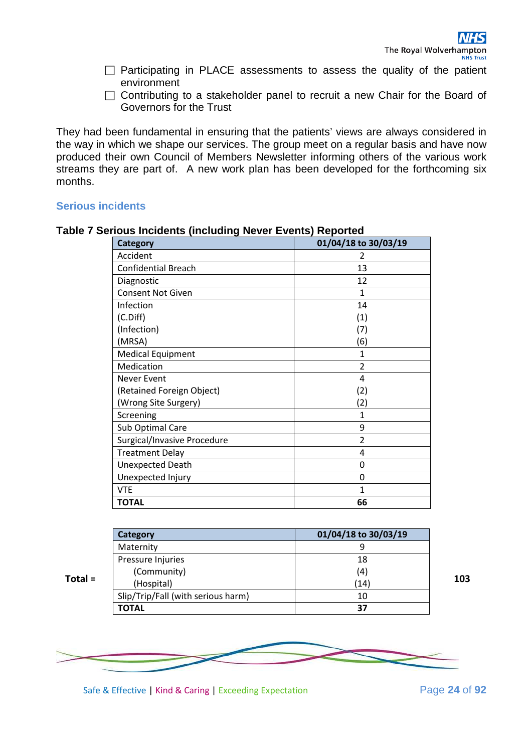- Participating in PLACE assessments to assess the quality of the patient environment
- Contributing to a stakeholder panel to recruit a new Chair for the Board of Governors for the Trust

They had been fundamental in ensuring that the patients' views are always considered in the way in which we shape our services. The group meet on a regular basis and have now produced their own Council of Members Newsletter informing others of the various work streams they are part of. A new work plan has been developed for the forthcoming six months.

## Serious incidents

**Table 7 Serious Incidents (including Never Events) Reported**

| Category | 01/04/18 to 30/03/19 |
|---|---|
| Accident | 2 |
| Confidential Breach | 13 |
| Diagnostic | 12 |
| Consent Not Given | 1 |
| Infection<br>(C.Diff)<br>(Infection)<br>(MRSA) | 14<br>(1)<br>(7)<br>(6) |
| Medical Equipment | 1 |
| Medication | 2 |
| Never Event<br>(Retained Foreign Object)<br>(Wrong Site Surgery) | 4<br>(2)<br>(2) |
| Screening | 1 |
| Sub Optimal Care | 9 |
| Surgical/Invasive Procedure | 2 |
| Treatment Delay | 4 |
| Unexpected Death | 0 |
| Unexpected Injury | 0 |
| VTE | 1 |
| **TOTAL** | **66** |

| Category | 01/04/18 to 30/03/19 |
|---|---|
| Maternity | 9 |
| Pressure Injuries<br>(Community)<br>(Hospital) | 18<br>(4)<br>(14) |
| Slip/Trip/Fall (with serious harm) | 10 |
| **TOTAL** | **37** |

**Total = 103**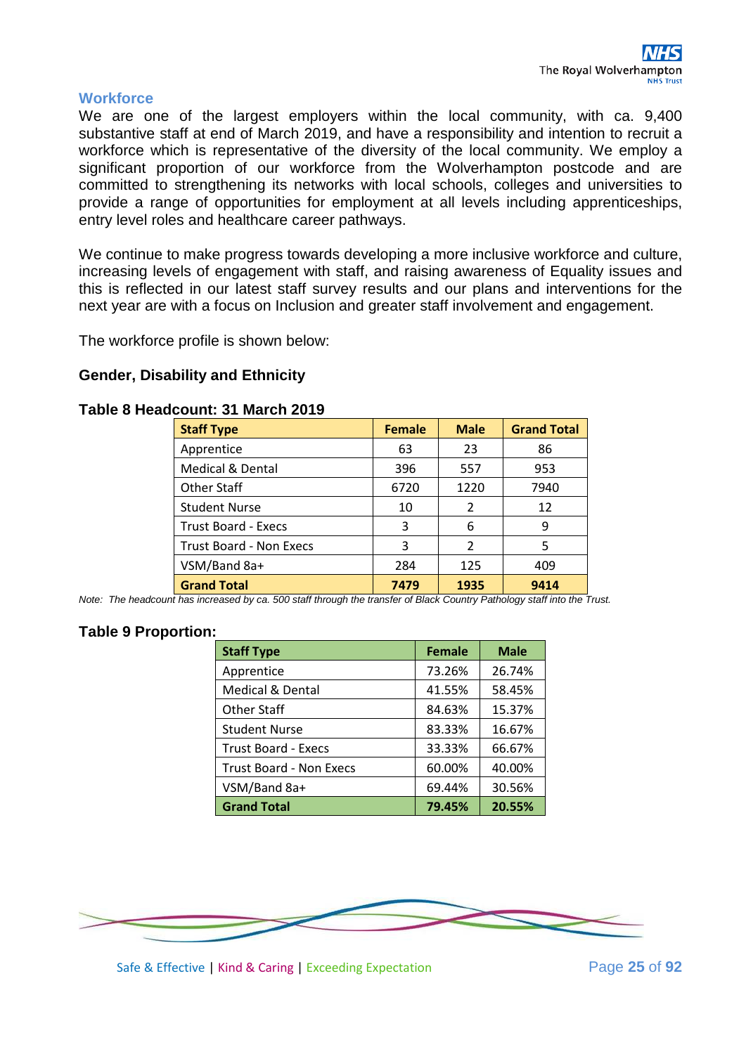## Workforce

We are one of the largest employers within the local community, with ca. 9,400 substantive staff at end of March 2019, and have a responsibility and intention to recruit a workforce which is representative of the diversity of the local community. We employ a significant proportion of our workforce from the Wolverhampton postcode and are committed to strengthening its networks with local schools, colleges and universities to provide a range of opportunities for employment at all levels including apprenticeships, entry level roles and healthcare career pathways.

We continue to make progress towards developing a more inclusive workforce and culture, increasing levels of engagement with staff, and raising awareness of Equality issues and this is reflected in our latest staff survey results and our plans and interventions for the next year are with a focus on Inclusion and greater staff involvement and engagement.

The workforce profile is shown below:

### Gender, Disability and Ethnicity

**Table 8 Headcount: 31 March 2019**

| Staff Type | Female | Male | Grand Total |
|---|---|---|---|
| Apprentice | 63 | 23 | 86 |
| Medical & Dental | 396 | 557 | 953 |
| Other Staff | 6720 | 1220 | 7940 |
| Student Nurse | 10 | 2 | 12 |
| Trust Board - Execs | 3 | 6 | 9 |
| Trust Board - Non Execs | 3 | 2 | 5 |
| VSM/Band 8a+ | 284 | 125 | 409 |
| **Grand Total** | **7479** | **1935** | **9414** |

*Note: The headcount has increased by ca. 500 staff through the transfer of Black Country Pathology staff into the Trust.*

**Table 9 Proportion:**

| Staff Type | Female | Male |
|---|---|---|
| Apprentice | 73.26% | 26.74% |
| Medical & Dental | 41.55% | 58.45% |
| Other Staff | 84.63% | 15.37% |
| Student Nurse | 83.33% | 16.67% |
| Trust Board - Execs | 33.33% | 66.67% |
| Trust Board - Non Execs | 60.00% | 40.00% |
| VSM/Band 8a+ | 69.44% | 30.56% |
| **Grand Total** | **79.45%** | **20.55%** |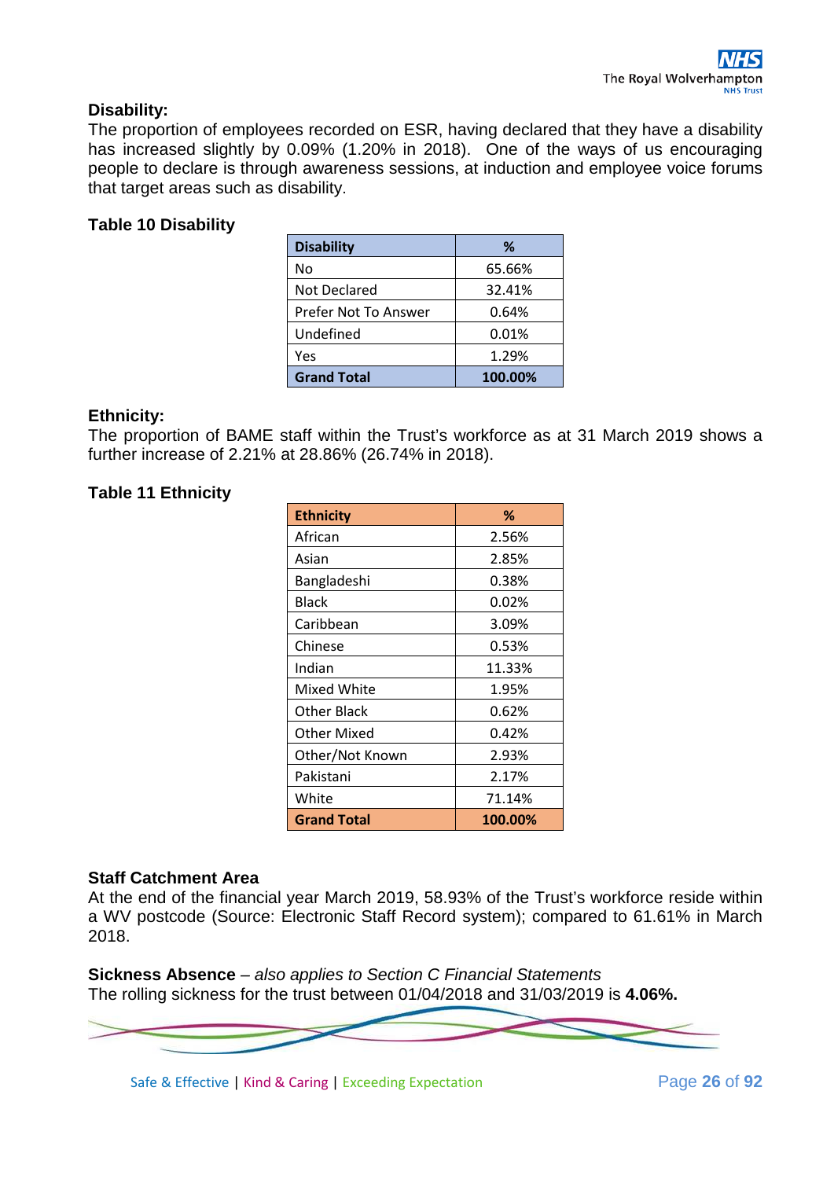**Disability:**

The proportion of employees recorded on ESR, having declared that they have a disability has increased slightly by 0.09% (1.20% in 2018). One of the ways of us encouraging people to declare is through awareness sessions, at induction and employee voice forums that target areas such as disability.

**Table 10 Disability**

| Disability | % |
|---|---|
| No | 65.66% |
| Not Declared | 32.41% |
| Prefer Not To Answer | 0.64% |
| Undefined | 0.01% |
| Yes | 1.29% |
| **Grand Total** | **100.00%** |

**Ethnicity:**

The proportion of BAME staff within the Trust's workforce as at 31 March 2019 shows a further increase of 2.21% at 28.86% (26.74% in 2018).

**Table 11 Ethnicity**

| Ethnicity | % |
|---|---|
| African | 2.56% |
| Asian | 2.85% |
| Bangladeshi | 0.38% |
| Black | 0.02% |
| Caribbean | 3.09% |
| Chinese | 0.53% |
| Indian | 11.33% |
| Mixed White | 1.95% |
| Other Black | 0.62% |
| Other Mixed | 0.42% |
| Other/Not Known | 2.93% |
| Pakistani | 2.17% |
| White | 71.14% |
| **Grand Total** | **100.00%** |

**Staff Catchment Area**

At the end of the financial year March 2019, 58.93% of the Trust's workforce reside within a WV postcode (Source: Electronic Staff Record system); compared to 61.61% in March 2018.

**Sickness Absence** – *also applies to Section C Financial Statements*

The rolling sickness for the trust between 01/04/2018 and 31/03/2019 is **4.06%.**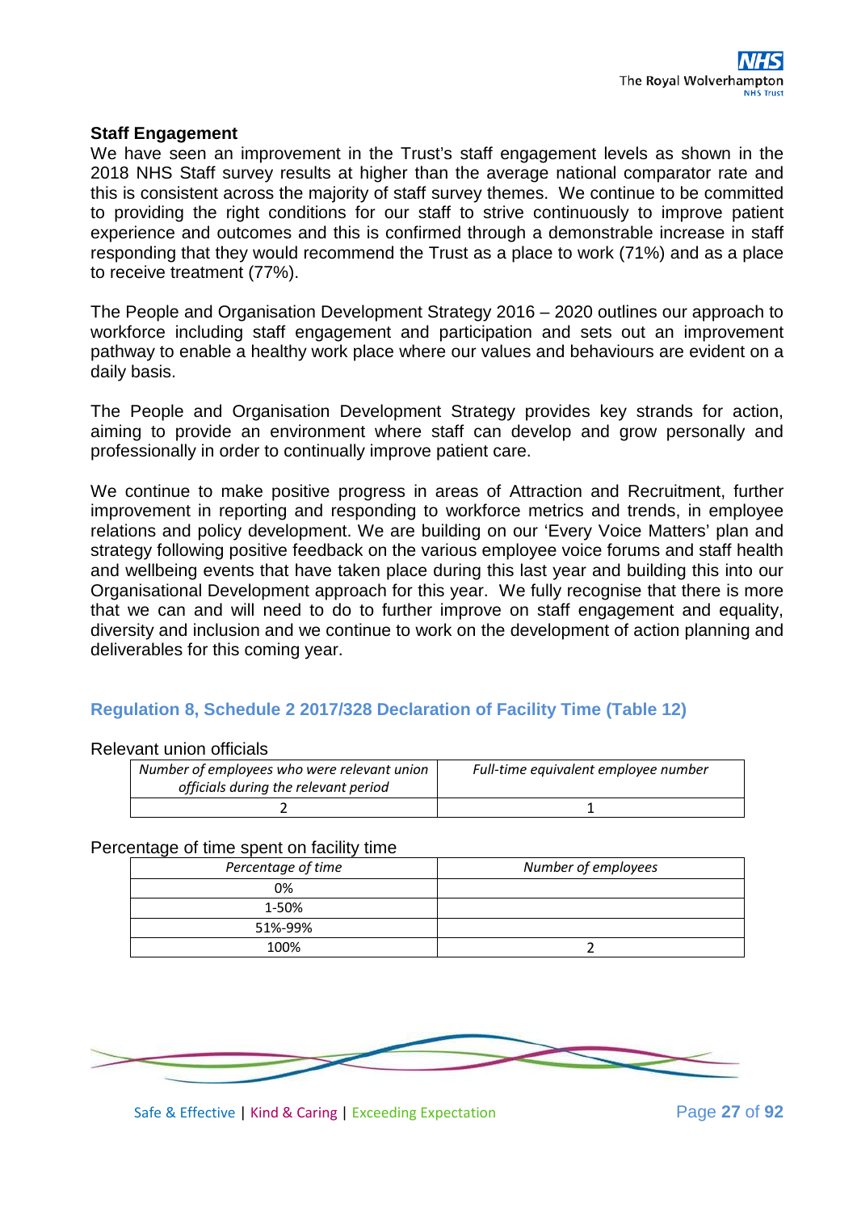### Staff Engagement

We have seen an improvement in the Trust's staff engagement levels as shown in the 2018 NHS Staff survey results at higher than the average national comparator rate and this is consistent across the majority of staff survey themes. We continue to be committed to providing the right conditions for our staff to strive continuously to improve patient experience and outcomes and this is confirmed through a demonstrable increase in staff responding that they would recommend the Trust as a place to work (71%) and as a place to receive treatment (77%).

The People and Organisation Development Strategy 2016 – 2020 outlines our approach to workforce including staff engagement and participation and sets out an improvement pathway to enable a healthy work place where our values and behaviours are evident on a daily basis.

The People and Organisation Development Strategy provides key strands for action, aiming to provide an environment where staff can develop and grow personally and professionally in order to continually improve patient care.

We continue to make positive progress in areas of Attraction and Recruitment, further improvement in reporting and responding to workforce metrics and trends, in employee relations and policy development. We are building on our 'Every Voice Matters' plan and strategy following positive feedback on the various employee voice forums and staff health and wellbeing events that have taken place during this last year and building this into our Organisational Development approach for this year. We fully recognise that there is more that we can and will need to do to further improve on staff engagement and equality, diversity and inclusion and we continue to work on the development of action planning and deliverables for this coming year.

### Regulation 8, Schedule 2 2017/328 Declaration of Facility Time (Table 12)

Relevant union officials

| *Number of employees who were relevant union officials during the relevant period* | *Full-time equivalent employee number* |
|---|---|
| 2 | 1 |

Percentage of time spent on facility time

| *Percentage of time* | *Number of employees* |
|---|---|
| 0% | |
| 1-50% | |
| 51%-99% | |
| 100% | 2 |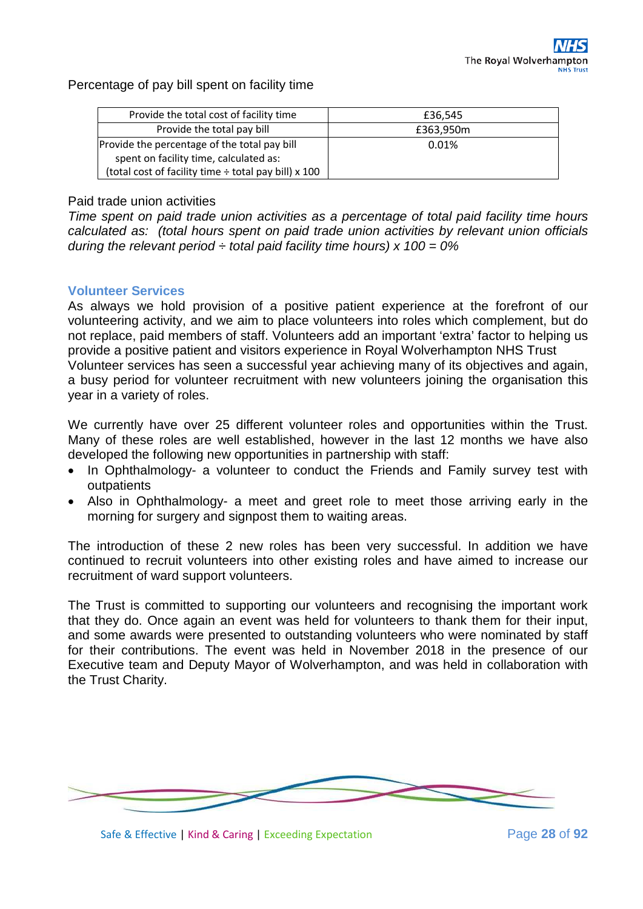Percentage of pay bill spent on facility time

| Provide the total cost of facility time | £36,545 |
| --- | --- |
| Provide the total pay bill | £363,950m |
| Provide the percentage of the total pay bill spent on facility time, calculated as: (total cost of facility time ÷ total pay bill) x 100 | 0.01% |

Paid trade union activities

*Time spent on paid trade union activities as a percentage of total paid facility time hours calculated as: (total hours spent on paid trade union activities by relevant union officials during the relevant period ÷ total paid facility time hours) x 100 = 0%*

### Volunteer Services

As always we hold provision of a positive patient experience at the forefront of our volunteering activity, and we aim to place volunteers into roles which complement, but do not replace, paid members of staff. Volunteers add an important 'extra' factor to helping us provide a positive patient and visitors experience in Royal Wolverhampton NHS Trust
Volunteer services has seen a successful year achieving many of its objectives and again, a busy period for volunteer recruitment with new volunteers joining the organisation this year in a variety of roles.

We currently have over 25 different volunteer roles and opportunities within the Trust. Many of these roles are well established, however in the last 12 months we have also developed the following new opportunities in partnership with staff:

- In Ophthalmology- a volunteer to conduct the Friends and Family survey test with outpatients
- Also in Ophthalmology- a meet and greet role to meet those arriving early in the morning for surgery and signpost them to waiting areas.

The introduction of these 2 new roles has been very successful. In addition we have continued to recruit volunteers into other existing roles and have aimed to increase our recruitment of ward support volunteers.

The Trust is committed to supporting our volunteers and recognising the important work that they do. Once again an event was held for volunteers to thank them for their input, and some awards were presented to outstanding volunteers who were nominated by staff for their contributions. The event was held in November 2018 in the presence of our Executive team and Deputy Mayor of Wolverhampton, and was held in collaboration with the Trust Charity.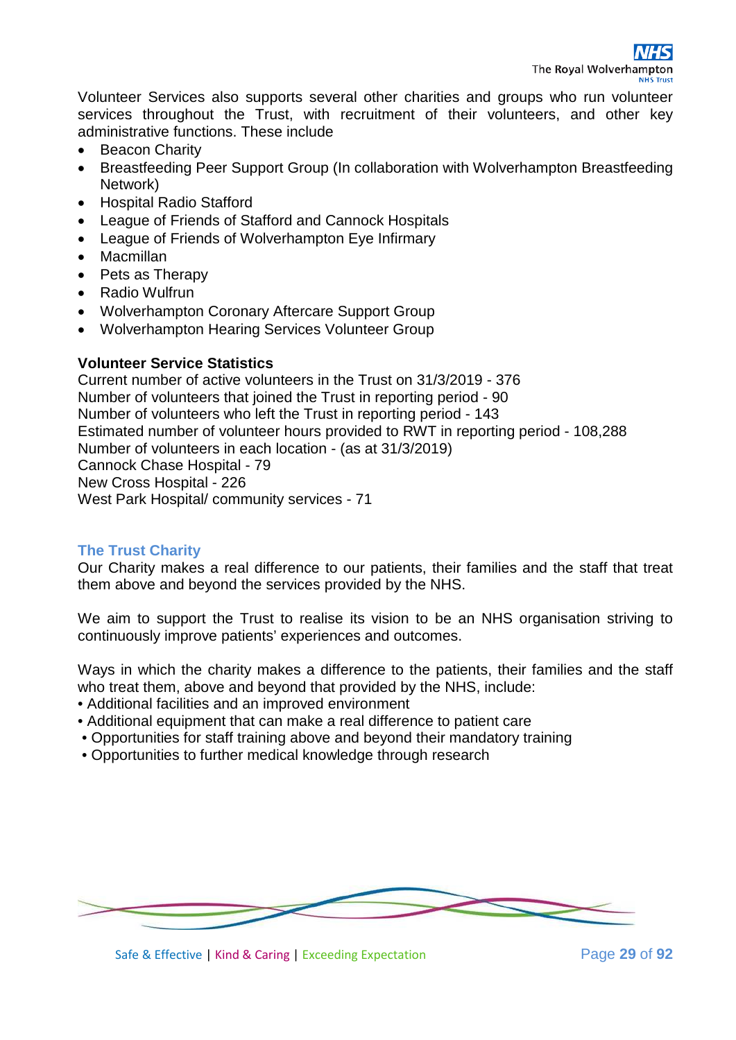Volunteer Services also supports several other charities and groups who run volunteer services throughout the Trust, with recruitment of their volunteers, and other key administrative functions. These include

- Beacon Charity
- Breastfeeding Peer Support Group (In collaboration with Wolverhampton Breastfeeding Network)
- Hospital Radio Stafford
- League of Friends of Stafford and Cannock Hospitals
- League of Friends of Wolverhampton Eye Infirmary
- Macmillan
- Pets as Therapy
- Radio Wulfrun
- Wolverhampton Coronary Aftercare Support Group
- Wolverhampton Hearing Services Volunteer Group

**Volunteer Service Statistics**

Current number of active volunteers in the Trust on 31/3/2019 - 376
Number of volunteers that joined the Trust in reporting period - 90
Number of volunteers who left the Trust in reporting period - 143
Estimated number of volunteer hours provided to RWT in reporting period - 108,288
Number of volunteers in each location - (as at 31/3/2019)
Cannock Chase Hospital - 79
New Cross Hospital - 226
West Park Hospital/ community services - 71

## The Trust Charity

Our Charity makes a real difference to our patients, their families and the staff that treat them above and beyond the services provided by the NHS.

We aim to support the Trust to realise its vision to be an NHS organisation striving to continuously improve patients' experiences and outcomes.

Ways in which the charity makes a difference to the patients, their families and the staff who treat them, above and beyond that provided by the NHS, include:

- Additional facilities and an improved environment
- Additional equipment that can make a real difference to patient care
- Opportunities for staff training above and beyond their mandatory training
- Opportunities to further medical knowledge through research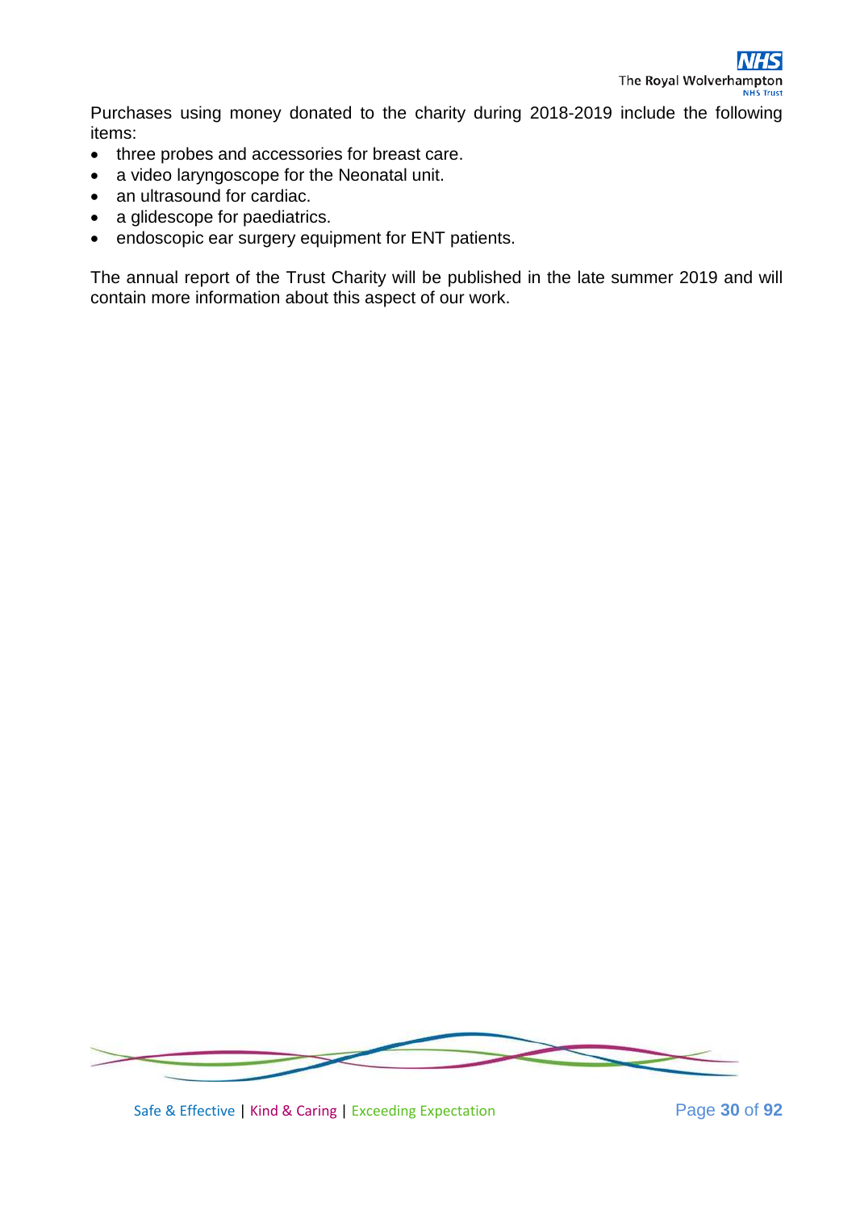Purchases using money donated to the charity during 2018-2019 include the following items:

- three probes and accessories for breast care.
- a video laryngoscope for the Neonatal unit.
- an ultrasound for cardiac.
- a glidescope for paediatrics.
- endoscopic ear surgery equipment for ENT patients.

The annual report of the Trust Charity will be published in the late summer 2019 and will contain more information about this aspect of our work.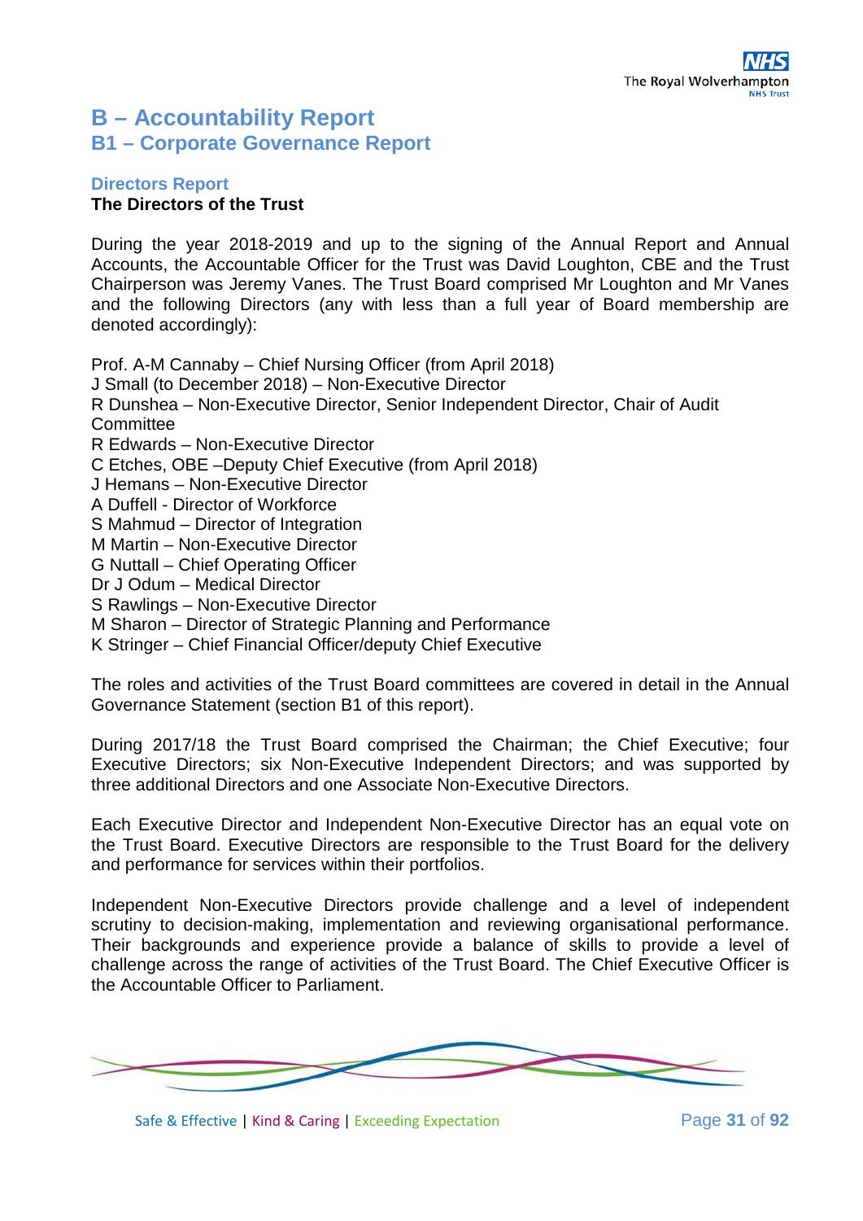# B – Accountability Report

## B1 – Corporate Governance Report

### Directors Report

**The Directors of the Trust**

During the year 2018-2019 and up to the signing of the Annual Report and Annual Accounts, the Accountable Officer for the Trust was David Loughton, CBE and the Trust Chairperson was Jeremy Vanes. The Trust Board comprised Mr Loughton and Mr Vanes and the following Directors (any with less than a full year of Board membership are denoted accordingly):

Prof. A-M Cannaby – Chief Nursing Officer (from April 2018)
J Small (to December 2018) – Non-Executive Director
R Dunshea – Non-Executive Director, Senior Independent Director, Chair of Audit Committee
R Edwards – Non-Executive Director
C Etches, OBE –Deputy Chief Executive (from April 2018)
J Hemans – Non-Executive Director
A Duffell - Director of Workforce
S Mahmud – Director of Integration
M Martin – Non-Executive Director
G Nuttall – Chief Operating Officer
Dr J Odum – Medical Director
S Rawlings – Non-Executive Director
M Sharon – Director of Strategic Planning and Performance
K Stringer – Chief Financial Officer/deputy Chief Executive

The roles and activities of the Trust Board committees are covered in detail in the Annual Governance Statement (section B1 of this report).

During 2017/18 the Trust Board comprised the Chairman; the Chief Executive; four Executive Directors; six Non-Executive Independent Directors; and was supported by three additional Directors and one Associate Non-Executive Directors.

Each Executive Director and Independent Non-Executive Director has an equal vote on the Trust Board. Executive Directors are responsible to the Trust Board for the delivery and performance for services within their portfolios.

Independent Non-Executive Directors provide challenge and a level of independent scrutiny to decision-making, implementation and reviewing organisational performance. Their backgrounds and experience provide a balance of skills to provide a level of challenge across the range of activities of the Trust Board. The Chief Executive Officer is the Accountable Officer to Parliament.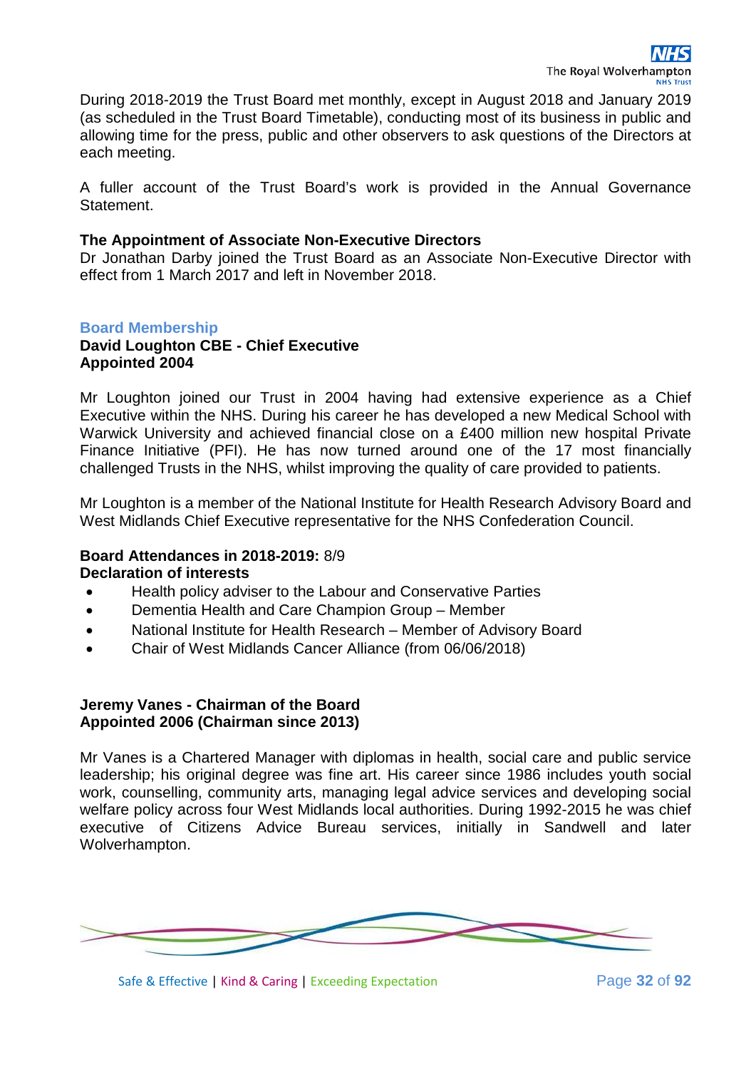During 2018-2019 the Trust Board met monthly, except in August 2018 and January 2019 (as scheduled in the Trust Board Timetable), conducting most of its business in public and allowing time for the press, public and other observers to ask questions of the Directors at each meeting.

A fuller account of the Trust Board's work is provided in the Annual Governance Statement.

**The Appointment of Associate Non-Executive Directors**
Dr Jonathan Darby joined the Trust Board as an Associate Non-Executive Director with effect from 1 March 2017 and left in November 2018.

## Board Membership

**David Loughton CBE - Chief Executive**
**Appointed 2004**

Mr Loughton joined our Trust in 2004 having had extensive experience as a Chief Executive within the NHS. During his career he has developed a new Medical School with Warwick University and achieved financial close on a £400 million new hospital Private Finance Initiative (PFI). He has now turned around one of the 17 most financially challenged Trusts in the NHS, whilst improving the quality of care provided to patients.

Mr Loughton is a member of the National Institute for Health Research Advisory Board and West Midlands Chief Executive representative for the NHS Confederation Council.

**Board Attendances in 2018-2019:** 8/9
**Declaration of interests**

- Health policy adviser to the Labour and Conservative Parties
- Dementia Health and Care Champion Group – Member
- National Institute for Health Research – Member of Advisory Board
- Chair of West Midlands Cancer Alliance (from 06/06/2018)

**Jeremy Vanes - Chairman of the Board**
**Appointed 2006 (Chairman since 2013)**

Mr Vanes is a Chartered Manager with diplomas in health, social care and public service leadership; his original degree was fine art. His career since 1986 includes youth social work, counselling, community arts, managing legal advice services and developing social welfare policy across four West Midlands local authorities. During 1992-2015 he was chief executive of Citizens Advice Bureau services, initially in Sandwell and later Wolverhampton.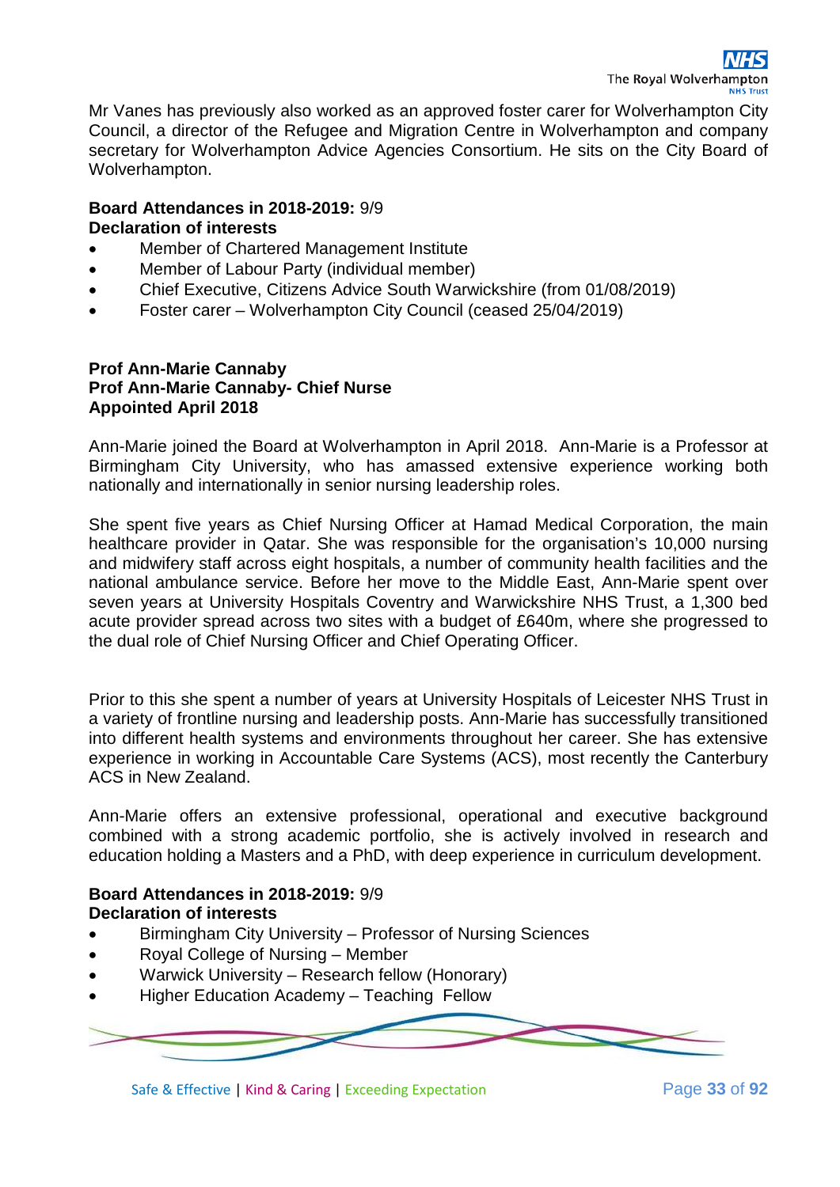Mr Vanes has previously also worked as an approved foster carer for Wolverhampton City Council, a director of the Refugee and Migration Centre in Wolverhampton and company secretary for Wolverhampton Advice Agencies Consortium. He sits on the City Board of Wolverhampton.

**Board Attendances in 2018-2019:** 9/9
**Declaration of interests**

- Member of Chartered Management Institute
- Member of Labour Party (individual member)
- Chief Executive, Citizens Advice South Warwickshire (from 01/08/2019)
- Foster carer – Wolverhampton City Council (ceased 25/04/2019)

**Prof Ann-Marie Cannaby**
**Prof Ann-Marie Cannaby- Chief Nurse**
**Appointed April 2018**

Ann-Marie joined the Board at Wolverhampton in April 2018. Ann-Marie is a Professor at Birmingham City University, who has amassed extensive experience working both nationally and internationally in senior nursing leadership roles.

She spent five years as Chief Nursing Officer at Hamad Medical Corporation, the main healthcare provider in Qatar. She was responsible for the organisation's 10,000 nursing and midwifery staff across eight hospitals, a number of community health facilities and the national ambulance service. Before her move to the Middle East, Ann-Marie spent over seven years at University Hospitals Coventry and Warwickshire NHS Trust, a 1,300 bed acute provider spread across two sites with a budget of £640m, where she progressed to the dual role of Chief Nursing Officer and Chief Operating Officer.

Prior to this she spent a number of years at University Hospitals of Leicester NHS Trust in a variety of frontline nursing and leadership posts. Ann-Marie has successfully transitioned into different health systems and environments throughout her career. She has extensive experience in working in Accountable Care Systems (ACS), most recently the Canterbury ACS in New Zealand.

Ann-Marie offers an extensive professional, operational and executive background combined with a strong academic portfolio, she is actively involved in research and education holding a Masters and a PhD, with deep experience in curriculum development.

**Board Attendances in 2018-2019:** 9/9
**Declaration of interests**

- Birmingham City University – Professor of Nursing Sciences
- Royal College of Nursing – Member
- Warwick University – Research fellow (Honorary)
- Higher Education Academy – Teaching Fellow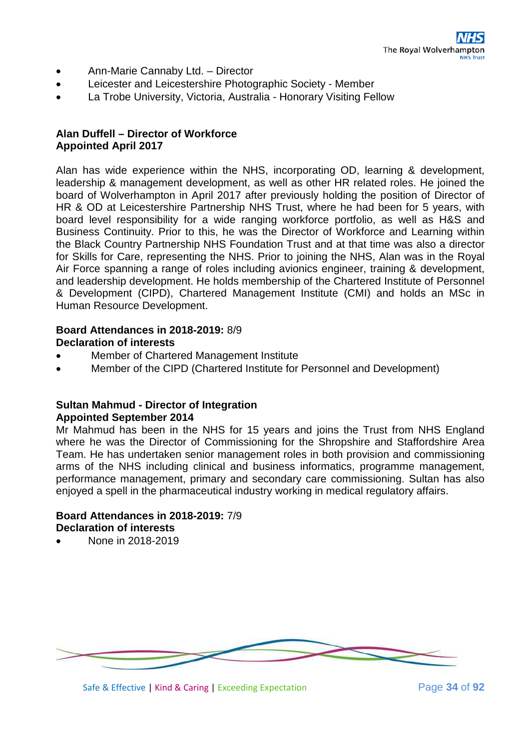- Ann-Marie Cannaby Ltd. – Director
- Leicester and Leicestershire Photographic Society - Member
- La Trobe University, Victoria, Australia - Honorary Visiting Fellow

**Alan Duffell – Director of Workforce**
**Appointed April 2017**

Alan has wide experience within the NHS, incorporating OD, learning & development, leadership & management development, as well as other HR related roles. He joined the board of Wolverhampton in April 2017 after previously holding the position of Director of HR & OD at Leicestershire Partnership NHS Trust, where he had been for 5 years, with board level responsibility for a wide ranging workforce portfolio, as well as H&S and Business Continuity. Prior to this, he was the Director of Workforce and Learning within the Black Country Partnership NHS Foundation Trust and at that time was also a director for Skills for Care, representing the NHS. Prior to joining the NHS, Alan was in the Royal Air Force spanning a range of roles including avionics engineer, training & development, and leadership development. He holds membership of the Chartered Institute of Personnel & Development (CIPD), Chartered Management Institute (CMI) and holds an MSc in Human Resource Development.

**Board Attendances in 2018-2019:** 8/9
**Declaration of interests**

- Member of Chartered Management Institute
- Member of the CIPD (Chartered Institute for Personnel and Development)

**Sultan Mahmud - Director of Integration**
**Appointed September 2014**

Mr Mahmud has been in the NHS for 15 years and joins the Trust from NHS England where he was the Director of Commissioning for the Shropshire and Staffordshire Area Team. He has undertaken senior management roles in both provision and commissioning arms of the NHS including clinical and business informatics, programme management, performance management, primary and secondary care commissioning. Sultan has also enjoyed a spell in the pharmaceutical industry working in medical regulatory affairs.

**Board Attendances in 2018-2019:** 7/9
**Declaration of interests**

- None in 2018-2019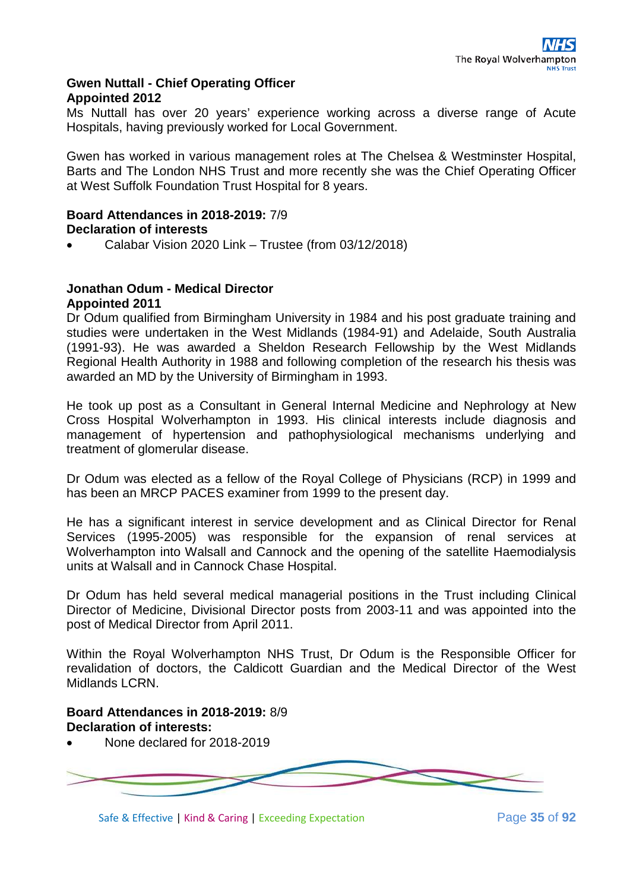**Gwen Nuttall - Chief Operating Officer**
**Appointed 2012**

Ms Nuttall has over 20 years' experience working across a diverse range of Acute Hospitals, having previously worked for Local Government.

Gwen has worked in various management roles at The Chelsea & Westminster Hospital, Barts and The London NHS Trust and more recently she was the Chief Operating Officer at West Suffolk Foundation Trust Hospital for 8 years.

**Board Attendances in 2018-2019:** 7/9
**Declaration of interests**

- Calabar Vision 2020 Link – Trustee (from 03/12/2018)

**Jonathan Odum - Medical Director**
**Appointed 2011**

Dr Odum qualified from Birmingham University in 1984 and his post graduate training and studies were undertaken in the West Midlands (1984-91) and Adelaide, South Australia (1991-93). He was awarded a Sheldon Research Fellowship by the West Midlands Regional Health Authority in 1988 and following completion of the research his thesis was awarded an MD by the University of Birmingham in 1993.

He took up post as a Consultant in General Internal Medicine and Nephrology at New Cross Hospital Wolverhampton in 1993. His clinical interests include diagnosis and management of hypertension and pathophysiological mechanisms underlying and treatment of glomerular disease.

Dr Odum was elected as a fellow of the Royal College of Physicians (RCP) in 1999 and has been an MRCP PACES examiner from 1999 to the present day.

He has a significant interest in service development and as Clinical Director for Renal Services (1995-2005) was responsible for the expansion of renal services at Wolverhampton into Walsall and Cannock and the opening of the satellite Haemodialysis units at Walsall and in Cannock Chase Hospital.

Dr Odum has held several medical managerial positions in the Trust including Clinical Director of Medicine, Divisional Director posts from 2003-11 and was appointed into the post of Medical Director from April 2011.

Within the Royal Wolverhampton NHS Trust, Dr Odum is the Responsible Officer for revalidation of doctors, the Caldicott Guardian and the Medical Director of the West Midlands LCRN.

**Board Attendances in 2018-2019:** 8/9
**Declaration of interests:**

- None declared for 2018-2019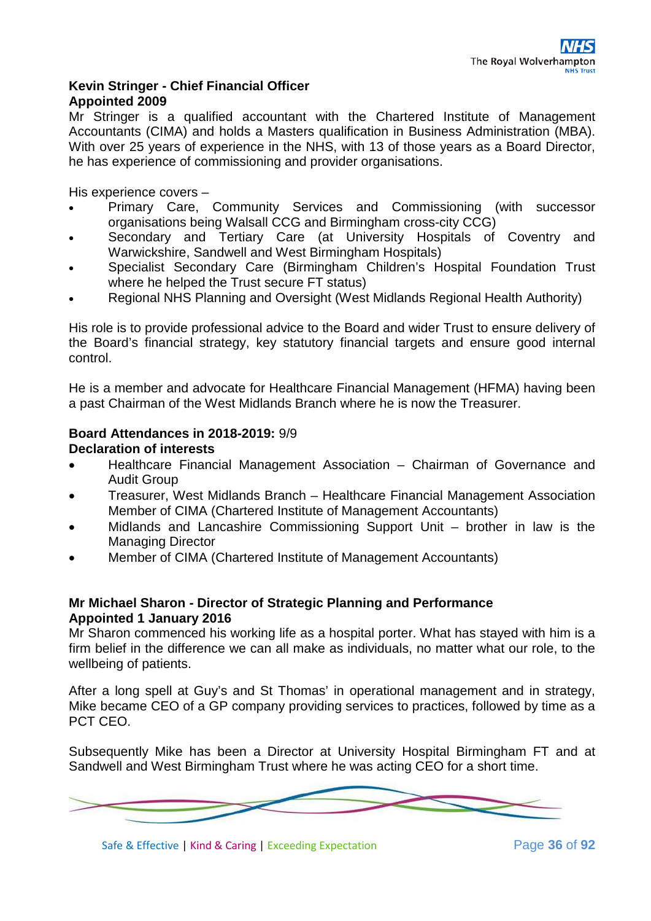**Kevin Stringer - Chief Financial Officer**
**Appointed 2009**

Mr Stringer is a qualified accountant with the Chartered Institute of Management Accountants (CIMA) and holds a Masters qualification in Business Administration (MBA). With over 25 years of experience in the NHS, with 13 of those years as a Board Director, he has experience of commissioning and provider organisations.

His experience covers –

- Primary Care, Community Services and Commissioning (with successor organisations being Walsall CCG and Birmingham cross-city CCG)
- Secondary and Tertiary Care (at University Hospitals of Coventry and Warwickshire, Sandwell and West Birmingham Hospitals)
- Specialist Secondary Care (Birmingham Children's Hospital Foundation Trust where he helped the Trust secure FT status)
- Regional NHS Planning and Oversight (West Midlands Regional Health Authority)

His role is to provide professional advice to the Board and wider Trust to ensure delivery of the Board's financial strategy, key statutory financial targets and ensure good internal control.

He is a member and advocate for Healthcare Financial Management (HFMA) having been a past Chairman of the West Midlands Branch where he is now the Treasurer.

**Board Attendances in 2018-2019:** 9/9

**Declaration of interests**

- Healthcare Financial Management Association – Chairman of Governance and Audit Group
- Treasurer, West Midlands Branch – Healthcare Financial Management Association Member of CIMA (Chartered Institute of Management Accountants)
- Midlands and Lancashire Commissioning Support Unit – brother in law is the Managing Director
- Member of CIMA (Chartered Institute of Management Accountants)

**Mr Michael Sharon - Director of Strategic Planning and Performance**
**Appointed 1 January 2016**

Mr Sharon commenced his working life as a hospital porter. What has stayed with him is a firm belief in the difference we can all make as individuals, no matter what our role, to the wellbeing of patients.

After a long spell at Guy's and St Thomas' in operational management and in strategy, Mike became CEO of a GP company providing services to practices, followed by time as a PCT CEO.

Subsequently Mike has been a Director at University Hospital Birmingham FT and at Sandwell and West Birmingham Trust where he was acting CEO for a short time.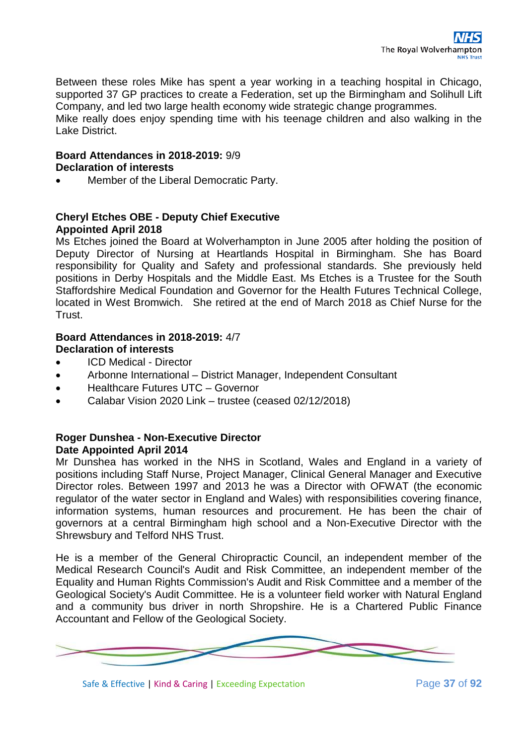Between these roles Mike has spent a year working in a teaching hospital in Chicago, supported 37 GP practices to create a Federation, set up the Birmingham and Solihull Lift Company, and led two large health economy wide strategic change programmes.
Mike really does enjoy spending time with his teenage children and also walking in the Lake District.

**Board Attendances in 2018-2019:** 9/9
**Declaration of interests**

- Member of the Liberal Democratic Party.

**Cheryl Etches OBE - Deputy Chief Executive**
**Appointed April 2018**
Ms Etches joined the Board at Wolverhampton in June 2005 after holding the position of Deputy Director of Nursing at Heartlands Hospital in Birmingham. She has Board responsibility for Quality and Safety and professional standards. She previously held positions in Derby Hospitals and the Middle East. Ms Etches is a Trustee for the South Staffordshire Medical Foundation and Governor for the Health Futures Technical College, located in West Bromwich. She retired at the end of March 2018 as Chief Nurse for the Trust.

**Board Attendances in 2018-2019:** 4/7
**Declaration of interests**

- ICD Medical - Director
- Arbonne International – District Manager, Independent Consultant
- Healthcare Futures UTC – Governor
- Calabar Vision 2020 Link – trustee (ceased 02/12/2018)

**Roger Dunshea - Non-Executive Director**
**Date Appointed April 2014**
Mr Dunshea has worked in the NHS in Scotland, Wales and England in a variety of positions including Staff Nurse, Project Manager, Clinical General Manager and Executive Director roles. Between 1997 and 2013 he was a Director with OFWAT (the economic regulator of the water sector in England and Wales) with responsibilities covering finance, information systems, human resources and procurement. He has been the chair of governors at a central Birmingham high school and a Non-Executive Director with the Shrewsbury and Telford NHS Trust.

He is a member of the General Chiropractic Council, an independent member of the Medical Research Council's Audit and Risk Committee, an independent member of the Equality and Human Rights Commission's Audit and Risk Committee and a member of the Geological Society's Audit Committee. He is a volunteer field worker with Natural England and a community bus driver in north Shropshire. He is a Chartered Public Finance Accountant and Fellow of the Geological Society.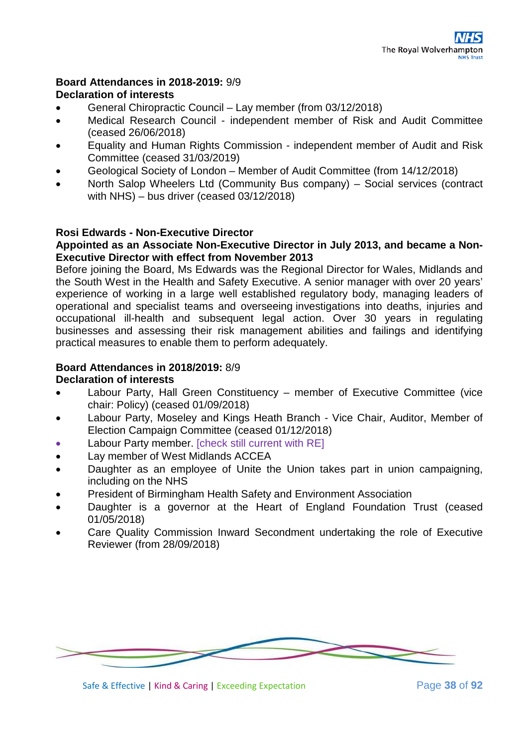**Board Attendances in 2018-2019:** 9/9

**Declaration of interests**

- General Chiropractic Council – Lay member (from 03/12/2018)
- Medical Research Council - independent member of Risk and Audit Committee (ceased 26/06/2018)
- Equality and Human Rights Commission - independent member of Audit and Risk Committee (ceased 31/03/2019)
- Geological Society of London – Member of Audit Committee (from 14/12/2018)
- North Salop Wheelers Ltd (Community Bus company) – Social services (contract with NHS) – bus driver (ceased 03/12/2018)

**Rosi Edwards - Non-Executive Director**

**Appointed as an Associate Non-Executive Director in July 2013, and became a Non-Executive Director with effect from November 2013**

Before joining the Board, Ms Edwards was the Regional Director for Wales, Midlands and the South West in the Health and Safety Executive. A senior manager with over 20 years' experience of working in a large well established regulatory body, managing leaders of operational and specialist teams and overseeing investigations into deaths, injuries and occupational ill-health and subsequent legal action. Over 30 years in regulating businesses and assessing their risk management abilities and failings and identifying practical measures to enable them to perform adequately.

**Board Attendances in 2018/2019:** 8/9

**Declaration of interests**

- Labour Party, Hall Green Constituency – member of Executive Committee (vice chair: Policy) (ceased 01/09/2018)
- Labour Party, Moseley and Kings Heath Branch - Vice Chair, Auditor, Member of Election Campaign Committee (ceased 01/12/2018)
- Labour Party member. [check still current with RE]
- Lay member of West Midlands ACCEA
- Daughter as an employee of Unite the Union takes part in union campaigning, including on the NHS
- President of Birmingham Health Safety and Environment Association
- Daughter is a governor at the Heart of England Foundation Trust (ceased 01/05/2018)
- Care Quality Commission Inward Secondment undertaking the role of Executive Reviewer (from 28/09/2018)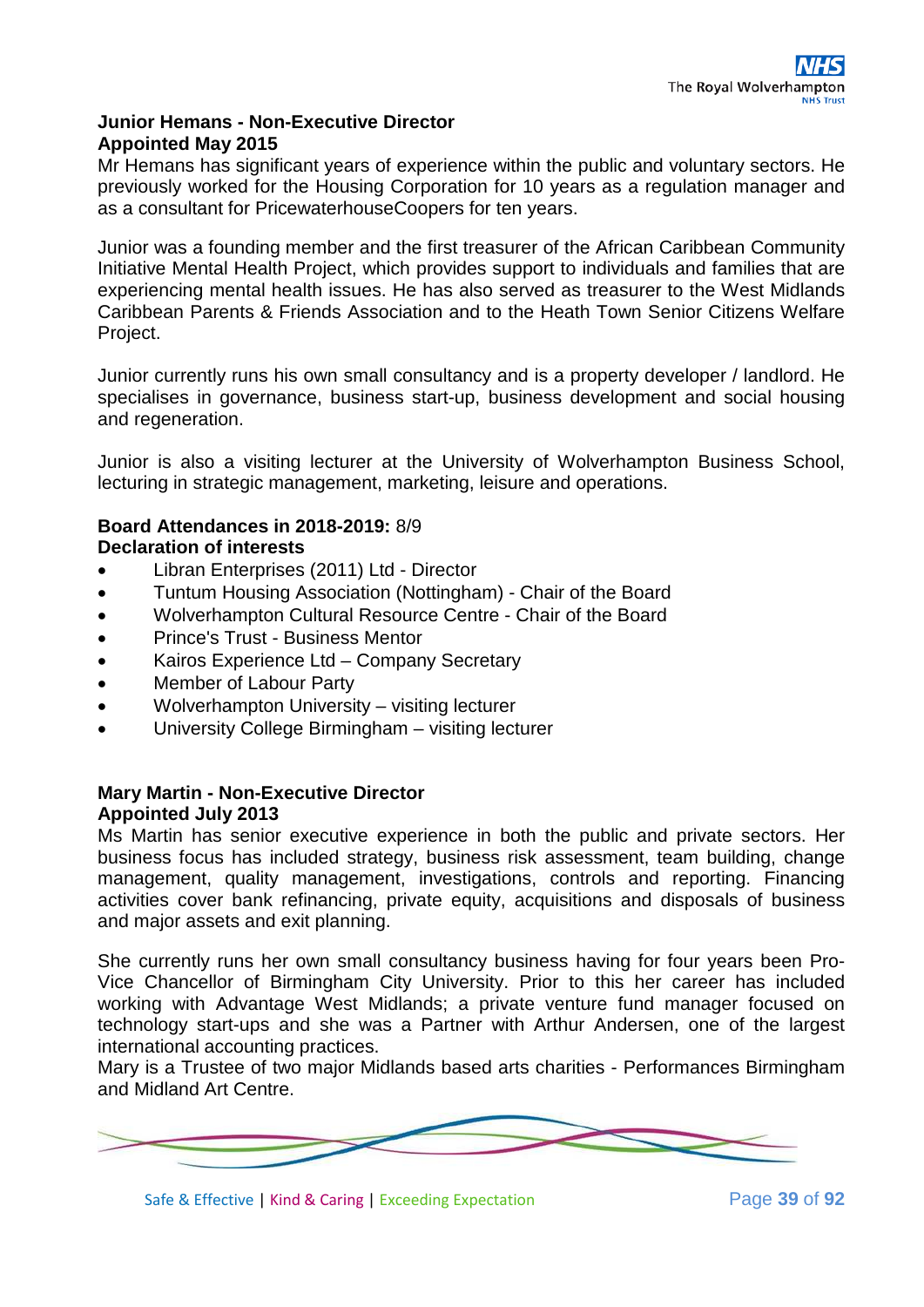**Junior Hemans - Non-Executive Director**
**Appointed May 2015**

Mr Hemans has significant years of experience within the public and voluntary sectors. He previously worked for the Housing Corporation for 10 years as a regulation manager and as a consultant for PricewaterhouseCoopers for ten years.

Junior was a founding member and the first treasurer of the African Caribbean Community Initiative Mental Health Project, which provides support to individuals and families that are experiencing mental health issues. He has also served as treasurer to the West Midlands Caribbean Parents & Friends Association and to the Heath Town Senior Citizens Welfare Project.

Junior currently runs his own small consultancy and is a property developer / landlord. He specialises in governance, business start-up, business development and social housing and regeneration.

Junior is also a visiting lecturer at the University of Wolverhampton Business School, lecturing in strategic management, marketing, leisure and operations.

**Board Attendances in 2018-2019:** 8/9
**Declaration of interests**

- Libran Enterprises (2011) Ltd - Director
- Tuntum Housing Association (Nottingham) - Chair of the Board
- Wolverhampton Cultural Resource Centre - Chair of the Board
- Prince's Trust - Business Mentor
- Kairos Experience Ltd – Company Secretary
- Member of Labour Party
- Wolverhampton University – visiting lecturer
- University College Birmingham – visiting lecturer

**Mary Martin - Non-Executive Director**
**Appointed July 2013**

Ms Martin has senior executive experience in both the public and private sectors. Her business focus has included strategy, business risk assessment, team building, change management, quality management, investigations, controls and reporting. Financing activities cover bank refinancing, private equity, acquisitions and disposals of business and major assets and exit planning.

She currently runs her own small consultancy business having for four years been Pro-Vice Chancellor of Birmingham City University. Prior to this her career has included working with Advantage West Midlands; a private venture fund manager focused on technology start-ups and she was a Partner with Arthur Andersen, one of the largest international accounting practices.

Mary is a Trustee of two major Midlands based arts charities - Performances Birmingham and Midland Art Centre.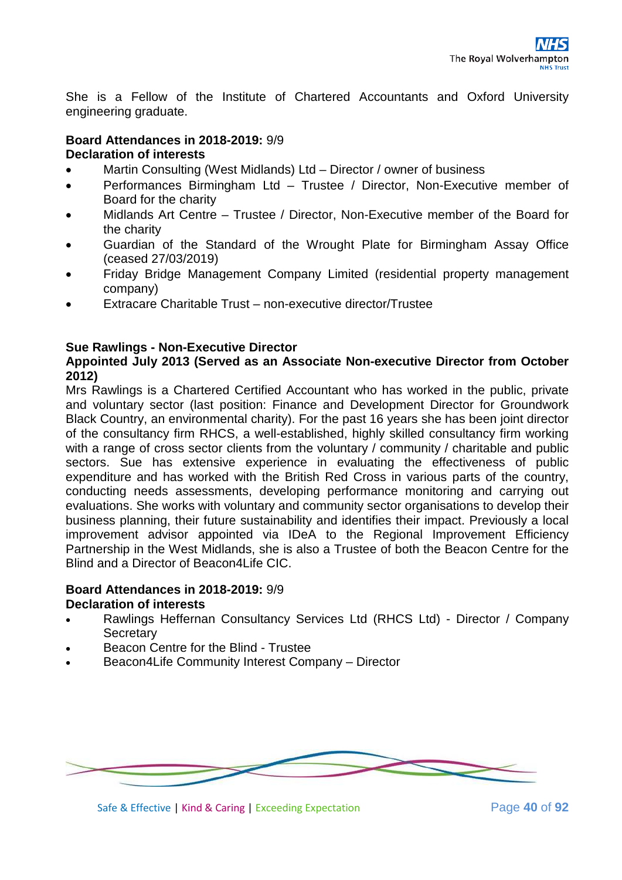She is a Fellow of the Institute of Chartered Accountants and Oxford University engineering graduate.

**Board Attendances in 2018-2019:** 9/9

**Declaration of interests**

- Martin Consulting (West Midlands) Ltd – Director / owner of business
- Performances Birmingham Ltd – Trustee / Director, Non-Executive member of Board for the charity
- Midlands Art Centre – Trustee / Director, Non-Executive member of the Board for the charity
- Guardian of the Standard of the Wrought Plate for Birmingham Assay Office (ceased 27/03/2019)
- Friday Bridge Management Company Limited (residential property management company)
- Extracare Charitable Trust – non-executive director/Trustee

**Sue Rawlings - Non-Executive Director**

**Appointed July 2013 (Served as an Associate Non-executive Director from October 2012)**

Mrs Rawlings is a Chartered Certified Accountant who has worked in the public, private and voluntary sector (last position: Finance and Development Director for Groundwork Black Country, an environmental charity). For the past 16 years she has been joint director of the consultancy firm RHCS, a well-established, highly skilled consultancy firm working with a range of cross sector clients from the voluntary / community / charitable and public sectors. Sue has extensive experience in evaluating the effectiveness of public expenditure and has worked with the British Red Cross in various parts of the country, conducting needs assessments, developing performance monitoring and carrying out evaluations. She works with voluntary and community sector organisations to develop their business planning, their future sustainability and identifies their impact. Previously a local improvement advisor appointed via IDeA to the Regional Improvement Efficiency Partnership in the West Midlands, she is also a Trustee of both the Beacon Centre for the Blind and a Director of Beacon4Life CIC.

**Board Attendances in 2018-2019:** 9/9

**Declaration of interests**

- Rawlings Heffernan Consultancy Services Ltd (RHCS Ltd) - Director / Company Secretary
- Beacon Centre for the Blind - Trustee
- Beacon4Life Community Interest Company – Director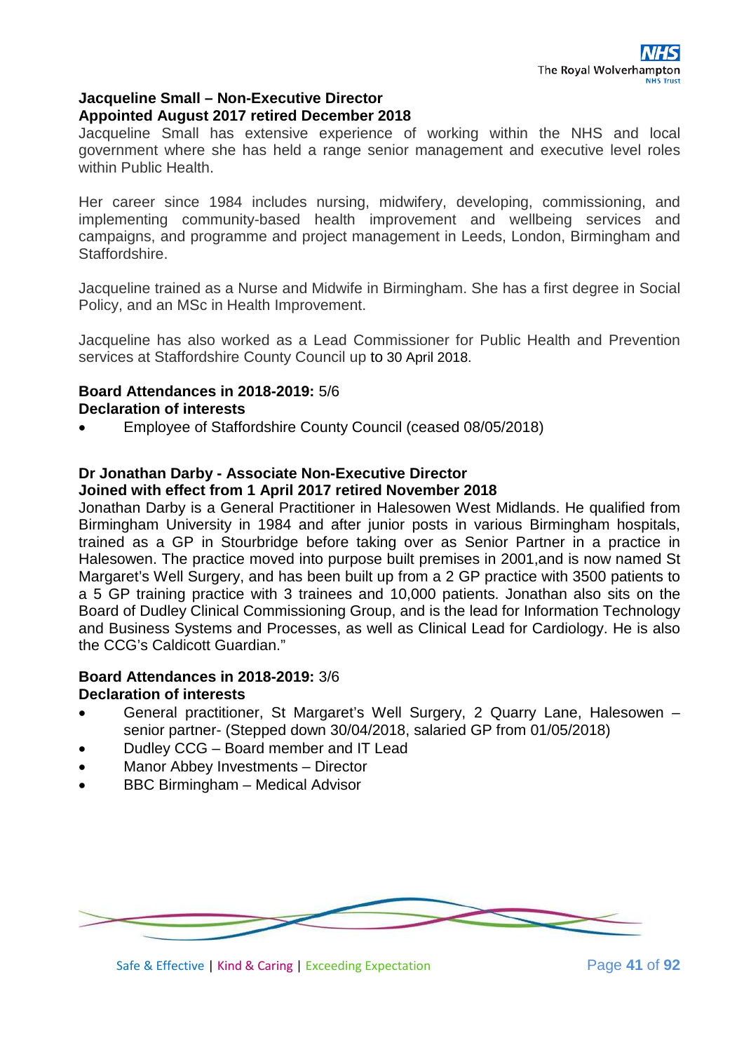**Jacqueline Small – Non-Executive Director**
**Appointed August 2017 retired December 2018**

Jacqueline Small has extensive experience of working within the NHS and local government where she has held a range senior management and executive level roles within Public Health.

Her career since 1984 includes nursing, midwifery, developing, commissioning, and implementing community-based health improvement and wellbeing services and campaigns, and programme and project management in Leeds, London, Birmingham and Staffordshire.

Jacqueline trained as a Nurse and Midwife in Birmingham. She has a first degree in Social Policy, and an MSc in Health Improvement.

Jacqueline has also worked as a Lead Commissioner for Public Health and Prevention services at Staffordshire County Council up to 30 April 2018.

**Board Attendances in 2018-2019:** 5/6
**Declaration of interests**

- Employee of Staffordshire County Council (ceased 08/05/2018)

**Dr Jonathan Darby - Associate Non-Executive Director**
**Joined with effect from 1 April 2017 retired November 2018**

Jonathan Darby is a General Practitioner in Halesowen West Midlands. He qualified from Birmingham University in 1984 and after junior posts in various Birmingham hospitals, trained as a GP in Stourbridge before taking over as Senior Partner in a practice in Halesowen. The practice moved into purpose built premises in 2001,and is now named St Margaret's Well Surgery, and has been built up from a 2 GP practice with 3500 patients to a 5 GP training practice with 3 trainees and 10,000 patients. Jonathan also sits on the Board of Dudley Clinical Commissioning Group, and is the lead for Information Technology and Business Systems and Processes, as well as Clinical Lead for Cardiology. He is also the CCG's Caldicott Guardian."

**Board Attendances in 2018-2019:** 3/6
**Declaration of interests**

- General practitioner, St Margaret's Well Surgery, 2 Quarry Lane, Halesowen – senior partner- (Stepped down 30/04/2018, salaried GP from 01/05/2018)
- Dudley CCG – Board member and IT Lead
- Manor Abbey Investments – Director
- BBC Birmingham – Medical Advisor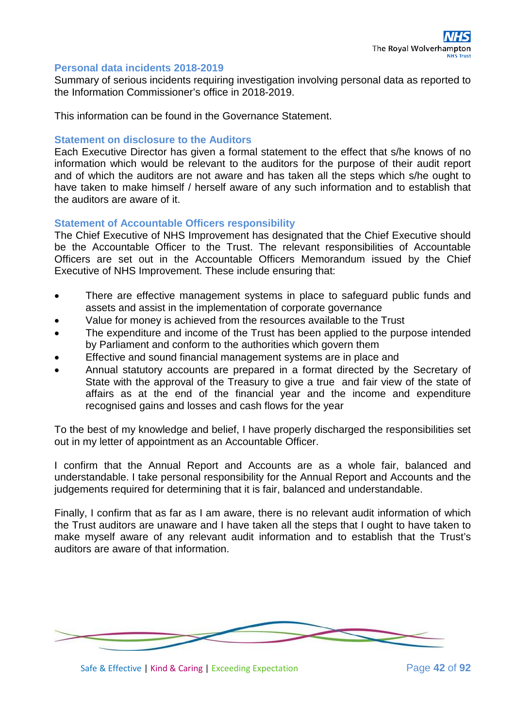## Personal data incidents 2018-2019

Summary of serious incidents requiring investigation involving personal data as reported to the Information Commissioner's office in 2018-2019.

This information can be found in the Governance Statement.

## Statement on disclosure to the Auditors

Each Executive Director has given a formal statement to the effect that s/he knows of no information which would be relevant to the auditors for the purpose of their audit report and of which the auditors are not aware and has taken all the steps which s/he ought to have taken to make himself / herself aware of any such information and to establish that the auditors are aware of it.

## Statement of Accountable Officers responsibility

The Chief Executive of NHS Improvement has designated that the Chief Executive should be the Accountable Officer to the Trust. The relevant responsibilities of Accountable Officers are set out in the Accountable Officers Memorandum issued by the Chief Executive of NHS Improvement. These include ensuring that:

- There are effective management systems in place to safeguard public funds and assets and assist in the implementation of corporate governance
- Value for money is achieved from the resources available to the Trust
- The expenditure and income of the Trust has been applied to the purpose intended by Parliament and conform to the authorities which govern them
- Effective and sound financial management systems are in place and
- Annual statutory accounts are prepared in a format directed by the Secretary of State with the approval of the Treasury to give a true and fair view of the state of affairs as at the end of the financial year and the income and expenditure recognised gains and losses and cash flows for the year

To the best of my knowledge and belief, I have properly discharged the responsibilities set out in my letter of appointment as an Accountable Officer.

I confirm that the Annual Report and Accounts are as a whole fair, balanced and understandable. I take personal responsibility for the Annual Report and Accounts and the judgements required for determining that it is fair, balanced and understandable.

Finally, I confirm that as far as I am aware, there is no relevant audit information of which the Trust auditors are unaware and I have taken all the steps that I ought to have taken to make myself aware of any relevant audit information and to establish that the Trust's auditors are aware of that information.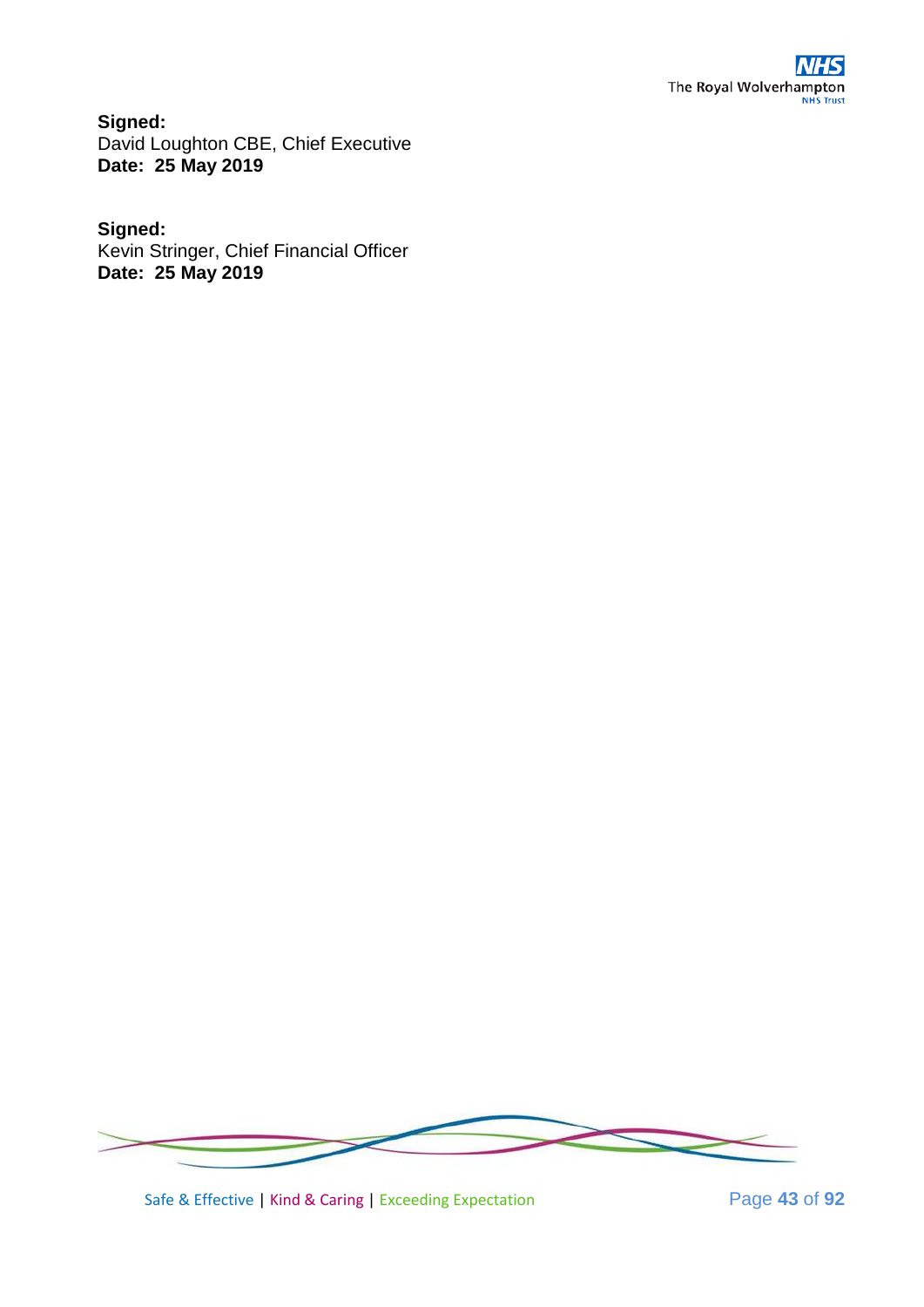**Signed:**
David Loughton CBE, Chief Executive
**Date: 25 May 2019**

**Signed:**
Kevin Stringer, Chief Financial Officer
**Date: 25 May 2019**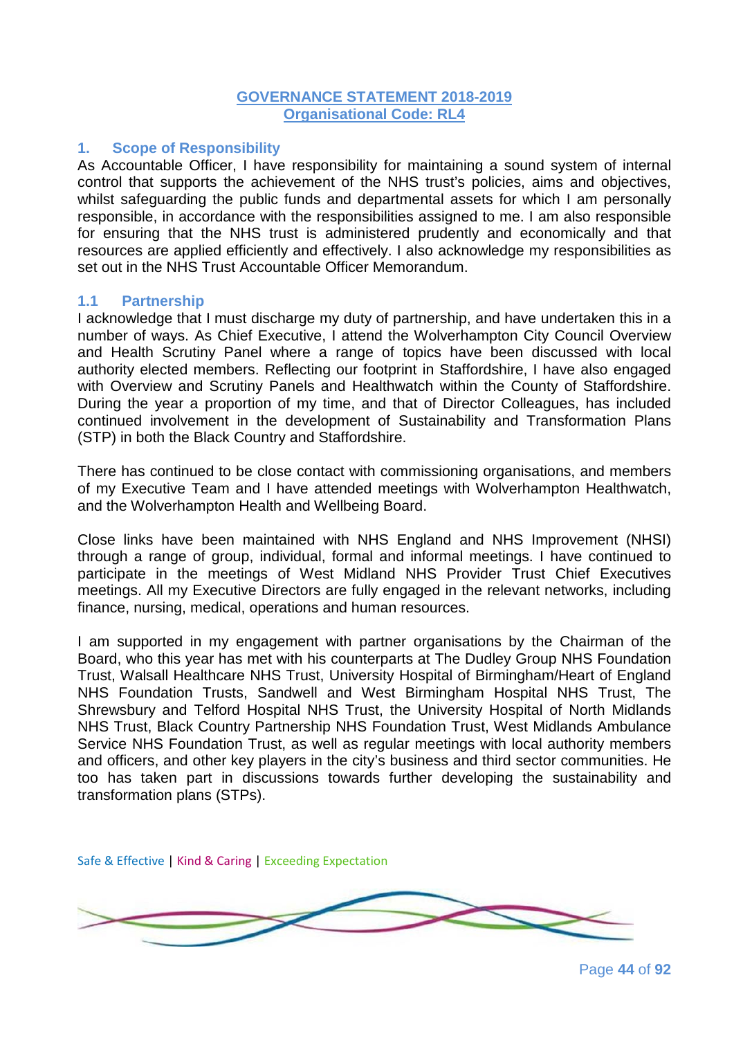# GOVERNANCE STATEMENT 2018-2019
## Organisational Code: RL4

## 1. Scope of Responsibility

As Accountable Officer, I have responsibility for maintaining a sound system of internal control that supports the achievement of the NHS trust's policies, aims and objectives, whilst safeguarding the public funds and departmental assets for which I am personally responsible, in accordance with the responsibilities assigned to me. I am also responsible for ensuring that the NHS trust is administered prudently and economically and that resources are applied efficiently and effectively. I also acknowledge my responsibilities as set out in the NHS Trust Accountable Officer Memorandum.

### 1.1 Partnership

I acknowledge that I must discharge my duty of partnership, and have undertaken this in a number of ways. As Chief Executive, I attend the Wolverhampton City Council Overview and Health Scrutiny Panel where a range of topics have been discussed with local authority elected members. Reflecting our footprint in Staffordshire, I have also engaged with Overview and Scrutiny Panels and Healthwatch within the County of Staffordshire. During the year a proportion of my time, and that of Director Colleagues, has included continued involvement in the development of Sustainability and Transformation Plans (STP) in both the Black Country and Staffordshire.

There has continued to be close contact with commissioning organisations, and members of my Executive Team and I have attended meetings with Wolverhampton Healthwatch, and the Wolverhampton Health and Wellbeing Board.

Close links have been maintained with NHS England and NHS Improvement (NHSI) through a range of group, individual, formal and informal meetings. I have continued to participate in the meetings of West Midland NHS Provider Trust Chief Executives meetings. All my Executive Directors are fully engaged in the relevant networks, including finance, nursing, medical, operations and human resources.

I am supported in my engagement with partner organisations by the Chairman of the Board, who this year has met with his counterparts at The Dudley Group NHS Foundation Trust, Walsall Healthcare NHS Trust, University Hospital of Birmingham/Heart of England NHS Foundation Trusts, Sandwell and West Birmingham Hospital NHS Trust, The Shrewsbury and Telford Hospital NHS Trust, the University Hospital of North Midlands NHS Trust, Black Country Partnership NHS Foundation Trust, West Midlands Ambulance Service NHS Foundation Trust, as well as regular meetings with local authority members and officers, and other key players in the city's business and third sector communities. He too has taken part in discussions towards further developing the sustainability and transformation plans (STPs).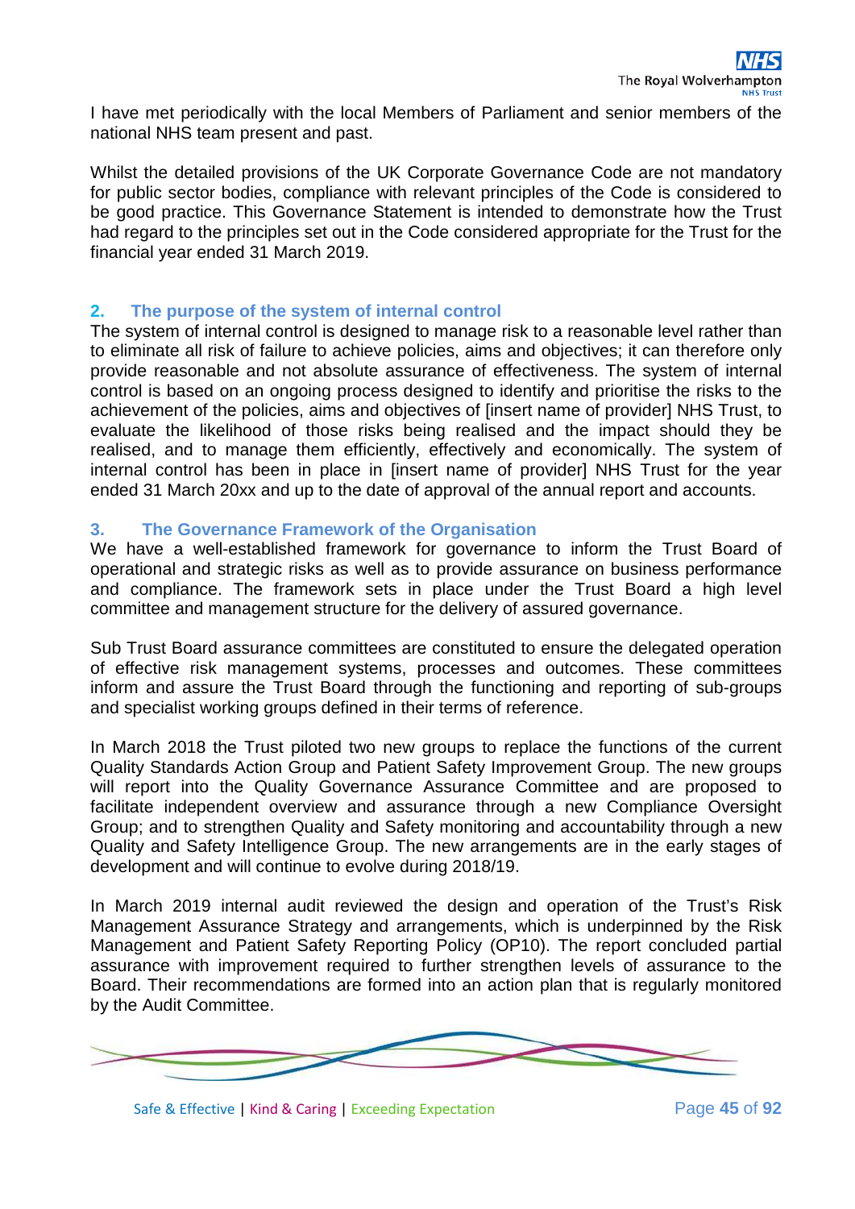I have met periodically with the local Members of Parliament and senior members of the national NHS team present and past.

Whilst the detailed provisions of the UK Corporate Governance Code are not mandatory for public sector bodies, compliance with relevant principles of the Code is considered to be good practice. This Governance Statement is intended to demonstrate how the Trust had regard to the principles set out in the Code considered appropriate for the Trust for the financial year ended 31 March 2019.

## 2. The purpose of the system of internal control

The system of internal control is designed to manage risk to a reasonable level rather than to eliminate all risk of failure to achieve policies, aims and objectives; it can therefore only provide reasonable and not absolute assurance of effectiveness. The system of internal control is based on an ongoing process designed to identify and prioritise the risks to the achievement of the policies, aims and objectives of [insert name of provider] NHS Trust, to evaluate the likelihood of those risks being realised and the impact should they be realised, and to manage them efficiently, effectively and economically. The system of internal control has been in place in [insert name of provider] NHS Trust for the year ended 31 March 20xx and up to the date of approval of the annual report and accounts.

## 3. The Governance Framework of the Organisation

We have a well-established framework for governance to inform the Trust Board of operational and strategic risks as well as to provide assurance on business performance and compliance. The framework sets in place under the Trust Board a high level committee and management structure for the delivery of assured governance.

Sub Trust Board assurance committees are constituted to ensure the delegated operation of effective risk management systems, processes and outcomes. These committees inform and assure the Trust Board through the functioning and reporting of sub-groups and specialist working groups defined in their terms of reference.

In March 2018 the Trust piloted two new groups to replace the functions of the current Quality Standards Action Group and Patient Safety Improvement Group. The new groups will report into the Quality Governance Assurance Committee and are proposed to facilitate independent overview and assurance through a new Compliance Oversight Group; and to strengthen Quality and Safety monitoring and accountability through a new Quality and Safety Intelligence Group. The new arrangements are in the early stages of development and will continue to evolve during 2018/19.

In March 2019 internal audit reviewed the design and operation of the Trust's Risk Management Assurance Strategy and arrangements, which is underpinned by the Risk Management and Patient Safety Reporting Policy (OP10). The report concluded partial assurance with improvement required to further strengthen levels of assurance to the Board. Their recommendations are formed into an action plan that is regularly monitored by the Audit Committee.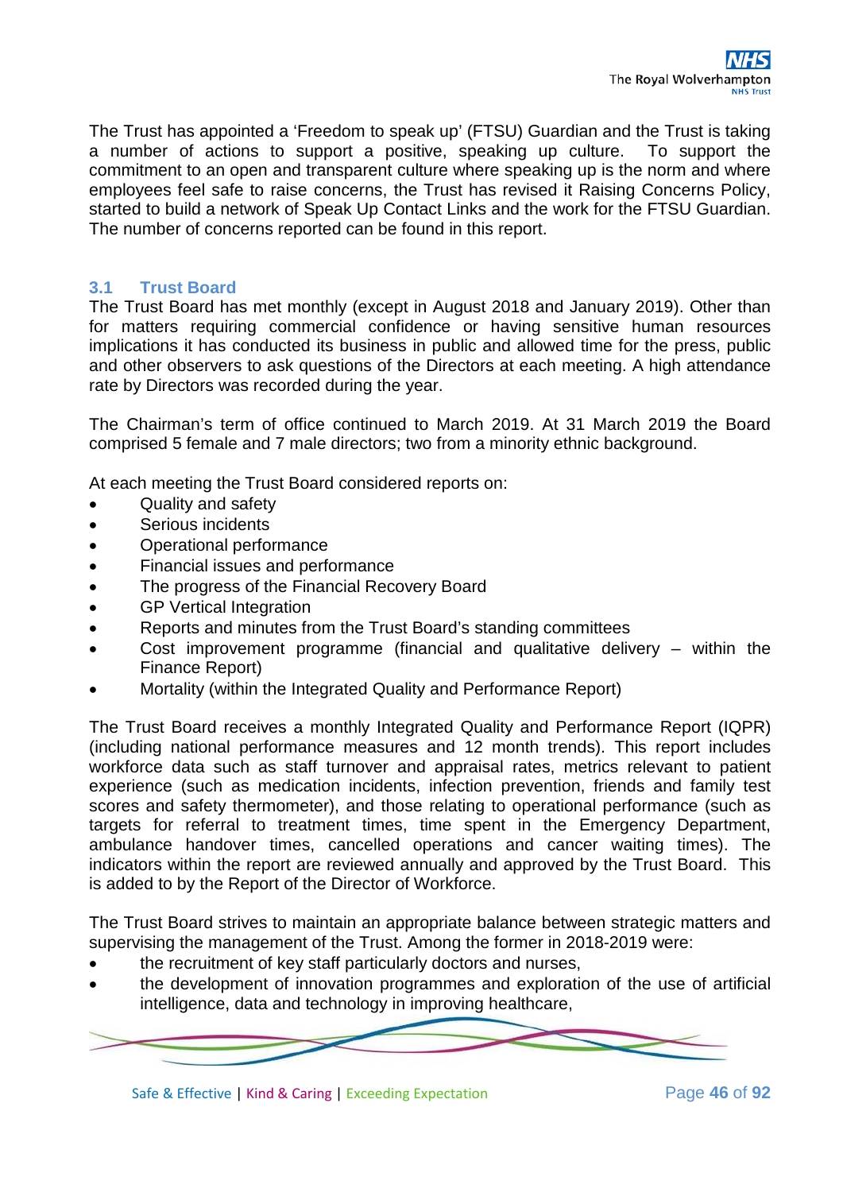The Trust has appointed a 'Freedom to speak up' (FTSU) Guardian and the Trust is taking a number of actions to support a positive, speaking up culture. To support the commitment to an open and transparent culture where speaking up is the norm and where employees feel safe to raise concerns, the Trust has revised it Raising Concerns Policy, started to build a network of Speak Up Contact Links and the work for the FTSU Guardian. The number of concerns reported can be found in this report.

### 3.1 Trust Board

The Trust Board has met monthly (except in August 2018 and January 2019). Other than for matters requiring commercial confidence or having sensitive human resources implications it has conducted its business in public and allowed time for the press, public and other observers to ask questions of the Directors at each meeting. A high attendance rate by Directors was recorded during the year.

The Chairman's term of office continued to March 2019. At 31 March 2019 the Board comprised 5 female and 7 male directors; two from a minority ethnic background.

At each meeting the Trust Board considered reports on:

- Quality and safety
- Serious incidents
- Operational performance
- Financial issues and performance
- The progress of the Financial Recovery Board
- GP Vertical Integration
- Reports and minutes from the Trust Board's standing committees
- Cost improvement programme (financial and qualitative delivery – within the Finance Report)
- Mortality (within the Integrated Quality and Performance Report)

The Trust Board receives a monthly Integrated Quality and Performance Report (IQPR) (including national performance measures and 12 month trends). This report includes workforce data such as staff turnover and appraisal rates, metrics relevant to patient experience (such as medication incidents, infection prevention, friends and family test scores and safety thermometer), and those relating to operational performance (such as targets for referral to treatment times, time spent in the Emergency Department, ambulance handover times, cancelled operations and cancer waiting times). The indicators within the report are reviewed annually and approved by the Trust Board. This is added to by the Report of the Director of Workforce.

The Trust Board strives to maintain an appropriate balance between strategic matters and supervising the management of the Trust. Among the former in 2018-2019 were:

- the recruitment of key staff particularly doctors and nurses,
- the development of innovation programmes and exploration of the use of artificial intelligence, data and technology in improving healthcare,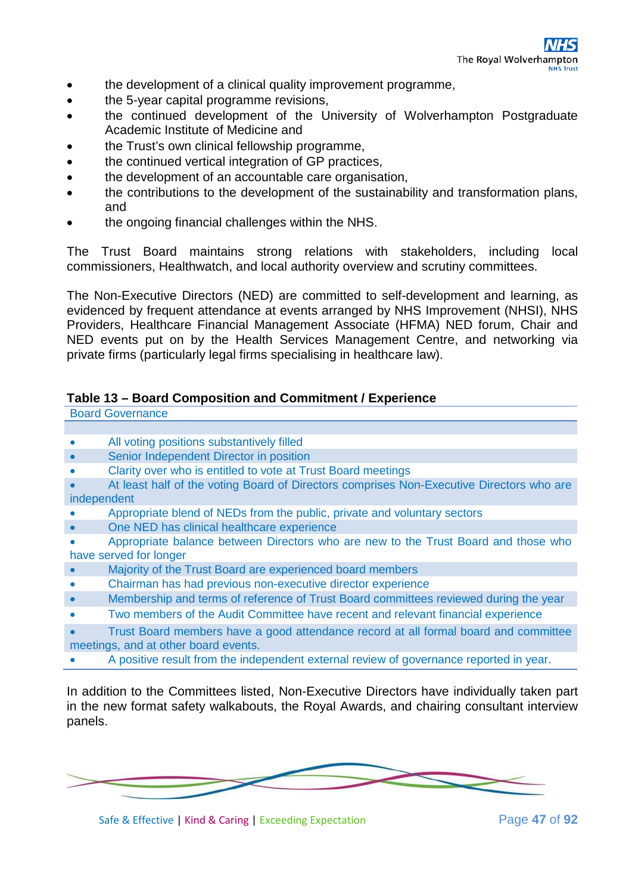- the development of a clinical quality improvement programme,
- the 5-year capital programme revisions,
- the continued development of the University of Wolverhampton Postgraduate Academic Institute of Medicine and
- the Trust's own clinical fellowship programme,
- the continued vertical integration of GP practices,
- the development of an accountable care organisation,
- the contributions to the development of the sustainability and transformation plans, and
- the ongoing financial challenges within the NHS.

The Trust Board maintains strong relations with stakeholders, including local commissioners, Healthwatch, and local authority overview and scrutiny committees.

The Non-Executive Directors (NED) are committed to self-development and learning, as evidenced by frequent attendance at events arranged by NHS Improvement (NHSI), NHS Providers, Healthcare Financial Management Associate (HFMA) NED forum, Chair and NED events put on by the Health Services Management Centre, and networking via private firms (particularly legal firms specialising in healthcare law).

**Table 13 – Board Composition and Commitment / Experience**

| Board Governance |
| --- |
| |
| • All voting positions substantively filled |
| • Senior Independent Director in position |
| • Clarity over who is entitled to vote at Trust Board meetings |
| • At least half of the voting Board of Directors comprises Non-Executive Directors who are independent |
| • Appropriate blend of NEDs from the public, private and voluntary sectors |
| • One NED has clinical healthcare experience |
| • Appropriate balance between Directors who are new to the Trust Board and those who have served for longer |
| • Majority of the Trust Board are experienced board members |
| • Chairman has had previous non-executive director experience |
| • Membership and terms of reference of Trust Board committees reviewed during the year |
| • Two members of the Audit Committee have recent and relevant financial experience |
| • Trust Board members have a good attendance record at all formal board and committee meetings, and at other board events. |
| • A positive result from the independent external review of governance reported in year. |

In addition to the Committees listed, Non-Executive Directors have individually taken part in the new format safety walkabouts, the Royal Awards, and chairing consultant interview panels.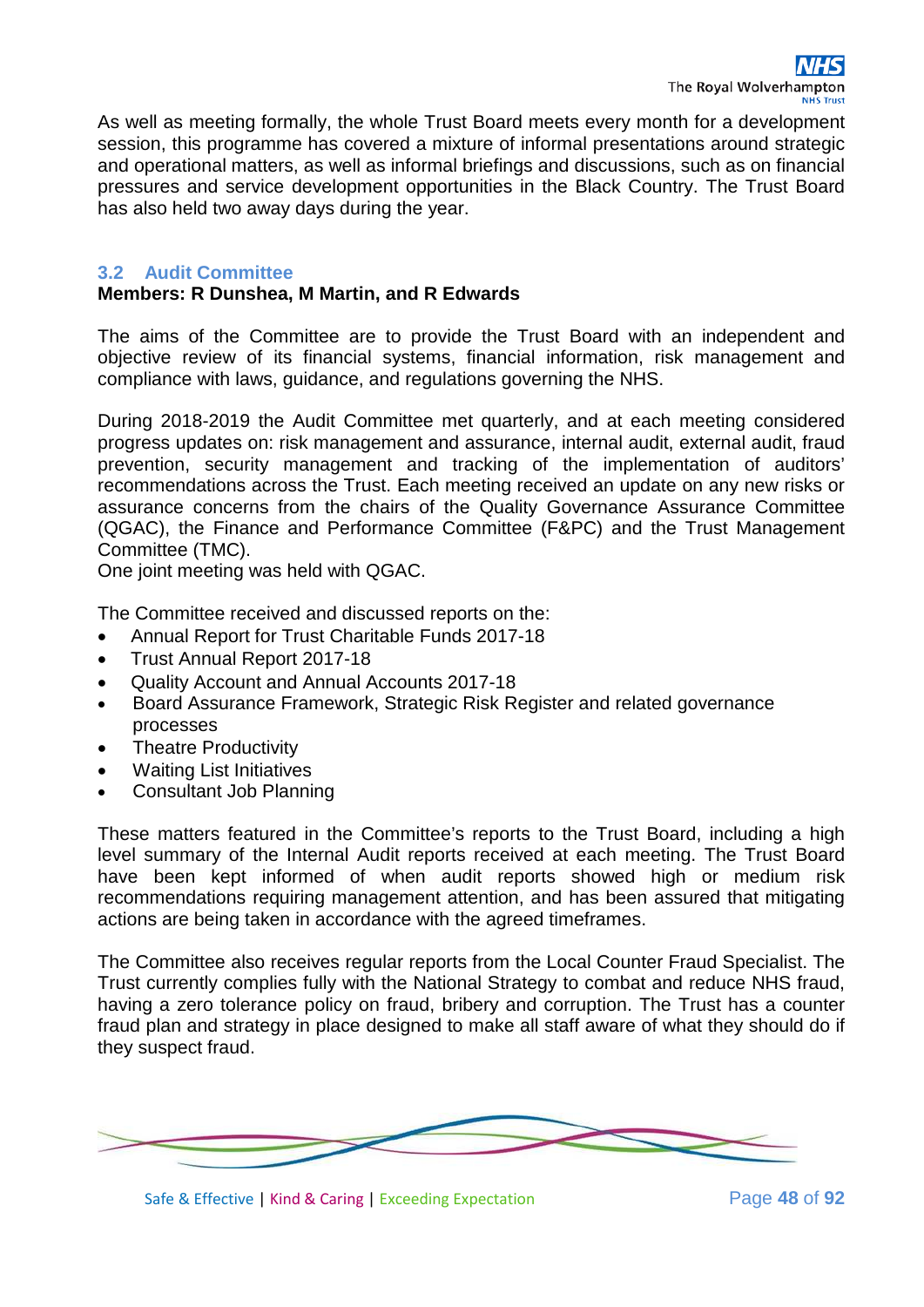As well as meeting formally, the whole Trust Board meets every month for a development session, this programme has covered a mixture of informal presentations around strategic and operational matters, as well as informal briefings and discussions, such as on financial pressures and service development opportunities in the Black Country. The Trust Board has also held two away days during the year.

### 3.2 Audit Committee

**Members: R Dunshea, M Martin, and R Edwards**

The aims of the Committee are to provide the Trust Board with an independent and objective review of its financial systems, financial information, risk management and compliance with laws, guidance, and regulations governing the NHS.

During 2018-2019 the Audit Committee met quarterly, and at each meeting considered progress updates on: risk management and assurance, internal audit, external audit, fraud prevention, security management and tracking of the implementation of auditors' recommendations across the Trust. Each meeting received an update on any new risks or assurance concerns from the chairs of the Quality Governance Assurance Committee (QGAC), the Finance and Performance Committee (F&PC) and the Trust Management Committee (TMC).
One joint meeting was held with QGAC.

The Committee received and discussed reports on the:

- Annual Report for Trust Charitable Funds 2017-18
- Trust Annual Report 2017-18
- Quality Account and Annual Accounts 2017-18
- Board Assurance Framework, Strategic Risk Register and related governance processes
- Theatre Productivity
- Waiting List Initiatives
- Consultant Job Planning

These matters featured in the Committee's reports to the Trust Board, including a high level summary of the Internal Audit reports received at each meeting. The Trust Board have been kept informed of when audit reports showed high or medium risk recommendations requiring management attention, and has been assured that mitigating actions are being taken in accordance with the agreed timeframes.

The Committee also receives regular reports from the Local Counter Fraud Specialist. The Trust currently complies fully with the National Strategy to combat and reduce NHS fraud, having a zero tolerance policy on fraud, bribery and corruption. The Trust has a counter fraud plan and strategy in place designed to make all staff aware of what they should do if they suspect fraud.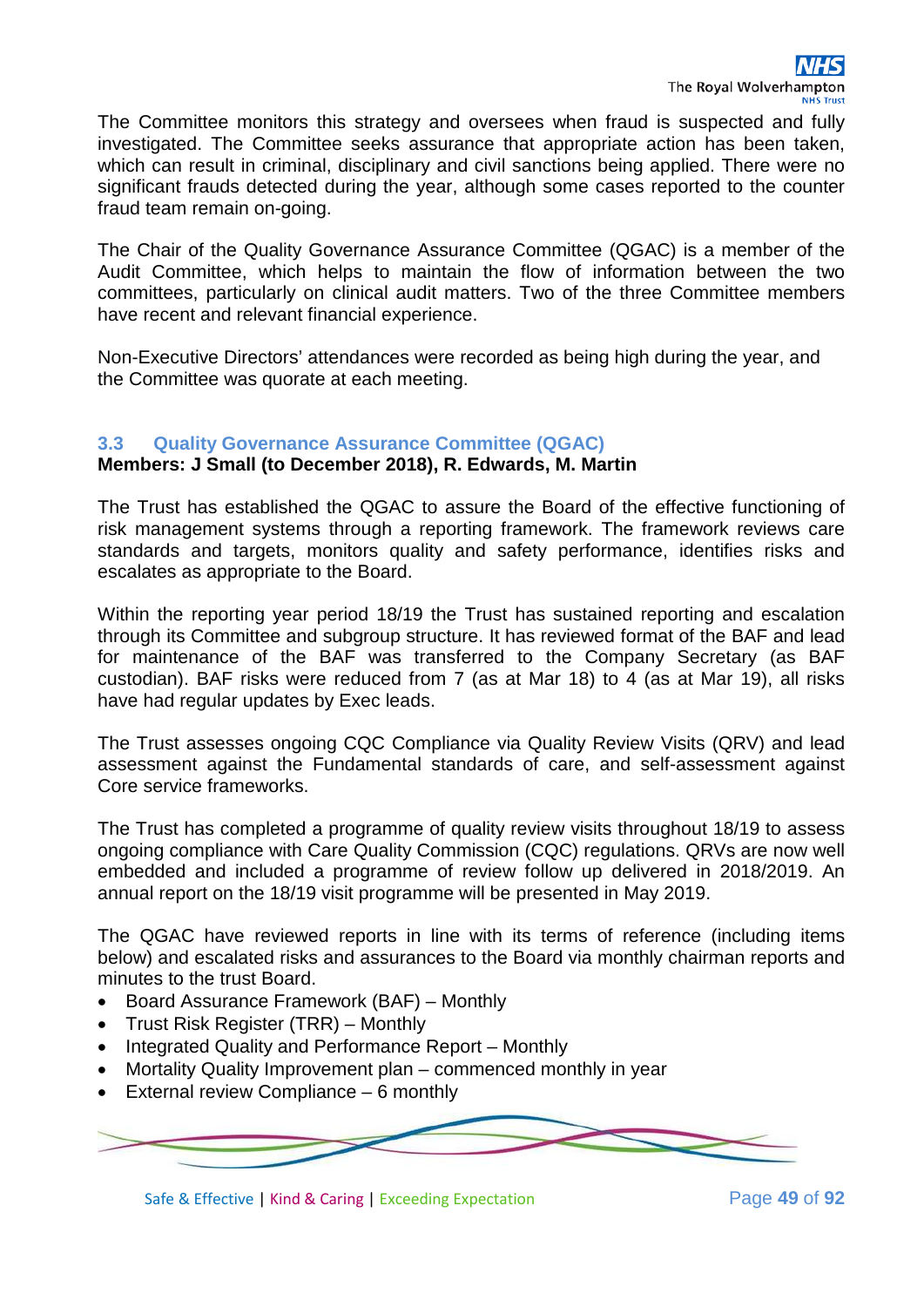The Committee monitors this strategy and oversees when fraud is suspected and fully investigated. The Committee seeks assurance that appropriate action has been taken, which can result in criminal, disciplinary and civil sanctions being applied. There were no significant frauds detected during the year, although some cases reported to the counter fraud team remain on-going.

The Chair of the Quality Governance Assurance Committee (QGAC) is a member of the Audit Committee, which helps to maintain the flow of information between the two committees, particularly on clinical audit matters. Two of the three Committee members have recent and relevant financial experience.

Non-Executive Directors' attendances were recorded as being high during the year, and the Committee was quorate at each meeting.

### 3.3 Quality Governance Assurance Committee (QGAC)

**Members: J Small (to December 2018), R. Edwards, M. Martin**

The Trust has established the QGAC to assure the Board of the effective functioning of risk management systems through a reporting framework. The framework reviews care standards and targets, monitors quality and safety performance, identifies risks and escalates as appropriate to the Board.

Within the reporting year period 18/19 the Trust has sustained reporting and escalation through its Committee and subgroup structure. It has reviewed format of the BAF and lead for maintenance of the BAF was transferred to the Company Secretary (as BAF custodian). BAF risks were reduced from 7 (as at Mar 18) to 4 (as at Mar 19), all risks have had regular updates by Exec leads.

The Trust assesses ongoing CQC Compliance via Quality Review Visits (QRV) and lead assessment against the Fundamental standards of care, and self-assessment against Core service frameworks.

The Trust has completed a programme of quality review visits throughout 18/19 to assess ongoing compliance with Care Quality Commission (CQC) regulations. QRVs are now well embedded and included a programme of review follow up delivered in 2018/2019. An annual report on the 18/19 visit programme will be presented in May 2019.

The QGAC have reviewed reports in line with its terms of reference (including items below) and escalated risks and assurances to the Board via monthly chairman reports and minutes to the trust Board.

- Board Assurance Framework (BAF) – Monthly
- Trust Risk Register (TRR) – Monthly
- Integrated Quality and Performance Report – Monthly
- Mortality Quality Improvement plan – commenced monthly in year
- External review Compliance – 6 monthly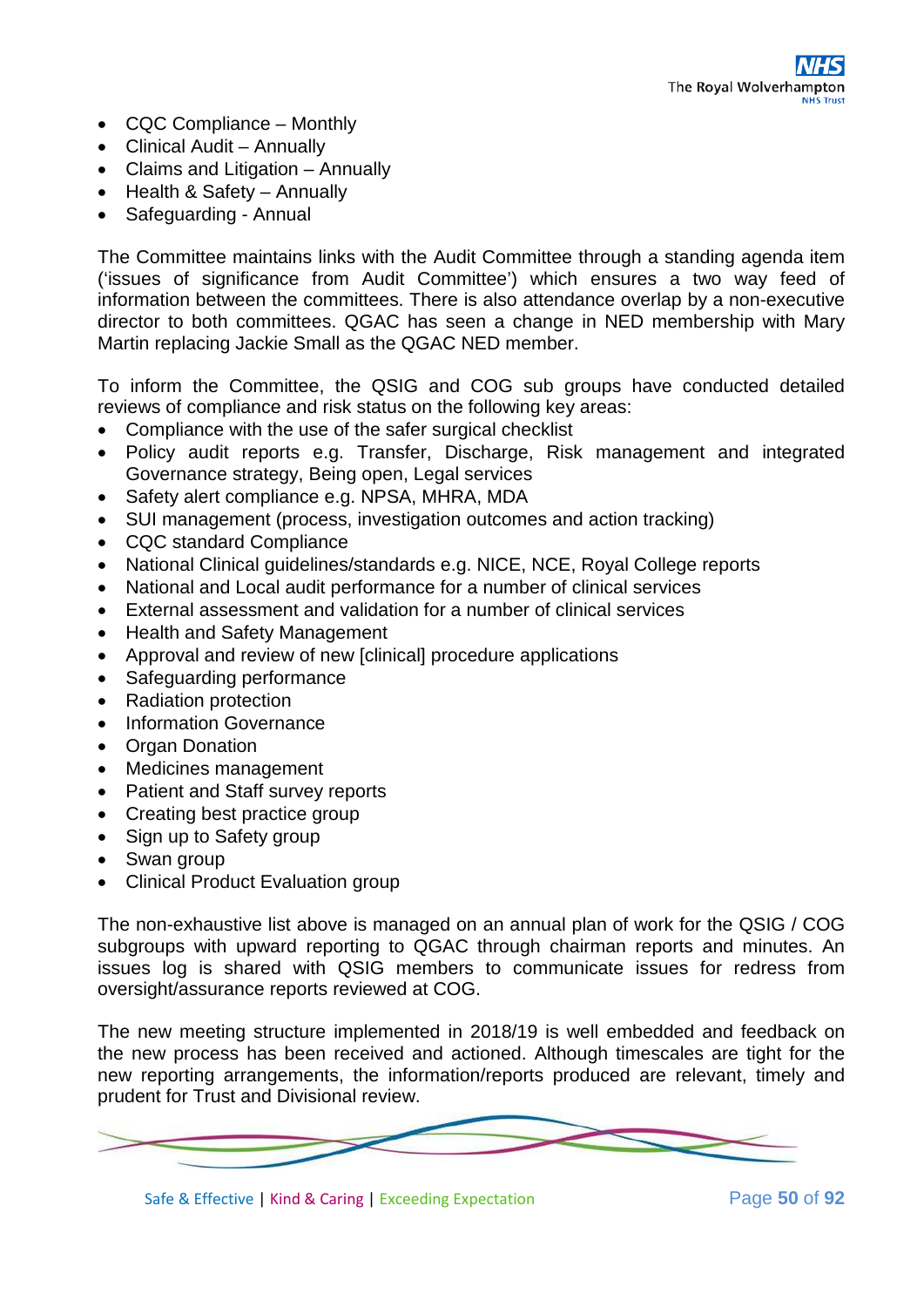- CQC Compliance – Monthly
- Clinical Audit – Annually
- Claims and Litigation – Annually
- Health & Safety – Annually
- Safeguarding - Annual

The Committee maintains links with the Audit Committee through a standing agenda item ('issues of significance from Audit Committee') which ensures a two way feed of information between the committees. There is also attendance overlap by a non-executive director to both committees. QGAC has seen a change in NED membership with Mary Martin replacing Jackie Small as the QGAC NED member.

To inform the Committee, the QSIG and COG sub groups have conducted detailed reviews of compliance and risk status on the following key areas:

- Compliance with the use of the safer surgical checklist
- Policy audit reports e.g. Transfer, Discharge, Risk management and integrated Governance strategy, Being open, Legal services
- Safety alert compliance e.g. NPSA, MHRA, MDA
- SUI management (process, investigation outcomes and action tracking)
- CQC standard Compliance
- National Clinical guidelines/standards e.g. NICE, NCE, Royal College reports
- National and Local audit performance for a number of clinical services
- External assessment and validation for a number of clinical services
- Health and Safety Management
- Approval and review of new [clinical] procedure applications
- Safeguarding performance
- Radiation protection
- Information Governance
- Organ Donation
- Medicines management
- Patient and Staff survey reports
- Creating best practice group
- Sign up to Safety group
- Swan group
- Clinical Product Evaluation group

The non-exhaustive list above is managed on an annual plan of work for the QSIG / COG subgroups with upward reporting to QGAC through chairman reports and minutes. An issues log is shared with QSIG members to communicate issues for redress from oversight/assurance reports reviewed at COG.

The new meeting structure implemented in 2018/19 is well embedded and feedback on the new process has been received and actioned. Although timescales are tight for the new reporting arrangements, the information/reports produced are relevant, timely and prudent for Trust and Divisional review.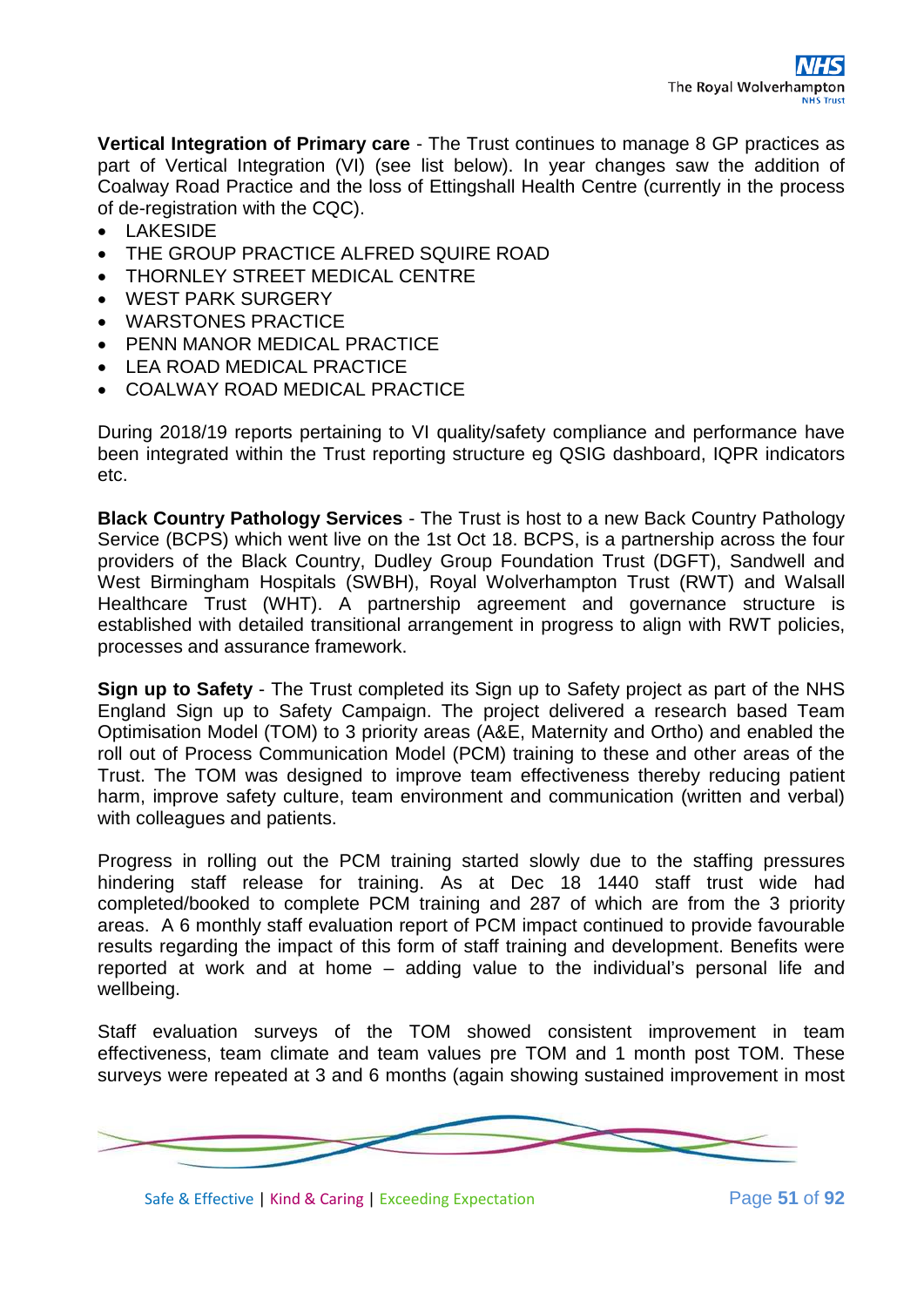**Vertical Integration of Primary care** - The Trust continues to manage 8 GP practices as part of Vertical Integration (VI) (see list below). In year changes saw the addition of Coalway Road Practice and the loss of Ettingshall Health Centre (currently in the process of de-registration with the CQC).

- LAKESIDE
- THE GROUP PRACTICE ALFRED SQUIRE ROAD
- THORNLEY STREET MEDICAL CENTRE
- WEST PARK SURGERY
- WARSTONES PRACTICE
- PENN MANOR MEDICAL PRACTICE
- LEA ROAD MEDICAL PRACTICE
- COALWAY ROAD MEDICAL PRACTICE

During 2018/19 reports pertaining to VI quality/safety compliance and performance have been integrated within the Trust reporting structure eg QSIG dashboard, IQPR indicators etc.

**Black Country Pathology Services** - The Trust is host to a new Back Country Pathology Service (BCPS) which went live on the 1st Oct 18. BCPS, is a partnership across the four providers of the Black Country, Dudley Group Foundation Trust (DGFT), Sandwell and West Birmingham Hospitals (SWBH), Royal Wolverhampton Trust (RWT) and Walsall Healthcare Trust (WHT). A partnership agreement and governance structure is established with detailed transitional arrangement in progress to align with RWT policies, processes and assurance framework.

**Sign up to Safety** - The Trust completed its Sign up to Safety project as part of the NHS England Sign up to Safety Campaign. The project delivered a research based Team Optimisation Model (TOM) to 3 priority areas (A&E, Maternity and Ortho) and enabled the roll out of Process Communication Model (PCM) training to these and other areas of the Trust. The TOM was designed to improve team effectiveness thereby reducing patient harm, improve safety culture, team environment and communication (written and verbal) with colleagues and patients.

Progress in rolling out the PCM training started slowly due to the staffing pressures hindering staff release for training. As at Dec 18 1440 staff trust wide had completed/booked to complete PCM training and 287 of which are from the 3 priority areas. A 6 monthly staff evaluation report of PCM impact continued to provide favourable results regarding the impact of this form of staff training and development. Benefits were reported at work and at home – adding value to the individual's personal life and wellbeing.

Staff evaluation surveys of the TOM showed consistent improvement in team effectiveness, team climate and team values pre TOM and 1 month post TOM. These surveys were repeated at 3 and 6 months (again showing sustained improvement in most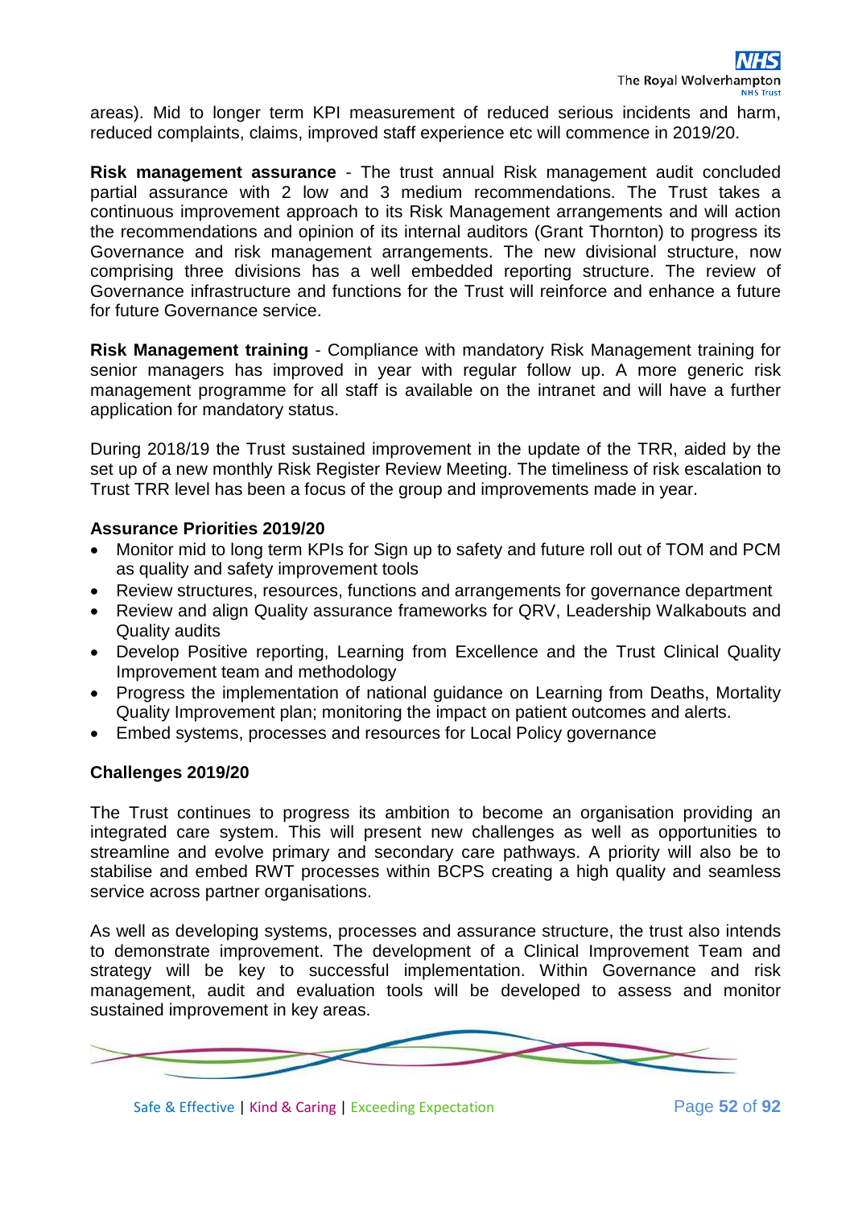areas). Mid to longer term KPI measurement of reduced serious incidents and harm, reduced complaints, claims, improved staff experience etc will commence in 2019/20.

**Risk management assurance** - The trust annual Risk management audit concluded partial assurance with 2 low and 3 medium recommendations. The Trust takes a continuous improvement approach to its Risk Management arrangements and will action the recommendations and opinion of its internal auditors (Grant Thornton) to progress its Governance and risk management arrangements. The new divisional structure, now comprising three divisions has a well embedded reporting structure. The review of Governance infrastructure and functions for the Trust will reinforce and enhance a future for future Governance service.

**Risk Management training** - Compliance with mandatory Risk Management training for senior managers has improved in year with regular follow up. A more generic risk management programme for all staff is available on the intranet and will have a further application for mandatory status.

During 2018/19 the Trust sustained improvement in the update of the TRR, aided by the set up of a new monthly Risk Register Review Meeting. The timeliness of risk escalation to Trust TRR level has been a focus of the group and improvements made in year.

**Assurance Priorities 2019/20**

- Monitor mid to long term KPIs for Sign up to safety and future roll out of TOM and PCM as quality and safety improvement tools
- Review structures, resources, functions and arrangements for governance department
- Review and align Quality assurance frameworks for QRV, Leadership Walkabouts and Quality audits
- Develop Positive reporting, Learning from Excellence and the Trust Clinical Quality Improvement team and methodology
- Progress the implementation of national guidance on Learning from Deaths, Mortality Quality Improvement plan; monitoring the impact on patient outcomes and alerts.
- Embed systems, processes and resources for Local Policy governance

**Challenges 2019/20**

The Trust continues to progress its ambition to become an organisation providing an integrated care system. This will present new challenges as well as opportunities to streamline and evolve primary and secondary care pathways. A priority will also be to stabilise and embed RWT processes within BCPS creating a high quality and seamless service across partner organisations.

As well as developing systems, processes and assurance structure, the trust also intends to demonstrate improvement. The development of a Clinical Improvement Team and strategy will be key to successful implementation. Within Governance and risk management, audit and evaluation tools will be developed to assess and monitor sustained improvement in key areas.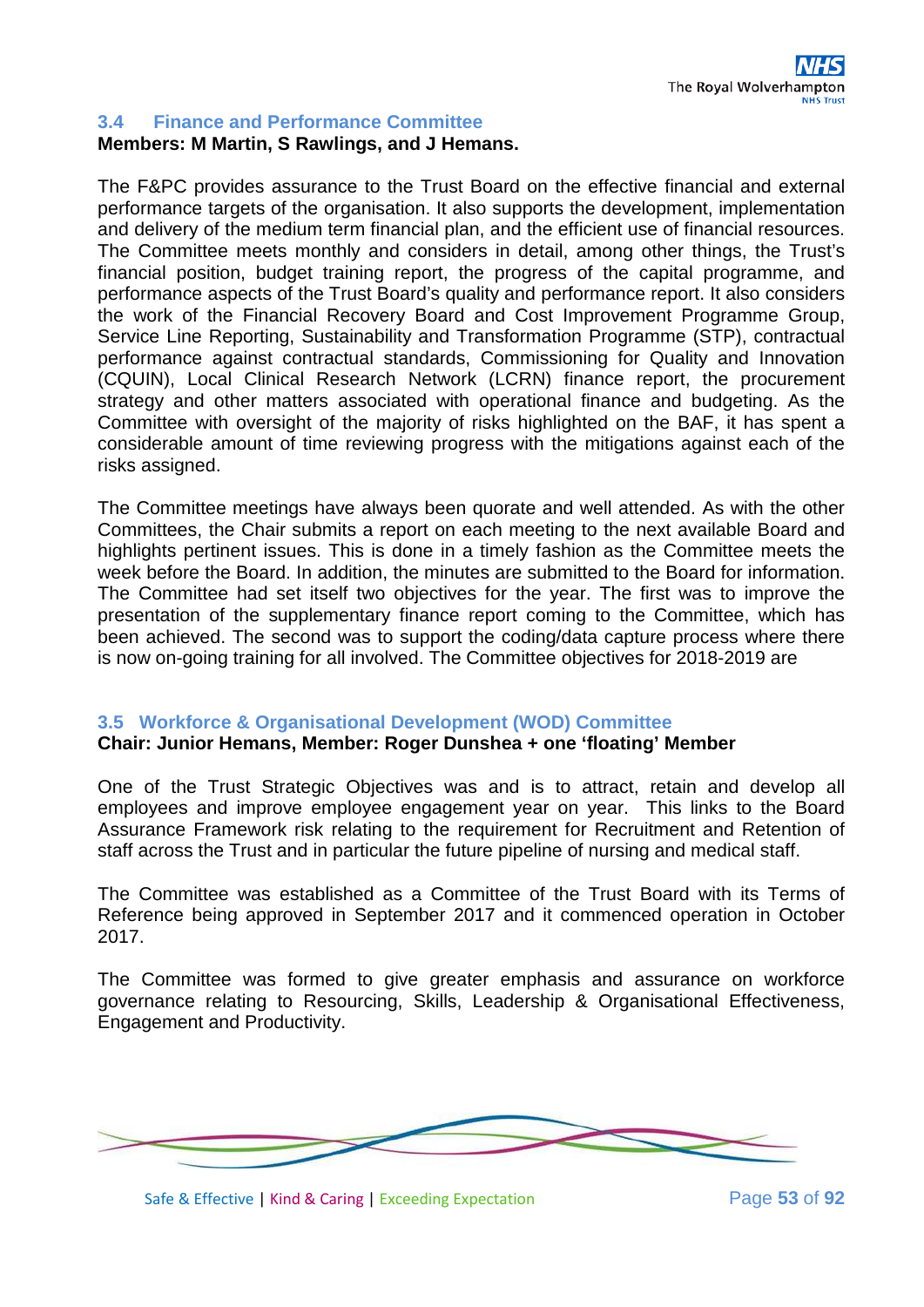### 3.4 Finance and Performance Committee

**Members: M Martin, S Rawlings, and J Hemans.**

The F&PC provides assurance to the Trust Board on the effective financial and external performance targets of the organisation. It also supports the development, implementation and delivery of the medium term financial plan, and the efficient use of financial resources. The Committee meets monthly and considers in detail, among other things, the Trust's financial position, budget training report, the progress of the capital programme, and performance aspects of the Trust Board's quality and performance report. It also considers the work of the Financial Recovery Board and Cost Improvement Programme Group, Service Line Reporting, Sustainability and Transformation Programme (STP), contractual performance against contractual standards, Commissioning for Quality and Innovation (CQUIN), Local Clinical Research Network (LCRN) finance report, the procurement strategy and other matters associated with operational finance and budgeting. As the Committee with oversight of the majority of risks highlighted on the BAF, it has spent a considerable amount of time reviewing progress with the mitigations against each of the risks assigned.

The Committee meetings have always been quorate and well attended. As with the other Committees, the Chair submits a report on each meeting to the next available Board and highlights pertinent issues. This is done in a timely fashion as the Committee meets the week before the Board. In addition, the minutes are submitted to the Board for information. The Committee had set itself two objectives for the year. The first was to improve the presentation of the supplementary finance report coming to the Committee, which has been achieved. The second was to support the coding/data capture process where there is now on-going training for all involved. The Committee objectives for 2018-2019 are

### 3.5 Workforce & Organisational Development (WOD) Committee

**Chair: Junior Hemans, Member: Roger Dunshea + one 'floating' Member**

One of the Trust Strategic Objectives was and is to attract, retain and develop all employees and improve employee engagement year on year. This links to the Board Assurance Framework risk relating to the requirement for Recruitment and Retention of staff across the Trust and in particular the future pipeline of nursing and medical staff.

The Committee was established as a Committee of the Trust Board with its Terms of Reference being approved in September 2017 and it commenced operation in October 2017.

The Committee was formed to give greater emphasis and assurance on workforce governance relating to Resourcing, Skills, Leadership & Organisational Effectiveness, Engagement and Productivity.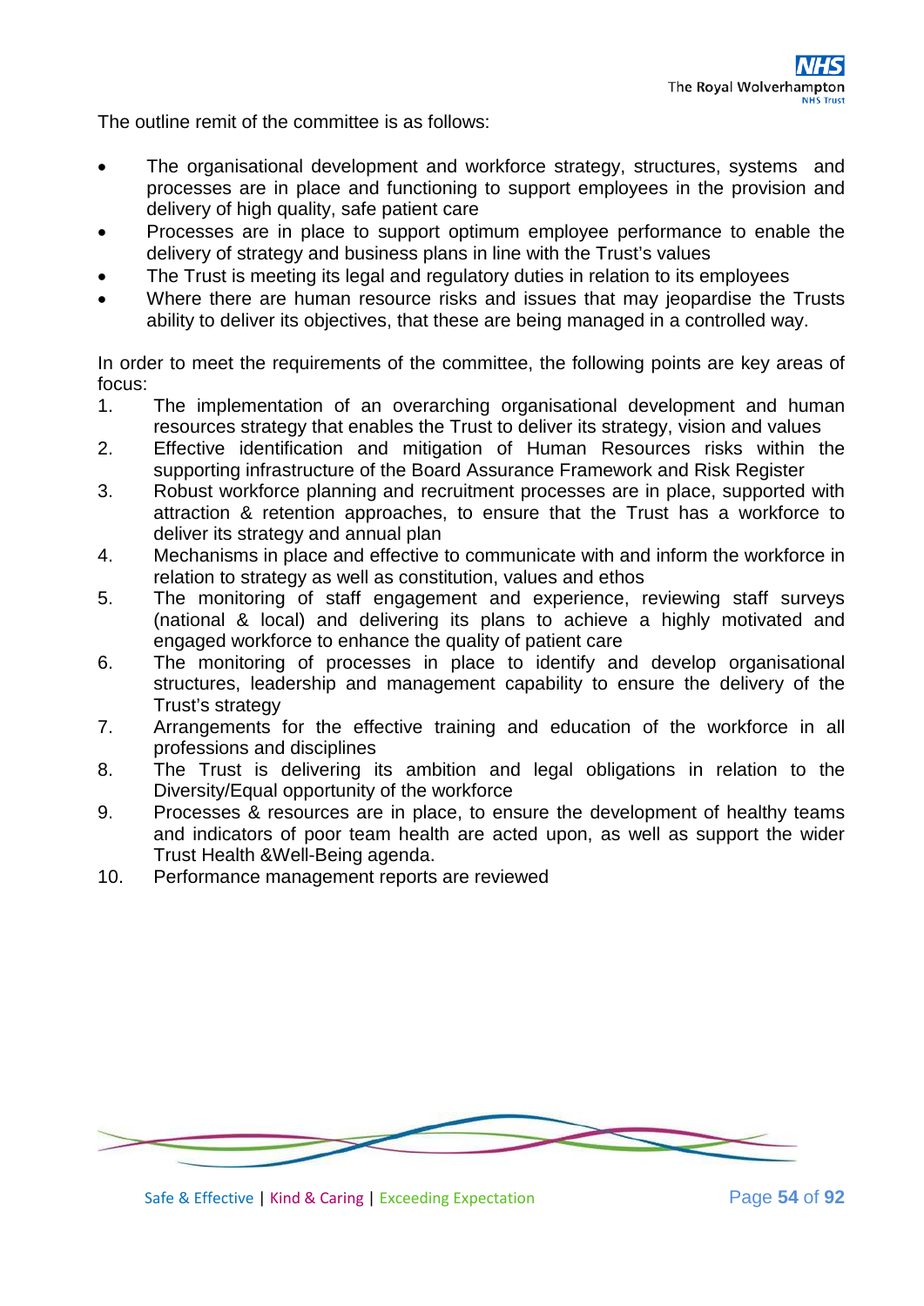The outline remit of the committee is as follows:

- The organisational development and workforce strategy, structures, systems and processes are in place and functioning to support employees in the provision and delivery of high quality, safe patient care
- Processes are in place to support optimum employee performance to enable the delivery of strategy and business plans in line with the Trust's values
- The Trust is meeting its legal and regulatory duties in relation to its employees
- Where there are human resource risks and issues that may jeopardise the Trusts ability to deliver its objectives, that these are being managed in a controlled way.

In order to meet the requirements of the committee, the following points are key areas of focus:

1. The implementation of an overarching organisational development and human resources strategy that enables the Trust to deliver its strategy, vision and values
2. Effective identification and mitigation of Human Resources risks within the supporting infrastructure of the Board Assurance Framework and Risk Register
3. Robust workforce planning and recruitment processes are in place, supported with attraction & retention approaches, to ensure that the Trust has a workforce to deliver its strategy and annual plan
4. Mechanisms in place and effective to communicate with and inform the workforce in relation to strategy as well as constitution, values and ethos
5. The monitoring of staff engagement and experience, reviewing staff surveys (national & local) and delivering its plans to achieve a highly motivated and engaged workforce to enhance the quality of patient care
6. The monitoring of processes in place to identify and develop organisational structures, leadership and management capability to ensure the delivery of the Trust's strategy
7. Arrangements for the effective training and education of the workforce in all professions and disciplines
8. The Trust is delivering its ambition and legal obligations in relation to the Diversity/Equal opportunity of the workforce
9. Processes & resources are in place, to ensure the development of healthy teams and indicators of poor team health are acted upon, as well as support the wider Trust Health &Well-Being agenda.
10. Performance management reports are reviewed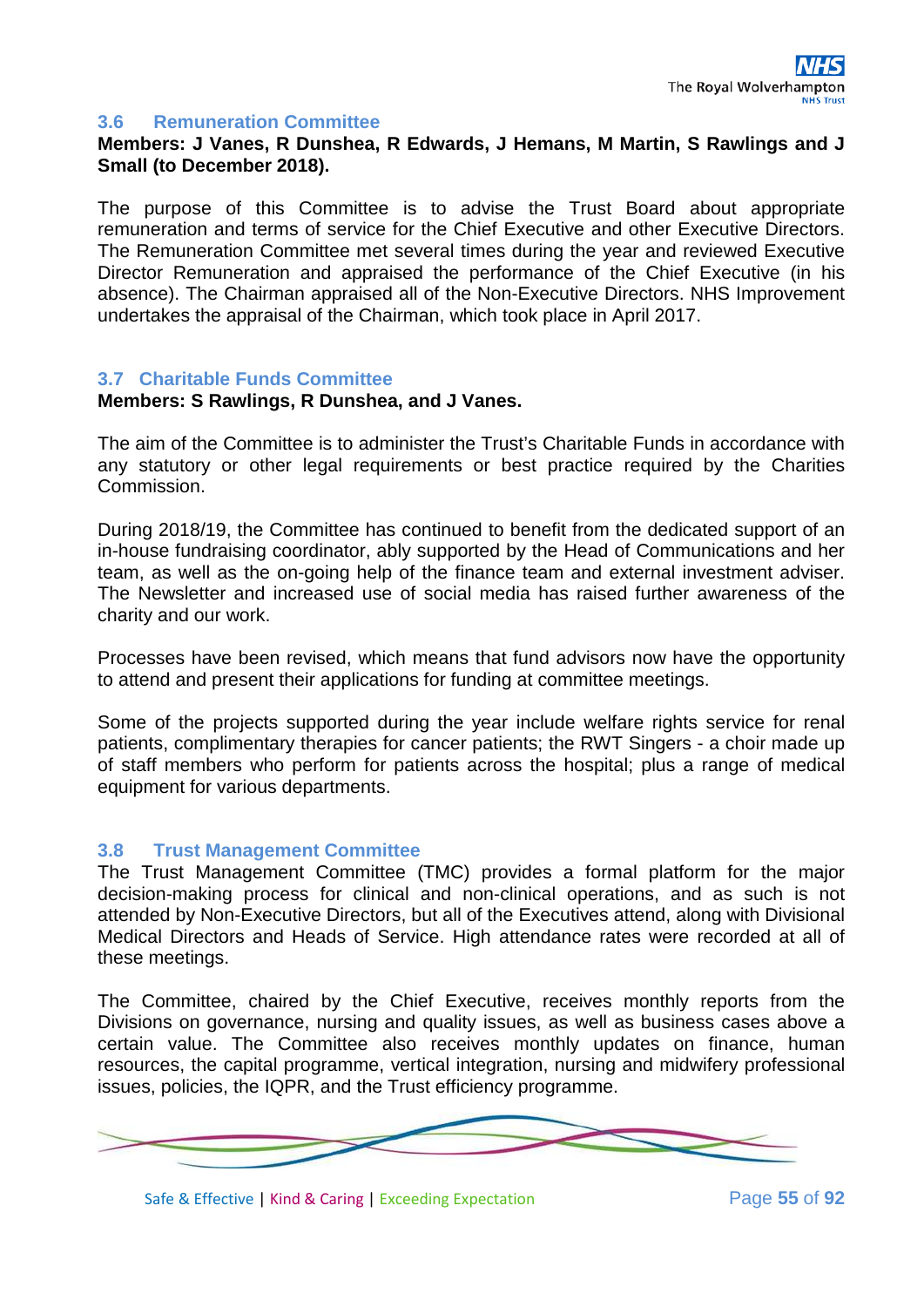### 3.6 Remuneration Committee

**Members: J Vanes, R Dunshea, R Edwards, J Hemans, M Martin, S Rawlings and J Small (to December 2018).**

The purpose of this Committee is to advise the Trust Board about appropriate remuneration and terms of service for the Chief Executive and other Executive Directors. The Remuneration Committee met several times during the year and reviewed Executive Director Remuneration and appraised the performance of the Chief Executive (in his absence). The Chairman appraised all of the Non-Executive Directors. NHS Improvement undertakes the appraisal of the Chairman, which took place in April 2017.

### 3.7 Charitable Funds Committee

**Members: S Rawlings, R Dunshea, and J Vanes.**

The aim of the Committee is to administer the Trust's Charitable Funds in accordance with any statutory or other legal requirements or best practice required by the Charities Commission.

During 2018/19, the Committee has continued to benefit from the dedicated support of an in-house fundraising coordinator, ably supported by the Head of Communications and her team, as well as the on-going help of the finance team and external investment adviser. The Newsletter and increased use of social media has raised further awareness of the charity and our work.

Processes have been revised, which means that fund advisors now have the opportunity to attend and present their applications for funding at committee meetings.

Some of the projects supported during the year include welfare rights service for renal patients, complimentary therapies for cancer patients; the RWT Singers - a choir made up of staff members who perform for patients across the hospital; plus a range of medical equipment for various departments.

### 3.8 Trust Management Committee

The Trust Management Committee (TMC) provides a formal platform for the major decision-making process for clinical and non-clinical operations, and as such is not attended by Non-Executive Directors, but all of the Executives attend, along with Divisional Medical Directors and Heads of Service. High attendance rates were recorded at all of these meetings.

The Committee, chaired by the Chief Executive, receives monthly reports from the Divisions on governance, nursing and quality issues, as well as business cases above a certain value. The Committee also receives monthly updates on finance, human resources, the capital programme, vertical integration, nursing and midwifery professional issues, policies, the IQPR, and the Trust efficiency programme.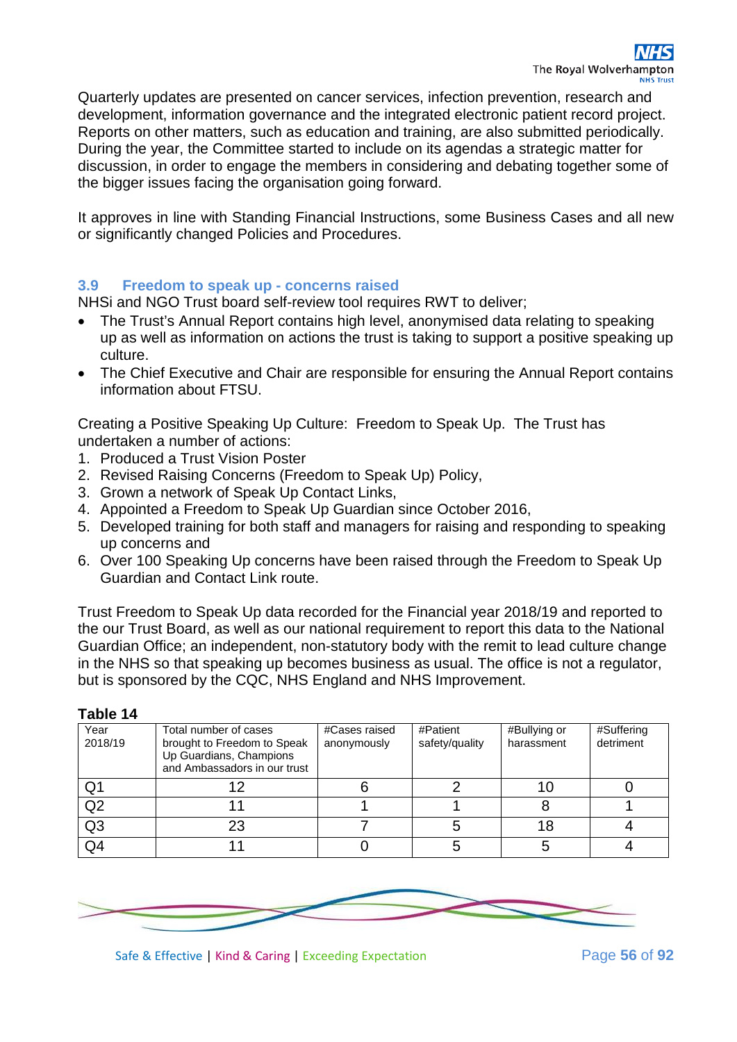Quarterly updates are presented on cancer services, infection prevention, research and development, information governance and the integrated electronic patient record project. Reports on other matters, such as education and training, are also submitted periodically. During the year, the Committee started to include on its agendas a strategic matter for discussion, in order to engage the members in considering and debating together some of the bigger issues facing the organisation going forward.

It approves in line with Standing Financial Instructions, some Business Cases and all new or significantly changed Policies and Procedures.

### 3.9 Freedom to speak up - concerns raised

NHSi and NGO Trust board self-review tool requires RWT to deliver;

- The Trust's Annual Report contains high level, anonymised data relating to speaking up as well as information on actions the trust is taking to support a positive speaking up culture.
- The Chief Executive and Chair are responsible for ensuring the Annual Report contains information about FTSU.

Creating a Positive Speaking Up Culture: Freedom to Speak Up. The Trust has undertaken a number of actions:

1. Produced a Trust Vision Poster
2. Revised Raising Concerns (Freedom to Speak Up) Policy,
3. Grown a network of Speak Up Contact Links,
4. Appointed a Freedom to Speak Up Guardian since October 2016,
5. Developed training for both staff and managers for raising and responding to speaking up concerns and
6. Over 100 Speaking Up concerns have been raised through the Freedom to Speak Up Guardian and Contact Link route.

Trust Freedom to Speak Up data recorded for the Financial year 2018/19 and reported to the our Trust Board, as well as our national requirement to report this data to the National Guardian Office; an independent, non-statutory body with the remit to lead culture change in the NHS so that speaking up becomes business as usual. The office is not a regulator, but is sponsored by the CQC, NHS England and NHS Improvement.

**Table 14**

| Year 2018/19 | Total number of cases brought to Freedom to Speak Up Guardians, Champions and Ambassadors in our trust | #Cases raised anonymously | #Patient safety/quality | #Bullying or harassment | #Suffering detriment |
|---|---|---|---|---|---|
| Q1 | 12 | 6 | 2 | 10 | 0 |
| Q2 | 11 | 1 | 1 | 8 | 1 |
| Q3 | 23 | 7 | 5 | 18 | 4 |
| Q4 | 11 | 0 | 5 | 5 | 4 |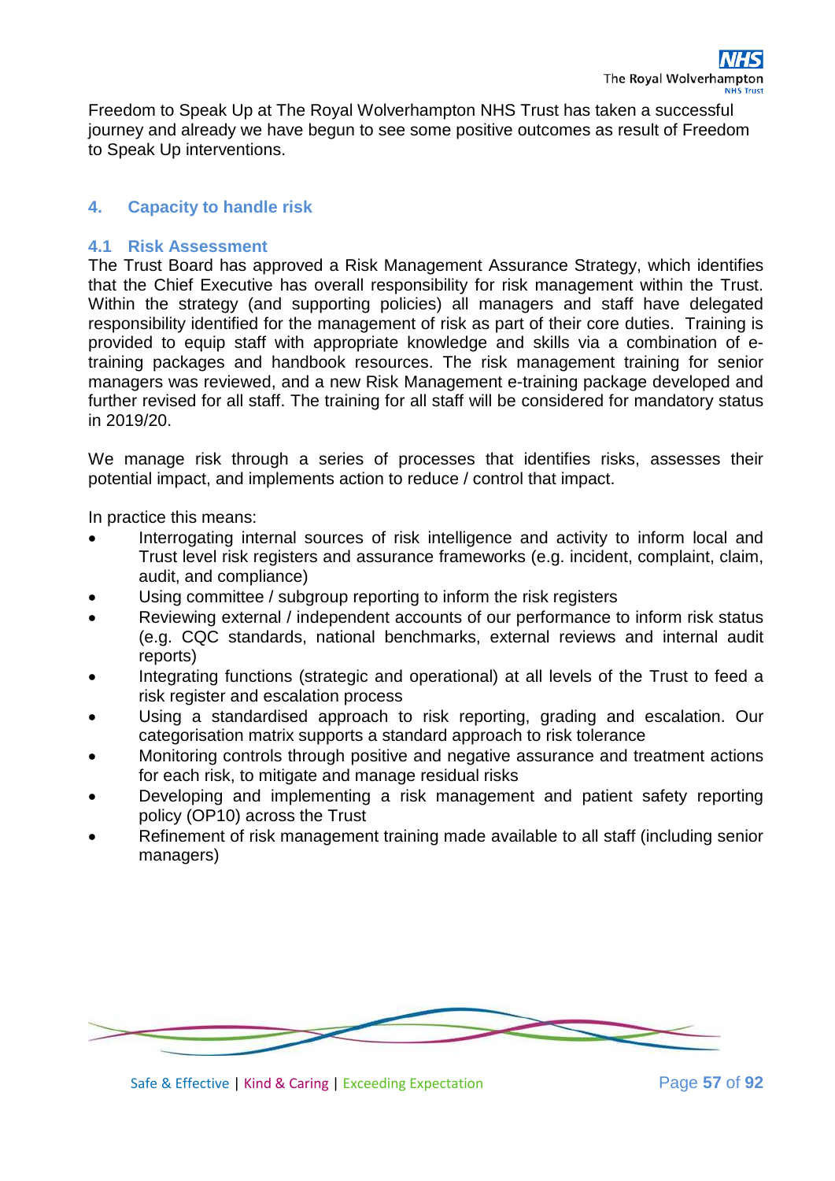Freedom to Speak Up at The Royal Wolverhampton NHS Trust has taken a successful journey and already we have begun to see some positive outcomes as result of Freedom to Speak Up interventions.

## 4. Capacity to handle risk

### 4.1 Risk Assessment

The Trust Board has approved a Risk Management Assurance Strategy, which identifies that the Chief Executive has overall responsibility for risk management within the Trust. Within the strategy (and supporting policies) all managers and staff have delegated responsibility identified for the management of risk as part of their core duties. Training is provided to equip staff with appropriate knowledge and skills via a combination of e-training packages and handbook resources. The risk management training for senior managers was reviewed, and a new Risk Management e-training package developed and further revised for all staff. The training for all staff will be considered for mandatory status in 2019/20.

We manage risk through a series of processes that identifies risks, assesses their potential impact, and implements action to reduce / control that impact.

In practice this means:

- Interrogating internal sources of risk intelligence and activity to inform local and Trust level risk registers and assurance frameworks (e.g. incident, complaint, claim, audit, and compliance)
- Using committee / subgroup reporting to inform the risk registers
- Reviewing external / independent accounts of our performance to inform risk status (e.g. CQC standards, national benchmarks, external reviews and internal audit reports)
- Integrating functions (strategic and operational) at all levels of the Trust to feed a risk register and escalation process
- Using a standardised approach to risk reporting, grading and escalation. Our categorisation matrix supports a standard approach to risk tolerance
- Monitoring controls through positive and negative assurance and treatment actions for each risk, to mitigate and manage residual risks
- Developing and implementing a risk management and patient safety reporting policy (OP10) across the Trust
- Refinement of risk management training made available to all staff (including senior managers)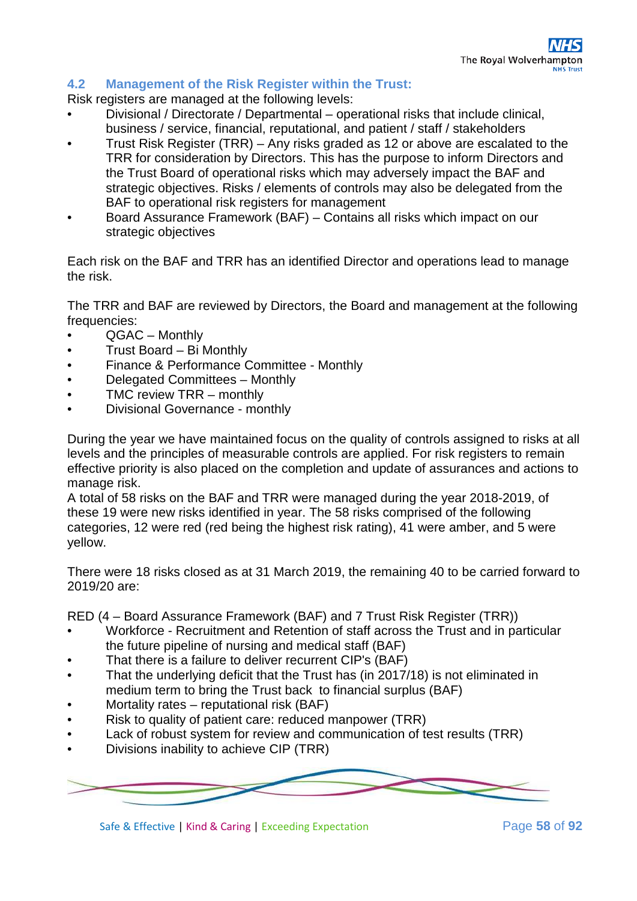### 4.2 Management of the Risk Register within the Trust:

Risk registers are managed at the following levels:

- Divisional / Directorate / Departmental – operational risks that include clinical, business / service, financial, reputational, and patient / staff / stakeholders
- Trust Risk Register (TRR) – Any risks graded as 12 or above are escalated to the TRR for consideration by Directors. This has the purpose to inform Directors and the Trust Board of operational risks which may adversely impact the BAF and strategic objectives. Risks / elements of controls may also be delegated from the BAF to operational risk registers for management
- Board Assurance Framework (BAF) – Contains all risks which impact on our strategic objectives

Each risk on the BAF and TRR has an identified Director and operations lead to manage the risk.

The TRR and BAF are reviewed by Directors, the Board and management at the following frequencies:

- QGAC – Monthly
- Trust Board – Bi Monthly
- Finance & Performance Committee - Monthly
- Delegated Committees – Monthly
- TMC review TRR – monthly
- Divisional Governance - monthly

During the year we have maintained focus on the quality of controls assigned to risks at all levels and the principles of measurable controls are applied. For risk registers to remain effective priority is also placed on the completion and update of assurances and actions to manage risk.
A total of 58 risks on the BAF and TRR were managed during the year 2018-2019, of these 19 were new risks identified in year. The 58 risks comprised of the following categories, 12 were red (red being the highest risk rating), 41 were amber, and 5 were yellow.

There were 18 risks closed as at 31 March 2019, the remaining 40 to be carried forward to 2019/20 are:

RED (4 – Board Assurance Framework (BAF) and 7 Trust Risk Register (TRR))

- Workforce - Recruitment and Retention of staff across the Trust and in particular the future pipeline of nursing and medical staff (BAF)
- That there is a failure to deliver recurrent CIP's (BAF)
- That the underlying deficit that the Trust has (in 2017/18) is not eliminated in medium term to bring the Trust back to financial surplus (BAF)
- Mortality rates – reputational risk (BAF)
- Risk to quality of patient care: reduced manpower (TRR)
- Lack of robust system for review and communication of test results (TRR)
- Divisions inability to achieve CIP (TRR)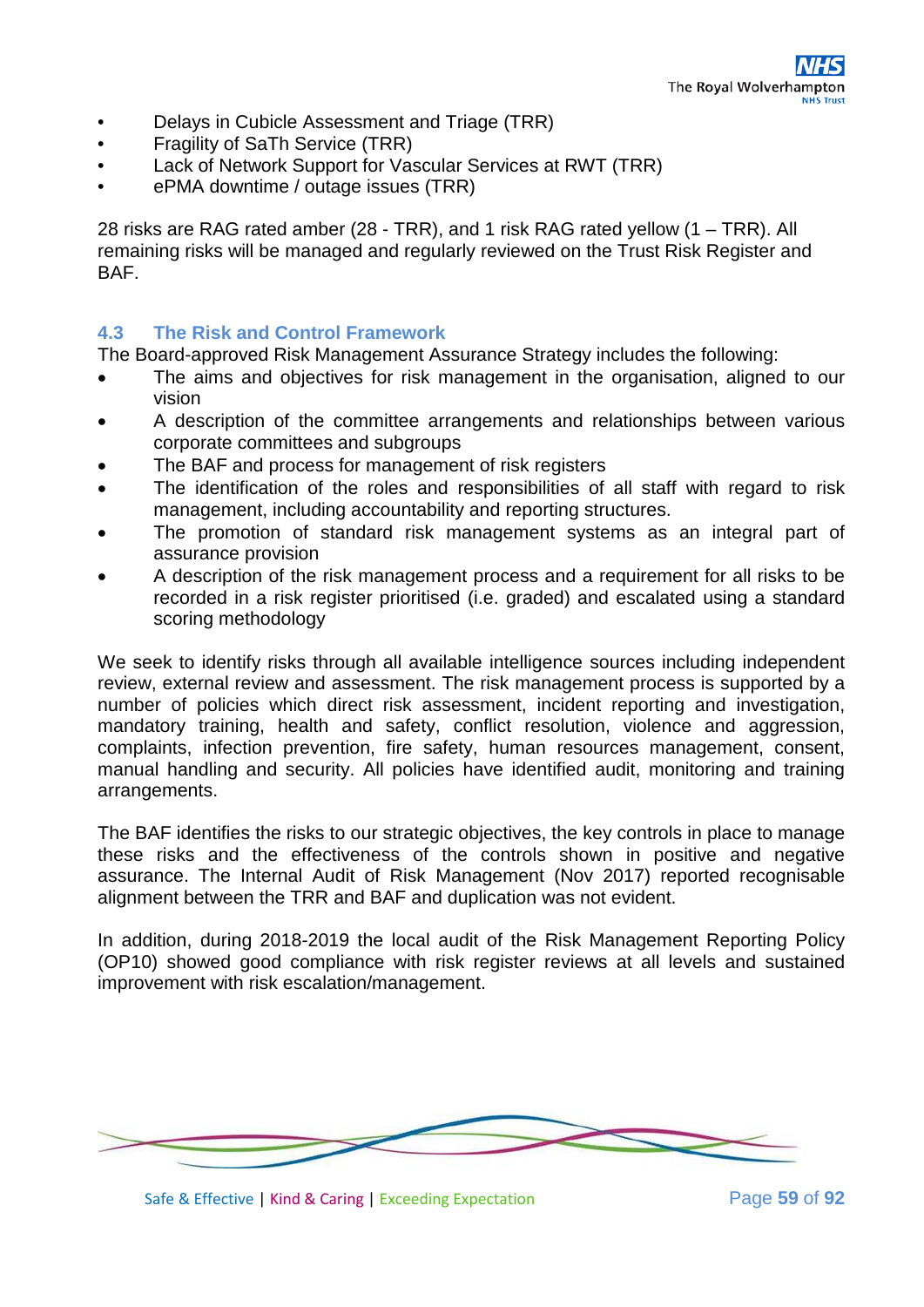- Delays in Cubicle Assessment and Triage (TRR)
- Fragility of SaTh Service (TRR)
- Lack of Network Support for Vascular Services at RWT (TRR)
- ePMA downtime / outage issues (TRR)

28 risks are RAG rated amber (28 - TRR), and 1 risk RAG rated yellow (1 – TRR). All remaining risks will be managed and regularly reviewed on the Trust Risk Register and BAF.

### 4.3 The Risk and Control Framework

The Board-approved Risk Management Assurance Strategy includes the following:

- The aims and objectives for risk management in the organisation, aligned to our vision
- A description of the committee arrangements and relationships between various corporate committees and subgroups
- The BAF and process for management of risk registers
- The identification of the roles and responsibilities of all staff with regard to risk management, including accountability and reporting structures.
- The promotion of standard risk management systems as an integral part of assurance provision
- A description of the risk management process and a requirement for all risks to be recorded in a risk register prioritised (i.e. graded) and escalated using a standard scoring methodology

We seek to identify risks through all available intelligence sources including independent review, external review and assessment. The risk management process is supported by a number of policies which direct risk assessment, incident reporting and investigation, mandatory training, health and safety, conflict resolution, violence and aggression, complaints, infection prevention, fire safety, human resources management, consent, manual handling and security. All policies have identified audit, monitoring and training arrangements.

The BAF identifies the risks to our strategic objectives, the key controls in place to manage these risks and the effectiveness of the controls shown in positive and negative assurance. The Internal Audit of Risk Management (Nov 2017) reported recognisable alignment between the TRR and BAF and duplication was not evident.

In addition, during 2018-2019 the local audit of the Risk Management Reporting Policy (OP10) showed good compliance with risk register reviews at all levels and sustained improvement with risk escalation/management.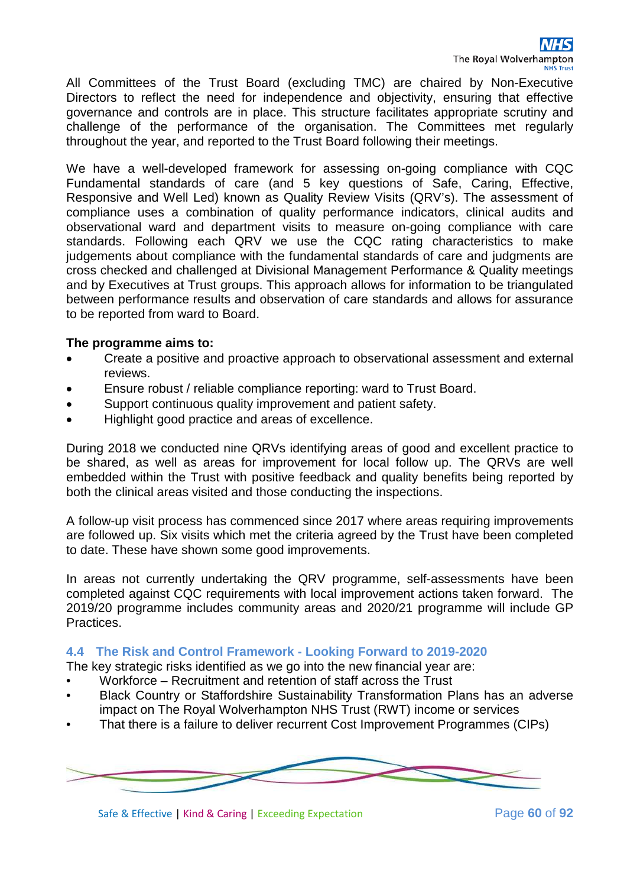All Committees of the Trust Board (excluding TMC) are chaired by Non-Executive Directors to reflect the need for independence and objectivity, ensuring that effective governance and controls are in place. This structure facilitates appropriate scrutiny and challenge of the performance of the organisation. The Committees met regularly throughout the year, and reported to the Trust Board following their meetings.

We have a well-developed framework for assessing on-going compliance with CQC Fundamental standards of care (and 5 key questions of Safe, Caring, Effective, Responsive and Well Led) known as Quality Review Visits (QRV's). The assessment of compliance uses a combination of quality performance indicators, clinical audits and observational ward and department visits to measure on-going compliance with care standards. Following each QRV we use the CQC rating characteristics to make judgements about compliance with the fundamental standards of care and judgments are cross checked and challenged at Divisional Management Performance & Quality meetings and by Executives at Trust groups. This approach allows for information to be triangulated between performance results and observation of care standards and allows for assurance to be reported from ward to Board.

**The programme aims to:**

- Create a positive and proactive approach to observational assessment and external reviews.
- Ensure robust / reliable compliance reporting: ward to Trust Board.
- Support continuous quality improvement and patient safety.
- Highlight good practice and areas of excellence.

During 2018 we conducted nine QRVs identifying areas of good and excellent practice to be shared, as well as areas for improvement for local follow up. The QRVs are well embedded within the Trust with positive feedback and quality benefits being reported by both the clinical areas visited and those conducting the inspections.

A follow-up visit process has commenced since 2017 where areas requiring improvements are followed up. Six visits which met the criteria agreed by the Trust have been completed to date. These have shown some good improvements.

In areas not currently undertaking the QRV programme, self-assessments have been completed against CQC requirements with local improvement actions taken forward. The 2019/20 programme includes community areas and 2020/21 programme will include GP Practices.

### 4.4 The Risk and Control Framework - Looking Forward to 2019-2020

The key strategic risks identified as we go into the new financial year are:

- Workforce – Recruitment and retention of staff across the Trust
- Black Country or Staffordshire Sustainability Transformation Plans has an adverse impact on The Royal Wolverhampton NHS Trust (RWT) income or services
- That there is a failure to deliver recurrent Cost Improvement Programmes (CIPs)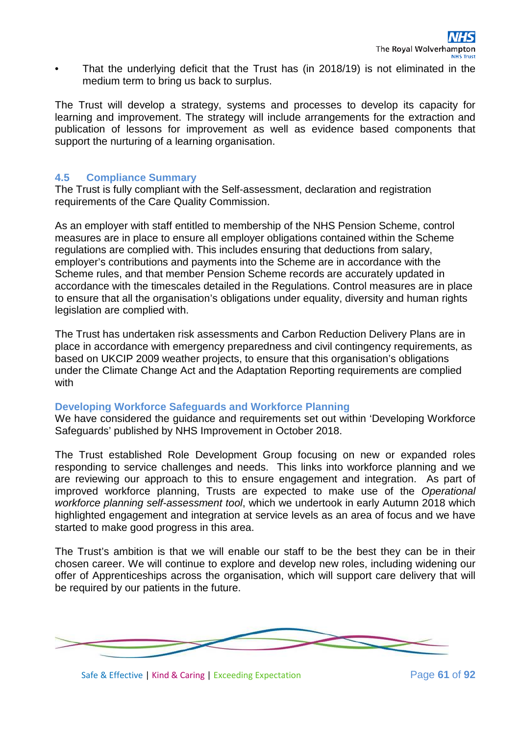- That the underlying deficit that the Trust has (in 2018/19) is not eliminated in the medium term to bring us back to surplus.

The Trust will develop a strategy, systems and processes to develop its capacity for learning and improvement. The strategy will include arrangements for the extraction and publication of lessons for improvement as well as evidence based components that support the nurturing of a learning organisation.

### 4.5 Compliance Summary

The Trust is fully compliant with the Self-assessment, declaration and registration requirements of the Care Quality Commission.

As an employer with staff entitled to membership of the NHS Pension Scheme, control measures are in place to ensure all employer obligations contained within the Scheme regulations are complied with. This includes ensuring that deductions from salary, employer's contributions and payments into the Scheme are in accordance with the Scheme rules, and that member Pension Scheme records are accurately updated in accordance with the timescales detailed in the Regulations. Control measures are in place to ensure that all the organisation's obligations under equality, diversity and human rights legislation are complied with.

The Trust has undertaken risk assessments and Carbon Reduction Delivery Plans are in place in accordance with emergency preparedness and civil contingency requirements, as based on UKCIP 2009 weather projects, to ensure that this organisation's obligations under the Climate Change Act and the Adaptation Reporting requirements are complied with

### Developing Workforce Safeguards and Workforce Planning

We have considered the guidance and requirements set out within 'Developing Workforce Safeguards' published by NHS Improvement in October 2018.

The Trust established Role Development Group focusing on new or expanded roles responding to service challenges and needs. This links into workforce planning and we are reviewing our approach to this to ensure engagement and integration. As part of improved workforce planning, Trusts are expected to make use of the *Operational workforce planning self-assessment tool*, which we undertook in early Autumn 2018 which highlighted engagement and integration at service levels as an area of focus and we have started to make good progress in this area.

The Trust's ambition is that we will enable our staff to be the best they can be in their chosen career. We will continue to explore and develop new roles, including widening our offer of Apprenticeships across the organisation, which will support care delivery that will be required by our patients in the future.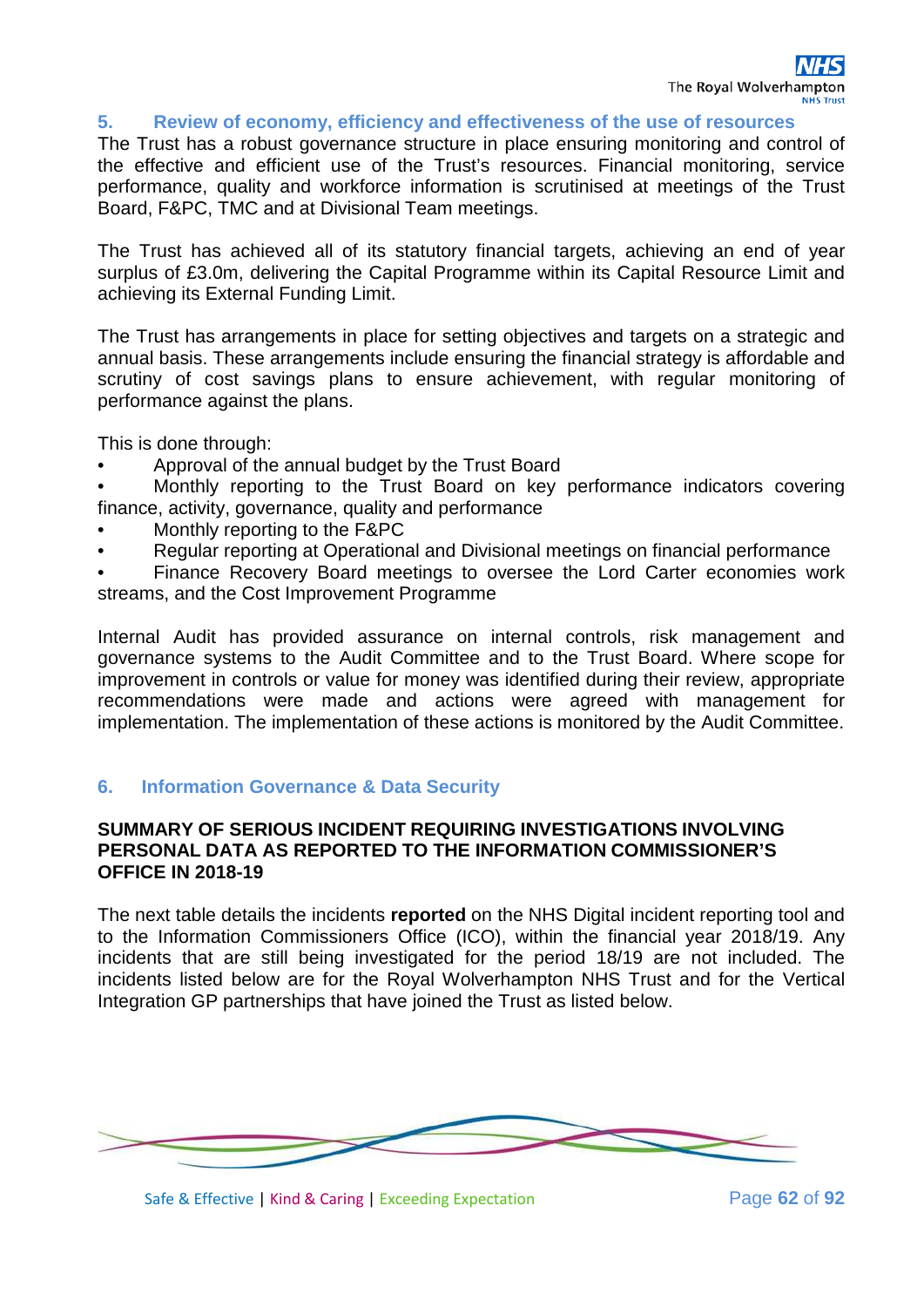## 5. Review of economy, efficiency and effectiveness of the use of resources

The Trust has a robust governance structure in place ensuring monitoring and control of the effective and efficient use of the Trust's resources. Financial monitoring, service performance, quality and workforce information is scrutinised at meetings of the Trust Board, F&PC, TMC and at Divisional Team meetings.

The Trust has achieved all of its statutory financial targets, achieving an end of year surplus of £3.0m, delivering the Capital Programme within its Capital Resource Limit and achieving its External Funding Limit.

The Trust has arrangements in place for setting objectives and targets on a strategic and annual basis. These arrangements include ensuring the financial strategy is affordable and scrutiny of cost savings plans to ensure achievement, with regular monitoring of performance against the plans.

This is done through:

- Approval of the annual budget by the Trust Board
- Monthly reporting to the Trust Board on key performance indicators covering finance, activity, governance, quality and performance
- Monthly reporting to the F&PC
- Regular reporting at Operational and Divisional meetings on financial performance
- Finance Recovery Board meetings to oversee the Lord Carter economies work streams, and the Cost Improvement Programme

Internal Audit has provided assurance on internal controls, risk management and governance systems to the Audit Committee and to the Trust Board. Where scope for improvement in controls or value for money was identified during their review, appropriate recommendations were made and actions were agreed with management for implementation. The implementation of these actions is monitored by the Audit Committee.

## 6. Information Governance & Data Security

**SUMMARY OF SERIOUS INCIDENT REQUIRING INVESTIGATIONS INVOLVING PERSONAL DATA AS REPORTED TO THE INFORMATION COMMISSIONER'S OFFICE IN 2018-19**

The next table details the incidents **reported** on the NHS Digital incident reporting tool and to the Information Commissioners Office (ICO), within the financial year 2018/19. Any incidents that are still being investigated for the period 18/19 are not included. The incidents listed below are for the Royal Wolverhampton NHS Trust and for the Vertical Integration GP partnerships that have joined the Trust as listed below.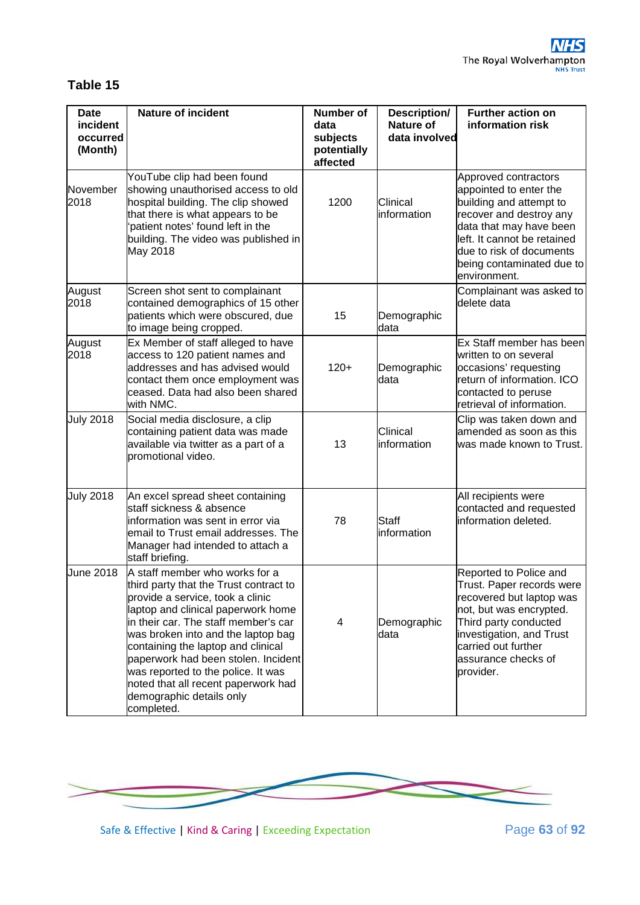## Table 15

| Date incident occurred (Month) | Nature of incident | Number of data subjects potentially affected | Description/ Nature of data involved | Further action on information risk |
|---|---|---|---|---|
| November 2018 | YouTube clip had been found showing unauthorised access to old hospital building. The clip showed that there is what appears to be 'patient notes' found left in the building. The video was published in May 2018 | 1200 | Clinical information | Approved contractors appointed to enter the building and attempt to recover and destroy any data that may have been left. It cannot be retained due to risk of documents being contaminated due to environment. |
| August 2018 | Screen shot sent to complainant contained demographics of 15 other patients which were obscured, due to image being cropped. | 15 | Demographic data | Complainant was asked to delete data |
| August 2018 | Ex Member of staff alleged to have access to 120 patient names and addresses and has advised would contact them once employment was ceased. Data had also been shared with NMC. | 120+ | Demographic data | Ex Staff member has been written to on several occasions' requesting return of information. ICO contacted to peruse retrieval of information. |
| July 2018 | Social media disclosure, a clip containing patient data was made available via twitter as a part of a promotional video. | 13 | Clinical information | Clip was taken down and amended as soon as this was made known to Trust. |
| July 2018 | An excel spread sheet containing staff sickness & absence information was sent in error via email to Trust email addresses. The Manager had intended to attach a staff briefing. | 78 | Staff information | All recipients were contacted and requested information deleted. |
| June 2018 | A staff member who works for a third party that the Trust contract to provide a service, took a clinic laptop and clinical paperwork home in their car. The staff member's car was broken into and the laptop bag containing the laptop and clinical paperwork had been stolen. Incident was reported to the police. It was noted that all recent paperwork had demographic details only completed. | 4 | Demographic data | Reported to Police and Trust. Paper records were recovered but laptop was not, but was encrypted. Third party conducted investigation, and Trust carried out further assurance checks of provider. |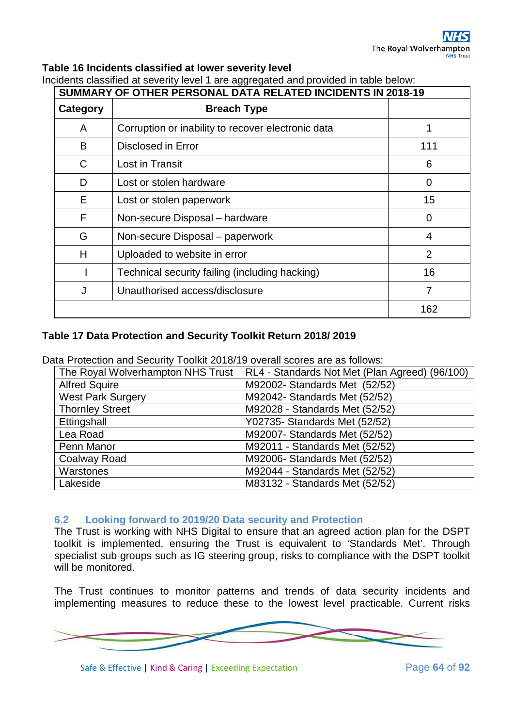**Table 16 Incidents classified at lower severity level**

Incidents classified at severity level 1 are aggregated and provided in table below:

| SUMMARY OF OTHER PERSONAL DATA RELATED INCIDENTS IN 2018-19 | | |
|---|---|---|
| **Category** | **Breach Type** | |
| A | Corruption or inability to recover electronic data | 1 |
| B | Disclosed in Error | 111 |
| C | Lost in Transit | 6 |
| D | Lost or stolen hardware | 0 |
| E | Lost or stolen paperwork | 15 |
| F | Non-secure Disposal – hardware | 0 |
| G | Non-secure Disposal – paperwork | 4 |
| H | Uploaded to website in error | 2 |
| I | Technical security failing (including hacking) | 16 |
| J | Unauthorised access/disclosure | 7 |
| | | 162 |

**Table 17 Data Protection and Security Toolkit Return 2018/ 2019**

Data Protection and Security Toolkit 2018/19 overall scores are as follows:

| | |
|---|---|
| The Royal Wolverhampton NHS Trust | RL4 - Standards Not Met (Plan Agreed) (96/100) |
| Alfred Squire | M92002- Standards Met (52/52) |
| West Park Surgery | M92042- Standards Met (52/52) |
| Thornley Street | M92028 - Standards Met (52/52) |
| Ettingshall | Y02735- Standards Met (52/52) |
| Lea Road | M92007- Standards Met (52/52) |
| Penn Manor | M92011 - Standards Met (52/52) |
| Coalway Road | M92006- Standards Met (52/52) |
| Warstones | M92044 - Standards Met (52/52) |
| Lakeside | M83132 - Standards Met (52/52) |

### 6.2 Looking forward to 2019/20 Data security and Protection

The Trust is working with NHS Digital to ensure that an agreed action plan for the DSPT toolkit is implemented, ensuring the Trust is equivalent to 'Standards Met'. Through specialist sub groups such as IG steering group, risks to compliance with the DSPT toolkit will be monitored.

The Trust continues to monitor patterns and trends of data security incidents and implementing measures to reduce these to the lowest level practicable. Current risks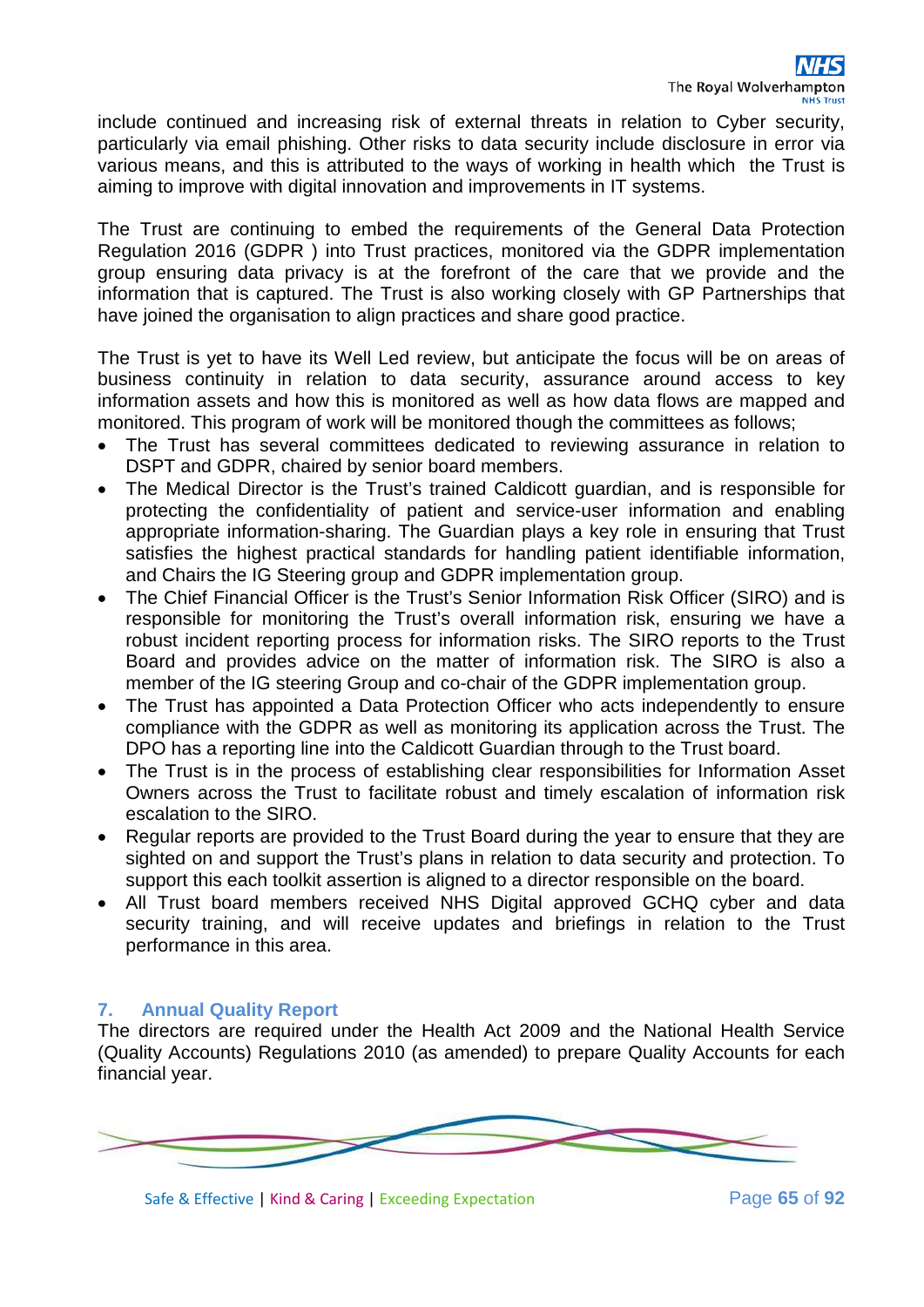include continued and increasing risk of external threats in relation to Cyber security, particularly via email phishing. Other risks to data security include disclosure in error via various means, and this is attributed to the ways of working in health which the Trust is aiming to improve with digital innovation and improvements in IT systems.

The Trust are continuing to embed the requirements of the General Data Protection Regulation 2016 (GDPR ) into Trust practices, monitored via the GDPR implementation group ensuring data privacy is at the forefront of the care that we provide and the information that is captured. The Trust is also working closely with GP Partnerships that have joined the organisation to align practices and share good practice.

The Trust is yet to have its Well Led review, but anticipate the focus will be on areas of business continuity in relation to data security, assurance around access to key information assets and how this is monitored as well as how data flows are mapped and monitored. This program of work will be monitored though the committees as follows;

- The Trust has several committees dedicated to reviewing assurance in relation to DSPT and GDPR, chaired by senior board members.
- The Medical Director is the Trust's trained Caldicott guardian, and is responsible for protecting the confidentiality of patient and service-user information and enabling appropriate information-sharing. The Guardian plays a key role in ensuring that Trust satisfies the highest practical standards for handling patient identifiable information, and Chairs the IG Steering group and GDPR implementation group.
- The Chief Financial Officer is the Trust's Senior Information Risk Officer (SIRO) and is responsible for monitoring the Trust's overall information risk, ensuring we have a robust incident reporting process for information risks. The SIRO reports to the Trust Board and provides advice on the matter of information risk. The SIRO is also a member of the IG steering Group and co-chair of the GDPR implementation group.
- The Trust has appointed a Data Protection Officer who acts independently to ensure compliance with the GDPR as well as monitoring its application across the Trust. The DPO has a reporting line into the Caldicott Guardian through to the Trust board.
- The Trust is in the process of establishing clear responsibilities for Information Asset Owners across the Trust to facilitate robust and timely escalation of information risk escalation to the SIRO.
- Regular reports are provided to the Trust Board during the year to ensure that they are sighted on and support the Trust's plans in relation to data security and protection. To support this each toolkit assertion is aligned to a director responsible on the board.
- All Trust board members received NHS Digital approved GCHQ cyber and data security training, and will receive updates and briefings in relation to the Trust performance in this area.

## 7. Annual Quality Report

The directors are required under the Health Act 2009 and the National Health Service (Quality Accounts) Regulations 2010 (as amended) to prepare Quality Accounts for each financial year.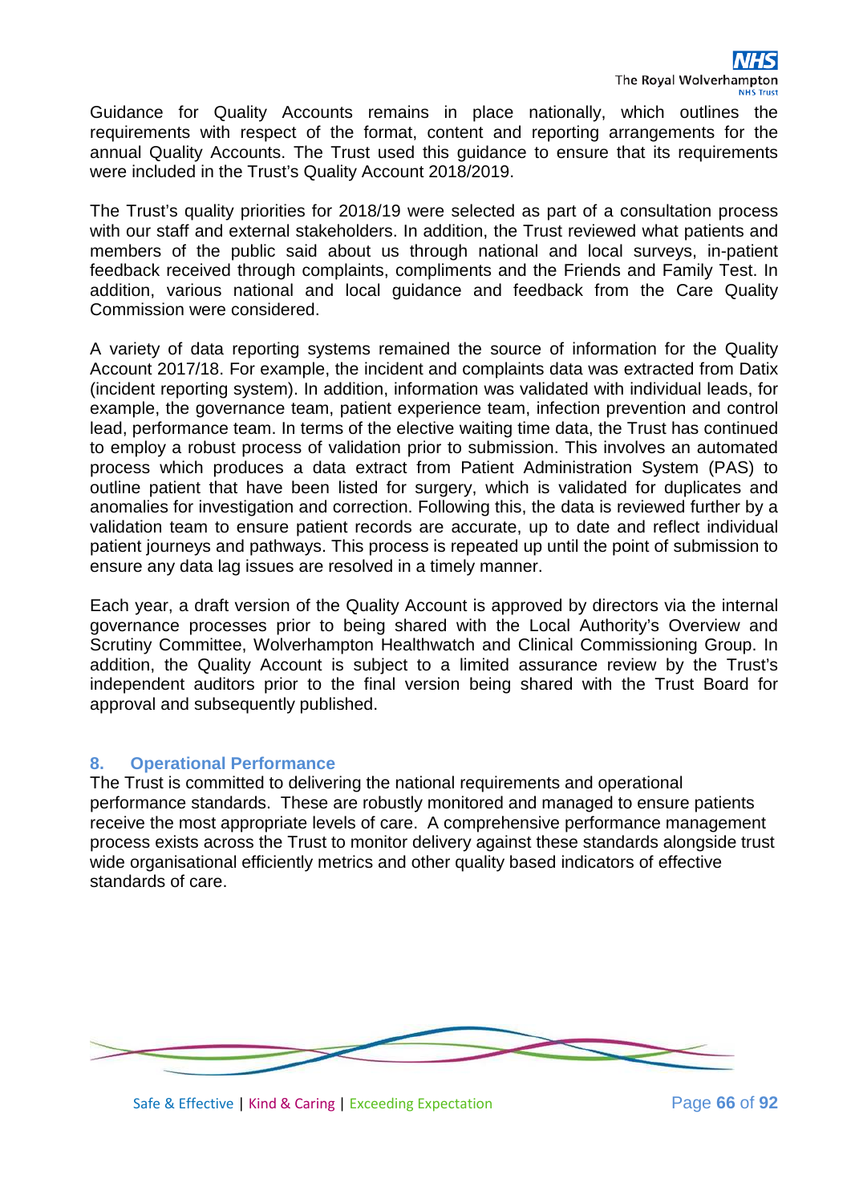Guidance for Quality Accounts remains in place nationally, which outlines the requirements with respect of the format, content and reporting arrangements for the annual Quality Accounts. The Trust used this guidance to ensure that its requirements were included in the Trust's Quality Account 2018/2019.

The Trust's quality priorities for 2018/19 were selected as part of a consultation process with our staff and external stakeholders. In addition, the Trust reviewed what patients and members of the public said about us through national and local surveys, in-patient feedback received through complaints, compliments and the Friends and Family Test. In addition, various national and local guidance and feedback from the Care Quality Commission were considered.

A variety of data reporting systems remained the source of information for the Quality Account 2017/18. For example, the incident and complaints data was extracted from Datix (incident reporting system). In addition, information was validated with individual leads, for example, the governance team, patient experience team, infection prevention and control lead, performance team. In terms of the elective waiting time data, the Trust has continued to employ a robust process of validation prior to submission. This involves an automated process which produces a data extract from Patient Administration System (PAS) to outline patient that have been listed for surgery, which is validated for duplicates and anomalies for investigation and correction. Following this, the data is reviewed further by a validation team to ensure patient records are accurate, up to date and reflect individual patient journeys and pathways. This process is repeated up until the point of submission to ensure any data lag issues are resolved in a timely manner.

Each year, a draft version of the Quality Account is approved by directors via the internal governance processes prior to being shared with the Local Authority's Overview and Scrutiny Committee, Wolverhampton Healthwatch and Clinical Commissioning Group. In addition, the Quality Account is subject to a limited assurance review by the Trust's independent auditors prior to the final version being shared with the Trust Board for approval and subsequently published.

## 8. Operational Performance

The Trust is committed to delivering the national requirements and operational performance standards. These are robustly monitored and managed to ensure patients receive the most appropriate levels of care. A comprehensive performance management process exists across the Trust to monitor delivery against these standards alongside trust wide organisational efficiently metrics and other quality based indicators of effective standards of care.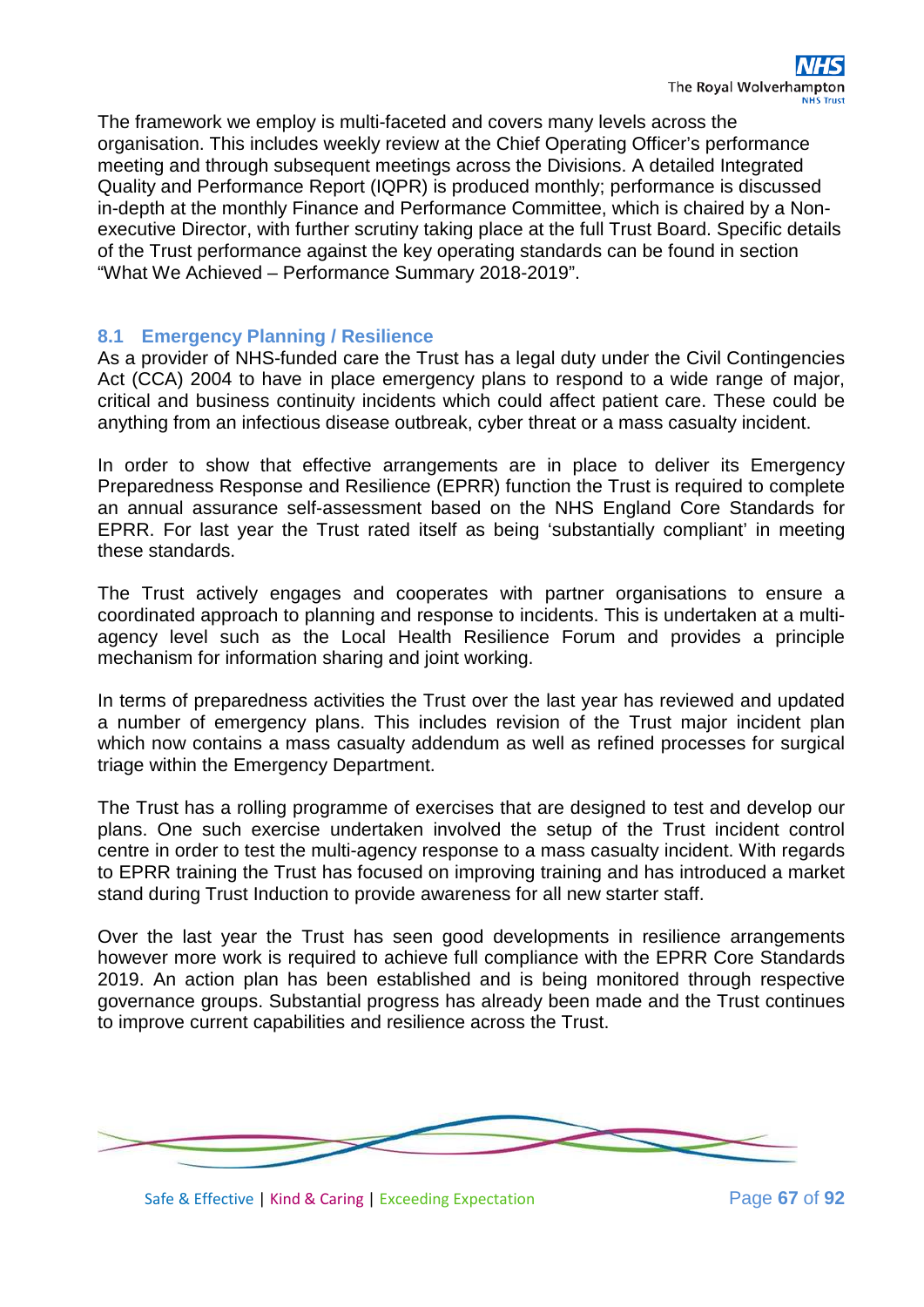The framework we employ is multi-faceted and covers many levels across the organisation. This includes weekly review at the Chief Operating Officer's performance meeting and through subsequent meetings across the Divisions. A detailed Integrated Quality and Performance Report (IQPR) is produced monthly; performance is discussed in-depth at the monthly Finance and Performance Committee, which is chaired by a Non-executive Director, with further scrutiny taking place at the full Trust Board. Specific details of the Trust performance against the key operating standards can be found in section "What We Achieved – Performance Summary 2018-2019".

## 8.1 Emergency Planning / Resilience

As a provider of NHS-funded care the Trust has a legal duty under the Civil Contingencies Act (CCA) 2004 to have in place emergency plans to respond to a wide range of major, critical and business continuity incidents which could affect patient care. These could be anything from an infectious disease outbreak, cyber threat or a mass casualty incident.

In order to show that effective arrangements are in place to deliver its Emergency Preparedness Response and Resilience (EPRR) function the Trust is required to complete an annual assurance self-assessment based on the NHS England Core Standards for EPRR. For last year the Trust rated itself as being 'substantially compliant' in meeting these standards.

The Trust actively engages and cooperates with partner organisations to ensure a coordinated approach to planning and response to incidents. This is undertaken at a multi-agency level such as the Local Health Resilience Forum and provides a principle mechanism for information sharing and joint working.

In terms of preparedness activities the Trust over the last year has reviewed and updated a number of emergency plans. This includes revision of the Trust major incident plan which now contains a mass casualty addendum as well as refined processes for surgical triage within the Emergency Department.

The Trust has a rolling programme of exercises that are designed to test and develop our plans. One such exercise undertaken involved the setup of the Trust incident control centre in order to test the multi-agency response to a mass casualty incident. With regards to EPRR training the Trust has focused on improving training and has introduced a market stand during Trust Induction to provide awareness for all new starter staff.

Over the last year the Trust has seen good developments in resilience arrangements however more work is required to achieve full compliance with the EPRR Core Standards 2019. An action plan has been established and is being monitored through respective governance groups. Substantial progress has already been made and the Trust continues to improve current capabilities and resilience across the Trust.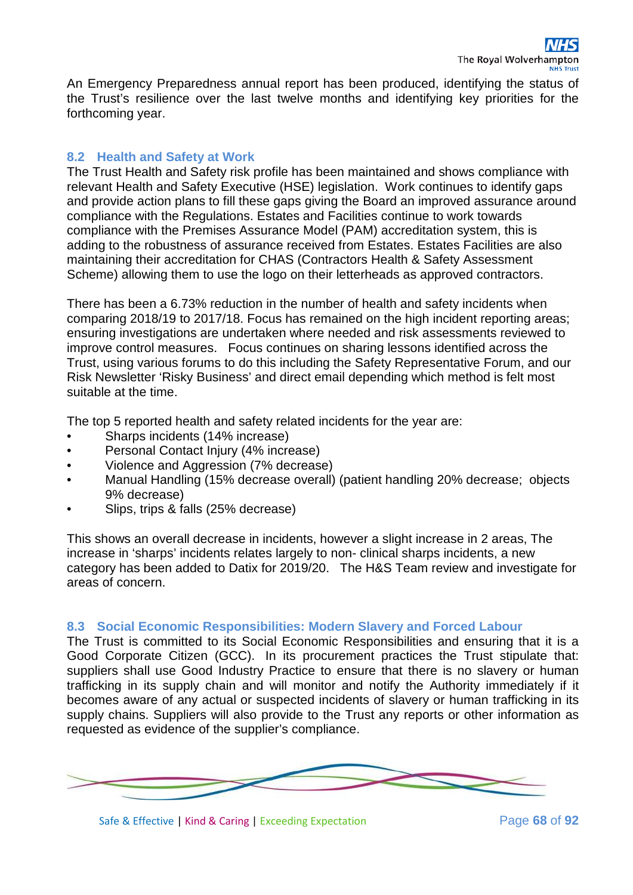An Emergency Preparedness annual report has been produced, identifying the status of the Trust's resilience over the last twelve months and identifying key priorities for the forthcoming year.

### 8.2 Health and Safety at Work

The Trust Health and Safety risk profile has been maintained and shows compliance with relevant Health and Safety Executive (HSE) legislation. Work continues to identify gaps and provide action plans to fill these gaps giving the Board an improved assurance around compliance with the Regulations. Estates and Facilities continue to work towards compliance with the Premises Assurance Model (PAM) accreditation system, this is adding to the robustness of assurance received from Estates. Estates Facilities are also maintaining their accreditation for CHAS (Contractors Health & Safety Assessment Scheme) allowing them to use the logo on their letterheads as approved contractors.

There has been a 6.73% reduction in the number of health and safety incidents when comparing 2018/19 to 2017/18. Focus has remained on the high incident reporting areas; ensuring investigations are undertaken where needed and risk assessments reviewed to improve control measures. Focus continues on sharing lessons identified across the Trust, using various forums to do this including the Safety Representative Forum, and our Risk Newsletter 'Risky Business' and direct email depending which method is felt most suitable at the time.

The top 5 reported health and safety related incidents for the year are:

- Sharps incidents (14% increase)
- Personal Contact Injury (4% increase)
- Violence and Aggression (7% decrease)
- Manual Handling (15% decrease overall) (patient handling 20% decrease; objects 9% decrease)
- Slips, trips & falls (25% decrease)

This shows an overall decrease in incidents, however a slight increase in 2 areas, The increase in 'sharps' incidents relates largely to non- clinical sharps incidents, a new category has been added to Datix for 2019/20. The H&S Team review and investigate for areas of concern.

### 8.3 Social Economic Responsibilities: Modern Slavery and Forced Labour

The Trust is committed to its Social Economic Responsibilities and ensuring that it is a Good Corporate Citizen (GCC). In its procurement practices the Trust stipulate that: suppliers shall use Good Industry Practice to ensure that there is no slavery or human trafficking in its supply chain and will monitor and notify the Authority immediately if it becomes aware of any actual or suspected incidents of slavery or human trafficking in its supply chains. Suppliers will also provide to the Trust any reports or other information as requested as evidence of the supplier's compliance.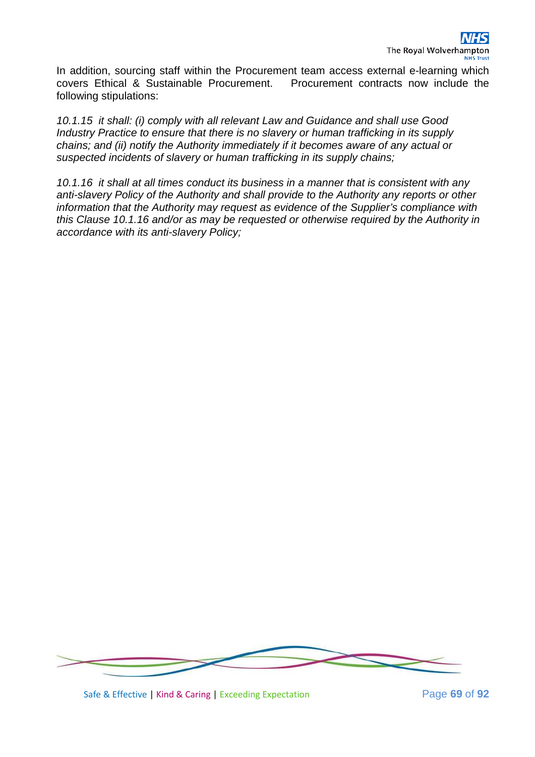In addition, sourcing staff within the Procurement team access external e-learning which covers Ethical & Sustainable Procurement. Procurement contracts now include the following stipulations:

*10.1.15 it shall: (i) comply with all relevant Law and Guidance and shall use Good Industry Practice to ensure that there is no slavery or human trafficking in its supply chains; and (ii) notify the Authority immediately if it becomes aware of any actual or suspected incidents of slavery or human trafficking in its supply chains;*

*10.1.16 it shall at all times conduct its business in a manner that is consistent with any anti-slavery Policy of the Authority and shall provide to the Authority any reports or other information that the Authority may request as evidence of the Supplier's compliance with this Clause 10.1.16 and/or as may be requested or otherwise required by the Authority in accordance with its anti-slavery Policy;*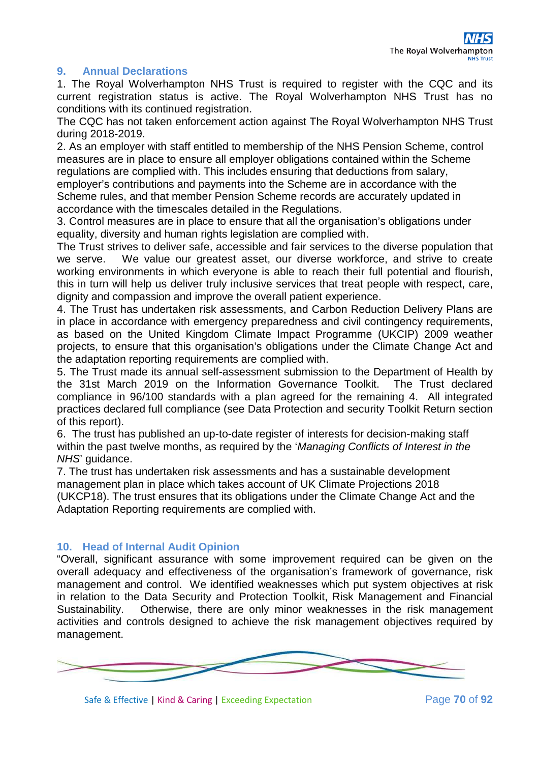## 9. Annual Declarations

1. The Royal Wolverhampton NHS Trust is required to register with the CQC and its current registration status is active. The Royal Wolverhampton NHS Trust has no conditions with its continued registration.

The CQC has not taken enforcement action against The Royal Wolverhampton NHS Trust during 2018-2019.

2. As an employer with staff entitled to membership of the NHS Pension Scheme, control measures are in place to ensure all employer obligations contained within the Scheme regulations are complied with. This includes ensuring that deductions from salary, employer's contributions and payments into the Scheme are in accordance with the Scheme rules, and that member Pension Scheme records are accurately updated in accordance with the timescales detailed in the Regulations.

3. Control measures are in place to ensure that all the organisation's obligations under equality, diversity and human rights legislation are complied with.

The Trust strives to deliver safe, accessible and fair services to the diverse population that we serve. We value our greatest asset, our diverse workforce, and strive to create working environments in which everyone is able to reach their full potential and flourish, this in turn will help us deliver truly inclusive services that treat people with respect, care, dignity and compassion and improve the overall patient experience.

4. The Trust has undertaken risk assessments, and Carbon Reduction Delivery Plans are in place in accordance with emergency preparedness and civil contingency requirements, as based on the United Kingdom Climate Impact Programme (UKCIP) 2009 weather projects, to ensure that this organisation's obligations under the Climate Change Act and the adaptation reporting requirements are complied with.

5. The Trust made its annual self-assessment submission to the Department of Health by the 31st March 2019 on the Information Governance Toolkit. The Trust declared compliance in 96/100 standards with a plan agreed for the remaining 4. All integrated practices declared full compliance (see Data Protection and security Toolkit Return section of this report).

6. The trust has published an up-to-date register of interests for decision-making staff within the past twelve months, as required by the '*Managing Conflicts of Interest in the NHS*' guidance.

7. The trust has undertaken risk assessments and has a sustainable development management plan in place which takes account of UK Climate Projections 2018 (UKCP18). The trust ensures that its obligations under the Climate Change Act and the Adaptation Reporting requirements are complied with.

## 10. Head of Internal Audit Opinion

"Overall, significant assurance with some improvement required can be given on the overall adequacy and effectiveness of the organisation's framework of governance, risk management and control. We identified weaknesses which put system objectives at risk in relation to the Data Security and Protection Toolkit, Risk Management and Financial Sustainability. Otherwise, there are only minor weaknesses in the risk management activities and controls designed to achieve the risk management objectives required by management.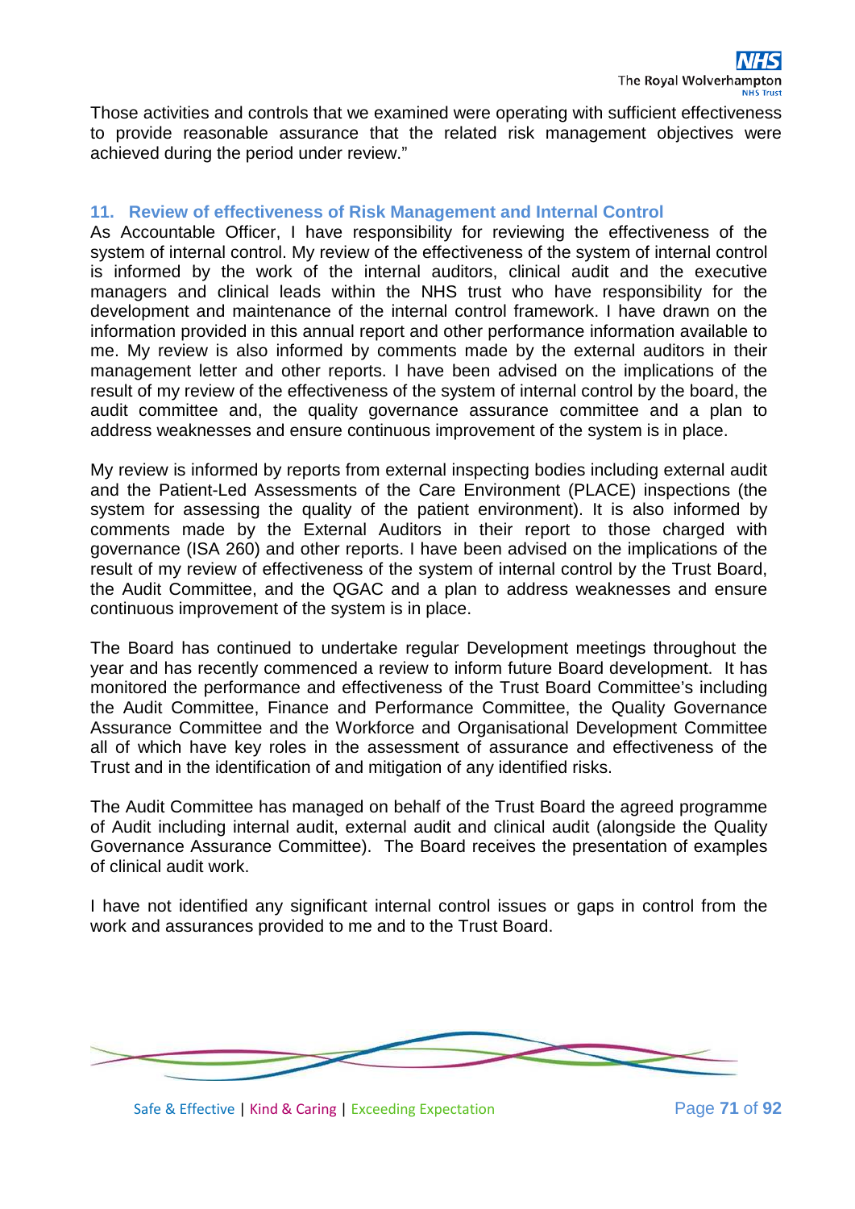Those activities and controls that we examined were operating with sufficient effectiveness to provide reasonable assurance that the related risk management objectives were achieved during the period under review."

## 11. Review of effectiveness of Risk Management and Internal Control

As Accountable Officer, I have responsibility for reviewing the effectiveness of the system of internal control. My review of the effectiveness of the system of internal control is informed by the work of the internal auditors, clinical audit and the executive managers and clinical leads within the NHS trust who have responsibility for the development and maintenance of the internal control framework. I have drawn on the information provided in this annual report and other performance information available to me. My review is also informed by comments made by the external auditors in their management letter and other reports. I have been advised on the implications of the result of my review of the effectiveness of the system of internal control by the board, the audit committee and, the quality governance assurance committee and a plan to address weaknesses and ensure continuous improvement of the system is in place.

My review is informed by reports from external inspecting bodies including external audit and the Patient-Led Assessments of the Care Environment (PLACE) inspections (the system for assessing the quality of the patient environment). It is also informed by comments made by the External Auditors in their report to those charged with governance (ISA 260) and other reports. I have been advised on the implications of the result of my review of effectiveness of the system of internal control by the Trust Board, the Audit Committee, and the QGAC and a plan to address weaknesses and ensure continuous improvement of the system is in place.

The Board has continued to undertake regular Development meetings throughout the year and has recently commenced a review to inform future Board development. It has monitored the performance and effectiveness of the Trust Board Committee's including the Audit Committee, Finance and Performance Committee, the Quality Governance Assurance Committee and the Workforce and Organisational Development Committee all of which have key roles in the assessment of assurance and effectiveness of the Trust and in the identification of and mitigation of any identified risks.

The Audit Committee has managed on behalf of the Trust Board the agreed programme of Audit including internal audit, external audit and clinical audit (alongside the Quality Governance Assurance Committee). The Board receives the presentation of examples of clinical audit work.

I have not identified any significant internal control issues or gaps in control from the work and assurances provided to me and to the Trust Board.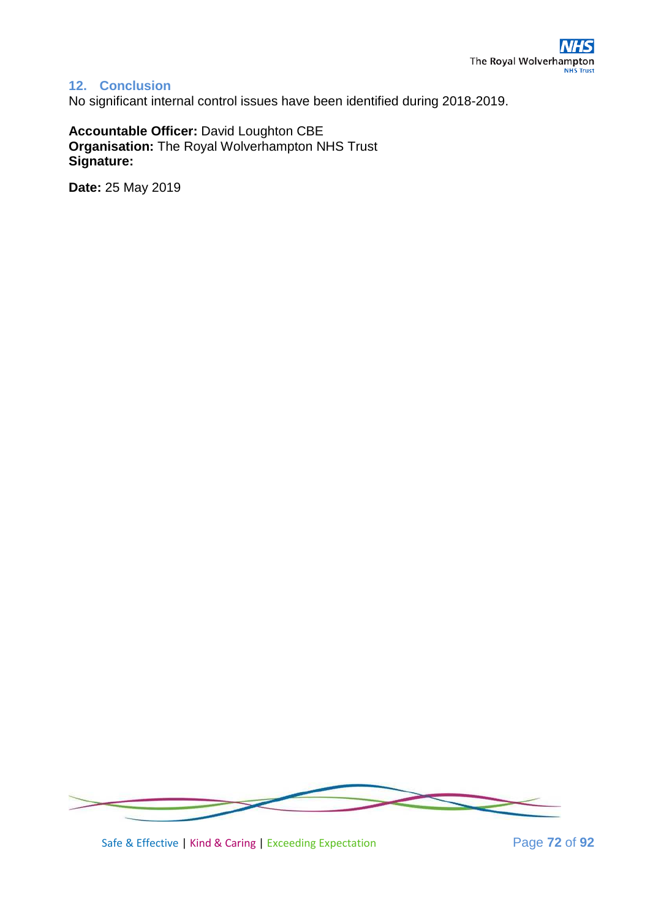## 12. Conclusion

No significant internal control issues have been identified during 2018-2019.

**Accountable Officer:** David Loughton CBE
**Organisation:** The Royal Wolverhampton NHS Trust
**Signature:**

**Date:** 25 May 2019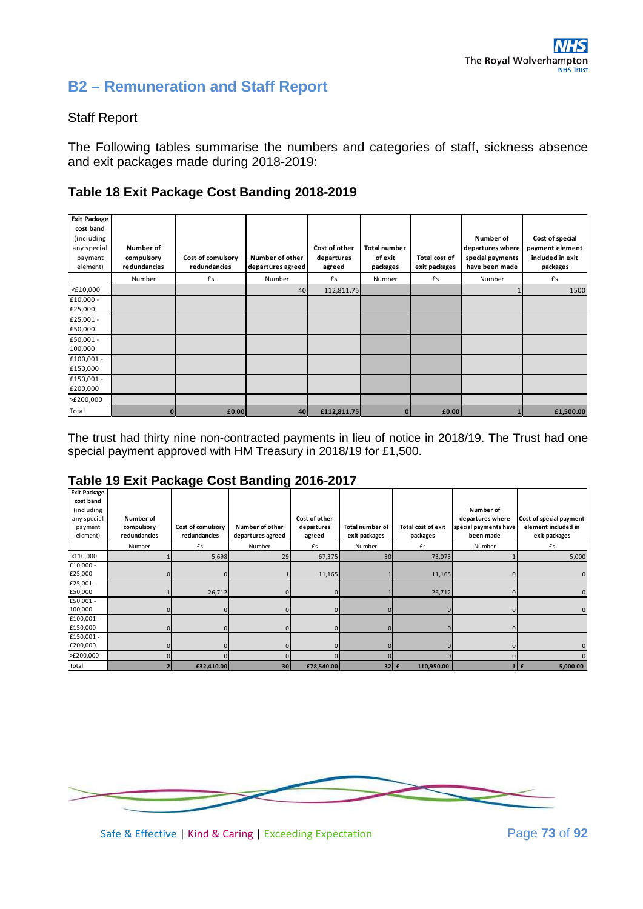## B2 – Remuneration and Staff Report

Staff Report

The Following tables summarise the numbers and categories of staff, sickness absence and exit packages made during 2018-2019:

### Table 18 Exit Package Cost Banding 2018-2019

| Exit Package cost band (including any special payment element) | Number of compulsory redundancies | Cost of comulsory redundancies | Number of other departures agreed | Cost of other departures agreed | Total number of exit packages | Total cost of exit packages | Number of departures where special payments have been made | Cost of special payment element included in exit packages |
|---|---|---|---|---|---|---|---|---|
| | Number | £s | Number | £s | Number | £s | Number | £s |
| <£10,000 | | | 40 | 112,811.75 | | | 1 | 1500 |
| £10,000 - £25,000 | | | | | | | | |
| £25,001 - £50,000 | | | | | | | | |
| £50,001 - 100,000 | | | | | | | | |
| £100,001 - £150,000 | | | | | | | | |
| £150,001 - £200,000 | | | | | | | | |
| >£200,000 | | | | | | | | |
| Total | 0 | £0.00 | 40 | £112,811.75 | 0 | £0.00 | 1 | £1,500.00 |

The trust had thirty nine non-contracted payments in lieu of notice in 2018/19. The Trust had one special payment approved with HM Treasury in 2018/19 for £1,500.

### Table 19 Exit Package Cost Banding 2016-2017

| Exit Package cost band (including any special payment element) | Number of compulsory redundancies | Cost of comulsory redundancies | Number of other departures agreed | Cost of other departures agreed | Total number of exit packages | Total cost of exit packages | Number of departures where special payments have been made | Cost of special payment element included in exit packages |
|---|---|---|---|---|---|---|---|---|
| | Number | £s | Number | £s | Number | £s | Number | £s |
| <£10,000 | 1 | 5,698 | 29 | 67,375 | 30 | 73,073 | 1 | 5,000 |
| £10,000 - £25,000 | 0 | 0 | 1 | 11,165 | 1 | 11,165 | 0 | 0 |
| £25,001 - £50,000 | 1 | 26,712 | 0 | 0 | 1 | 26,712 | 0 | 0 |
| £50,001 - 100,000 | 0 | 0 | 0 | 0 | 0 | 0 | 0 | 0 |
| £100,001 - £150,000 | 0 | 0 | 0 | 0 | 0 | 0 | 0 | |
| £150,001 - £200,000 | 0 | 0 | 0 | 0 | 0 | 0 | 0 | 0 |
| >£200,000 | 0 | 0 | 0 | 0 | 0 | 0 | 0 | 0 |
| Total | 2 | £32,410.00 | 30 | £78,540.00 | 32 | £ 110,950.00 | 1 | £ 5,000.00 |

Safe & Effective | Kind & Caring | Exceeding Expectation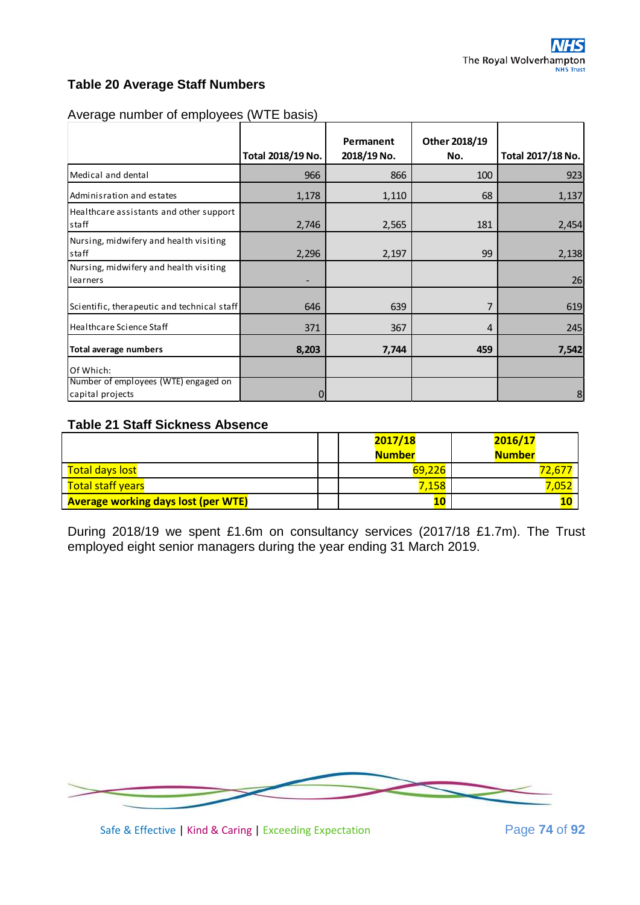## Table 20 Average Staff Numbers

Average number of employees (WTE basis)

| | Total 2018/19 No. | Permanent 2018/19 No. | Other 2018/19 No. | Total 2017/18 No. |
|---|---|---|---|---|
| Medical and dental | 966 | 866 | 100 | 923 |
| Adminisration and estates | 1,178 | 1,110 | 68 | 1,137 |
| Healthcare assistants and other support staff | 2,746 | 2,565 | 181 | 2,454 |
| Nursing, midwifery and health visiting staff | 2,296 | 2,197 | 99 | 2,138 |
| Nursing, midwifery and health visiting learners | - | | | 26 |
| Scientific, therapeutic and technical staff | 646 | 639 | 7 | 619 |
| Healthcare Science Staff | 371 | 367 | 4 | 245 |
| **Total average numbers** | **8,203** | **7,744** | **459** | **7,542** |
| Of Which: | | | | |
| Number of employees (WTE) engaged on capital projects | 0 | | | 8 |

## Table 21 Staff Sickness Absence

| | | 2017/18 Number | 2016/17 Number |
|---|---|---|---|
| Total days lost | | 69,226 | 72,677 |
| Total staff years | | 7,158 | 7,052 |
| **Average working days lost (per WTE)** | | **10** | **10** |

During 2018/19 we spent £1.6m on consultancy services (2017/18 £1.7m). The Trust employed eight senior managers during the year ending 31 March 2019.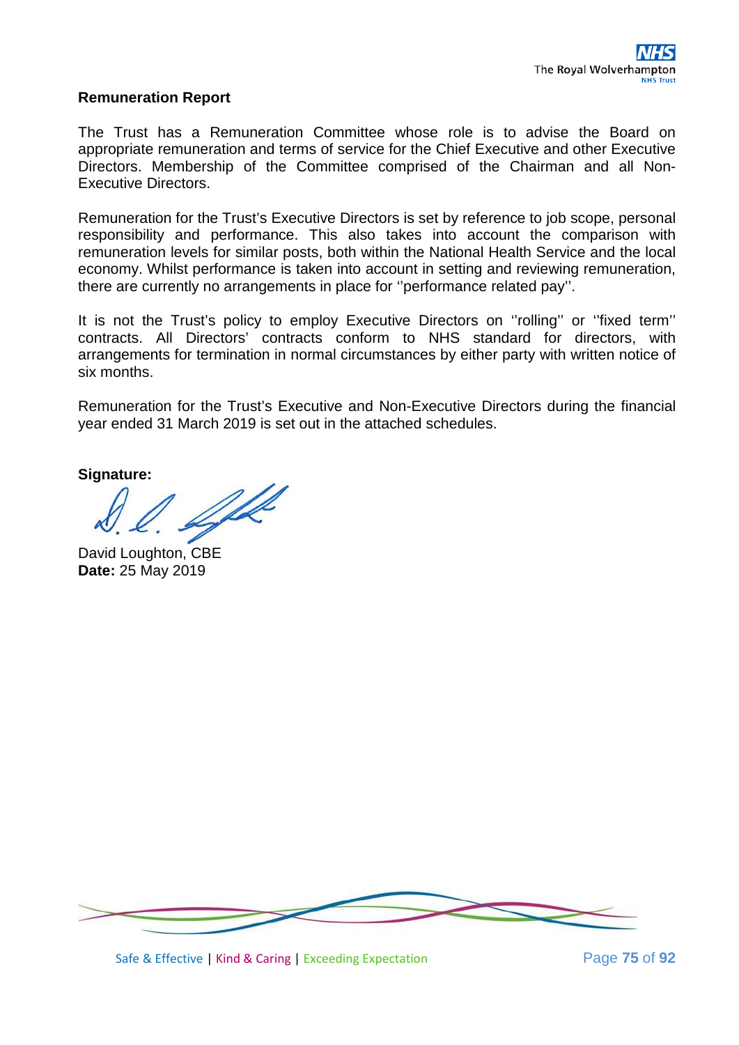## Remuneration Report

The Trust has a Remuneration Committee whose role is to advise the Board on appropriate remuneration and terms of service for the Chief Executive and other Executive Directors. Membership of the Committee comprised of the Chairman and all Non-Executive Directors.

Remuneration for the Trust's Executive Directors is set by reference to job scope, personal responsibility and performance. This also takes into account the comparison with remuneration levels for similar posts, both within the National Health Service and the local economy. Whilst performance is taken into account in setting and reviewing remuneration, there are currently no arrangements in place for ''performance related pay''.

It is not the Trust's policy to employ Executive Directors on ''rolling'' or ''fixed term'' contracts. All Directors' contracts conform to NHS standard for directors, with arrangements for termination in normal circumstances by either party with written notice of six months.

Remuneration for the Trust's Executive and Non-Executive Directors during the financial year ended 31 March 2019 is set out in the attached schedules.

**Signature:**

David Loughton, CBE
**Date:** 25 May 2019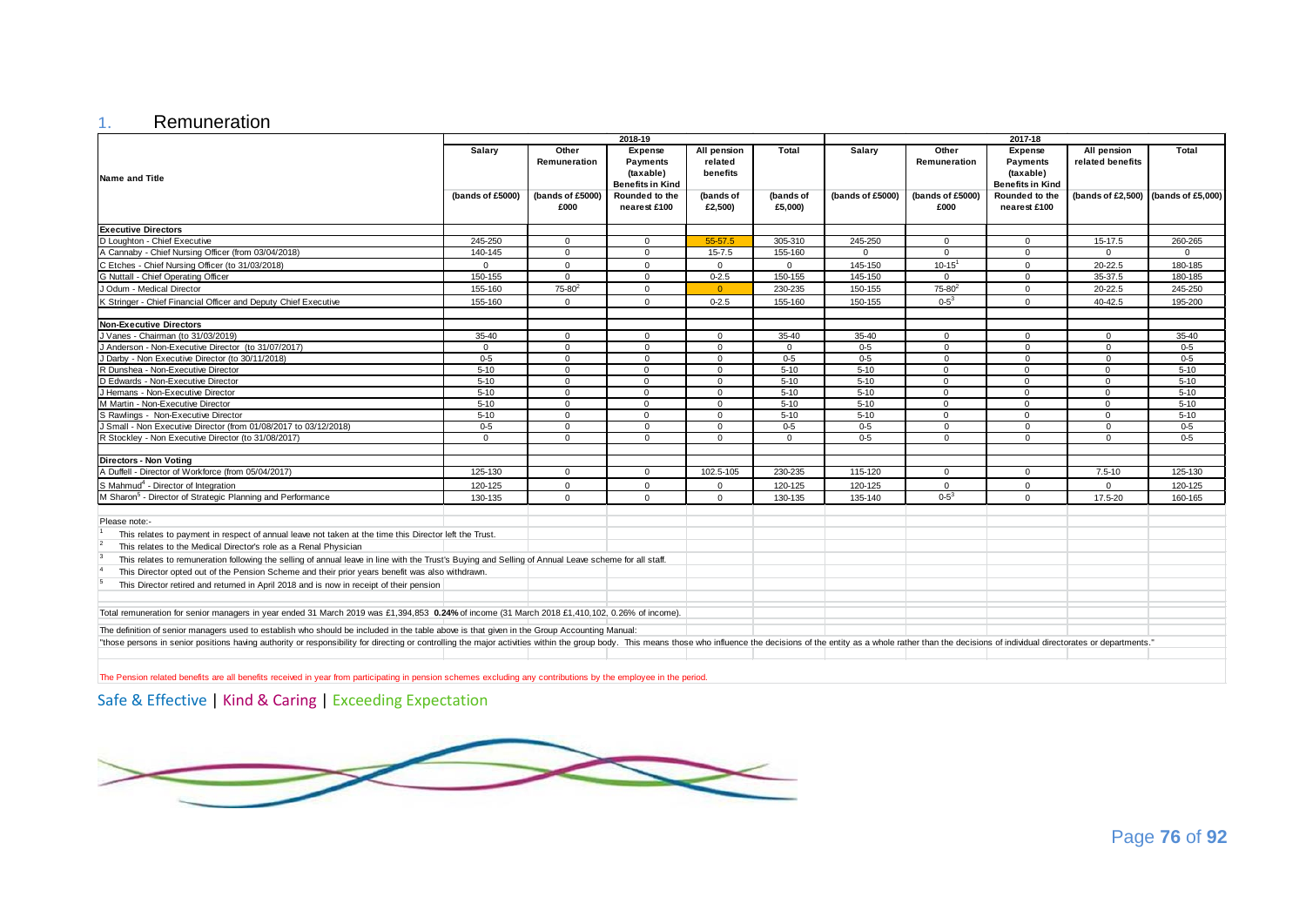## 1. Remuneration

| Name and Title | 2018-19 | | | | | 2017-18 | | | | |
|---|---|---|---|---|---|---|---|---|---|---|
| | Salary | Other Remuneration | Expense Payments (taxable) Benefits in Kind | All pension related benefits | Total | Salary | Other Remuneration | Expense Payments (taxable) Benefits in Kind | All pension related benefits | Total |
| | (bands of £5000) | (bands of £5000) £000 | Rounded to the nearest £100 | (bands of £2,500) | (bands of £5,000) | (bands of £5000) | (bands of £5000) £000 | Rounded to the nearest £100 | (bands of £2,500) | (bands of £5,000) |
| **Executive Directors** | | | | | | | | | | |
| D Loughton - Chief Executive | 245-250 | 0 | 0 | 55-57.5 | 305-310 | 245-250 | 0 | 0 | 15-17.5 | 260-265 |
| A Cannaby - Chief Nursing Officer (from 03/04/2018) | 140-145 | 0 | 0 | 15-7.5 | 155-160 | 0 | 0 | 0 | 0 | 0 |
| C Etches - Chief Nursing Officer (to 31/03/2018) | 0 | 0 | 0 | 0 | 0 | 145-150 | 10-15[1] | 0 | 20-22.5 | 180-185 |
| G Nuttall - Chief Operating Officer | 150-155 | 0 | 0 | 0-2.5 | 150-155 | 145-150 | 0 | 0 | 35-37.5 | 180-185 |
| J Odum - Medical Director | 155-160 | 75-80[2] | 0 | 0 | 230-235 | 150-155 | 75-80[2] | 0 | 20-22.5 | 245-250 |
| K Stringer - Chief Financial Officer and Deputy Chief Executive | 155-160 | 0 | 0 | 0-2.5 | 155-160 | 150-155 | 0-5[3] | 0 | 40-42.5 | 195-200 |
| **Non-Executive Directors** | | | | | | | | | | |
| J Vanes - Chairman (to 31/03/2019) | 35-40 | 0 | 0 | 0 | 35-40 | 35-40 | 0 | 0 | 0 | 35-40 |
| J Anderson - Non-Executive Director (to 31/07/2017) | 0 | 0 | 0 | 0 | 0 | 0-5 | 0 | 0 | 0 | 0-5 |
| J Darby - Non Executive Director (to 30/11/2018) | 0-5 | 0 | 0 | 0 | 0-5 | 0-5 | 0 | 0 | 0 | 0-5 |
| R Dunshea - Non-Executive Director | 5-10 | 0 | 0 | 0 | 5-10 | 5-10 | 0 | 0 | 0 | 5-10 |
| D Edwards - Non-Executive Director | 5-10 | 0 | 0 | 0 | 5-10 | 5-10 | 0 | 0 | 0 | 5-10 |
| J Hemans - Non-Executive Director | 5-10 | 0 | 0 | 0 | 5-10 | 5-10 | 0 | 0 | 0 | 5-10 |
| M Martin - Non-Executive Director | 5-10 | 0 | 0 | 0 | 5-10 | 5-10 | 0 | 0 | 0 | 5-10 |
| S Rawlings - Non-Executive Director | 5-10 | 0 | 0 | 0 | 5-10 | 5-10 | 0 | 0 | 0 | 5-10 |
| J Small - Non Executive Director (from 01/08/2017 to 03/12/2018) | 0-5 | 0 | 0 | 0 | 0-5 | 0-5 | 0 | 0 | 0 | 0-5 |
| R Stockley - Non Executive Director (to 31/08/2017) | 0 | 0 | 0 | 0 | 0 | 0-5 | 0 | 0 | 0 | 0-5 |
| **Directors - Non Voting** | | | | | | | | | | |
| A Duffell - Director of Workforce (from 05/04/2017) | 125-130 | 0 | 0 | 102.5-105 | 230-235 | 115-120 | 0 | 0 | 7.5-10 | 125-130 |
| S Mahmud[4] - Director of Integration | 120-125 | 0 | 0 | 0 | 120-125 | 120-125 | 0 | 0 | 0 | 120-125 |
| M Sharon[5] - Director of Strategic Planning and Performance | 130-135 | 0 | 0 | 0 | 130-135 | 135-140 | 0-5[3] | 0 | 17.5-20 | 160-165 |

Please note:-

[1] This relates to payment in respect of annual leave not taken at the time this Director left the Trust.

[2] This relates to the Medical Director's role as a Renal Physician

[3] This relates to remuneration following the selling of annual leave in line with the Trust's Buying and Selling of Annual Leave scheme for all staff.

[4] This Director opted out of the Pension Scheme and their prior years benefit was also withdrawn.

[5] This Director retired and returned in April 2018 and is now in receipt of their pension

Total remuneration for senior managers in year ended 31 March 2019 was £1,394,853 **0.24%** of income (31 March 2018 £1,410,102, 0.26% of income).

The definition of senior managers used to establish who should be included in the table above is that given in the Group Accounting Manual:

"those persons in senior positions having authority or responsibility for directing or controlling the major activities within the group body. This means those who influence the decisions of the entity as a whole rather than the decisions of individual directorates or departments."

The Pension related benefits are all benefits received in year from participating in pension schemes excluding any contributions by the employee in the period.

Safe & Effective | Kind & Caring | Exceeding Expectation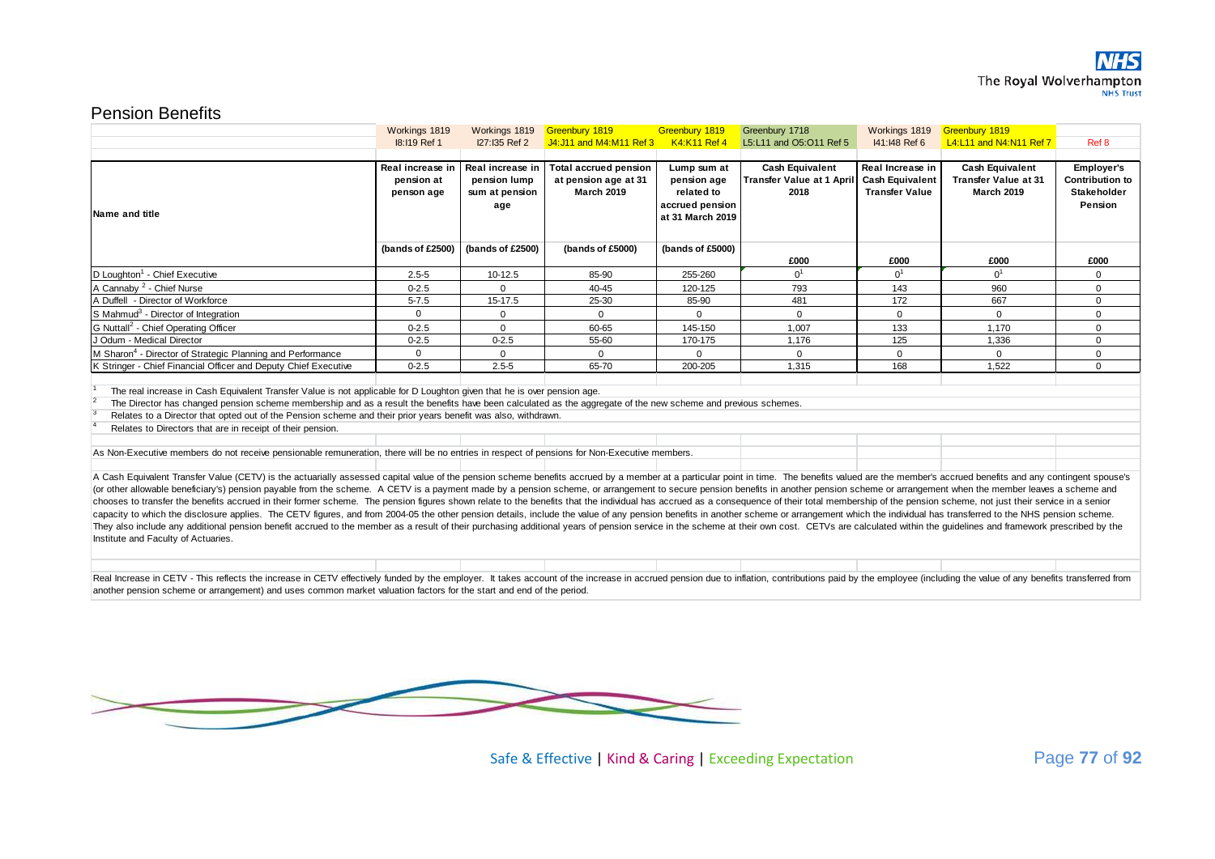## Pension Benefits

| | Workings 1819 I8:I19 Ref 1 | Workings 1819 I27:I35 Ref 2 | Greenbury 1819 J4:J11 and M4:M11 Ref 3 | Greenbury 1819 K4:K11 Ref 4 | Greenbury 1718 L5:L11 and O5:O11 Ref 5 | Workings 1819 I41:I48 Ref 6 | Greenbury 1819 L4:L11 and N4:N11 Ref 7 | Ref 8 |
|---|---|---|---|---|---|---|---|---|
| **Name and title** | **Real increase in pension at penson age** | **Real increase in pension lump sum at pension age** | **Total accrued pension at pension age at 31 March 2019** | **Lump sum at pension age related to accrued pension at 31 March 2019** | **Cash Equivalent Transfer Value at 1 April 2018** | **Real Increase in Cash Equivalent Transfer Value** | **Cash Equivalent Transfer Value at 31 March 2019** | **Employer's Contribution to Stakeholder Pension** |
| | **(bands of £2500)** | **(bands of £2500)** | **(bands of £5000)** | **(bands of £5000)** | **£000** | **£000** | **£000** | **£000** |
| D Loughton[1] - Chief Executive | 2.5-5 | 10-12.5 | 85-90 | 255-260 | 0[1] | 0[1] | 0[1] | 0 |
| A Cannaby [2] - Chief Nurse | 0-2.5 | 0 | 40-45 | 120-125 | 793 | 143 | 960 | 0 |
| A Duffell - Director of Workforce | 5-7.5 | 15-17.5 | 25-30 | 85-90 | 481 | 172 | 667 | 0 |
| S Mahmud[3] - Director of Integration | 0 | 0 | 0 | 0 | 0 | 0 | 0 | 0 |
| G Nuttall[2] - Chief Operating Officer | 0-2.5 | 0 | 60-65 | 145-150 | 1,007 | 133 | 1,170 | 0 |
| J Odum - Medical Director | 0-2.5 | 0-2.5 | 55-60 | 170-175 | 1,176 | 125 | 1,336 | 0 |
| M Sharon[4] - Director of Strategic Planning and Performance | 0 | 0 | 0 | 0 | 0 | 0 | 0 | 0 |
| K Stringer - Chief Financial Officer and Deputy Chief Executive | 0-2.5 | 2.5-5 | 65-70 | 200-205 | 1,315 | 168 | 1,522 | 0 |

[1] The real increase in Cash Equivalent Transfer Value is not applicable for D Loughton given that he is over pension age.

[2] The Director has changed pension scheme membership and as a result the benefits have been calculated as the aggregate of the new scheme and previous schemes.

[3] Relates to a Director that opted out of the Pension scheme and their prior years benefit was also, withdrawn.

[4] Relates to Directors that are in receipt of their pension.

As Non-Executive members do not receive pensionable remuneration, there will be no entries in respect of pensions for Non-Executive members.

A Cash Equivalent Transfer Value (CETV) is the actuarially assessed capital value of the pension scheme benefits accrued by a member at a particular point in time. The benefits valued are the member's accrued benefits and any contingent spouse's (or other allowable beneficiary's) pension payable from the scheme. A CETV is a payment made by a pension scheme, or arrangement to secure pension benefits in another pension scheme or arrangement when the member leaves a scheme and chooses to transfer the benefits accrued in their former scheme. The pension figures shown relate to the benefits that the individual has accrued as a consequence of their total membership of the pension scheme, not just their service in a senior capacity to which the disclosure applies. The CETV figures, and from 2004-05 the other pension details, include the value of any pension benefits in another scheme or arrangement which the individual has transferred to the NHS pension scheme. They also include any additional pension benefit accrued to the member as a result of their purchasing additional years of pension service in the scheme at their own cost. CETVs are calculated within the guidelines and framework prescribed by the Institute and Faculty of Actuaries.

Real Increase in CETV - This reflects the increase in CETV effectively funded by the employer. It takes account of the increase in accrued pension due to inflation, contributions paid by the employee (including the value of any benefits transferred from another pension scheme or arrangement) and uses common market valuation factors for the start and end of the period.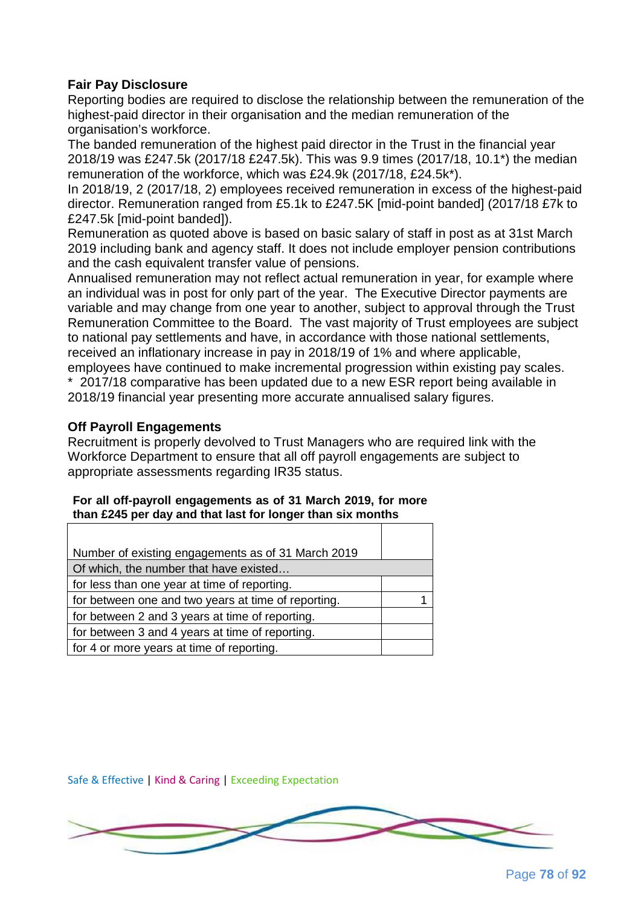**Fair Pay Disclosure**

Reporting bodies are required to disclose the relationship between the remuneration of the highest-paid director in their organisation and the median remuneration of the organisation's workforce.

The banded remuneration of the highest paid director in the Trust in the financial year 2018/19 was £247.5k (2017/18 £247.5k). This was 9.9 times (2017/18, 10.1*) the median remuneration of the workforce, which was £24.9k (2017/18, £24.5k*).

In 2018/19, 2 (2017/18, 2) employees received remuneration in excess of the highest-paid director. Remuneration ranged from £5.1k to £247.5K [mid-point banded] (2017/18 £7k to £247.5k [mid-point banded]).

Remuneration as quoted above is based on basic salary of staff in post as at 31st March 2019 including bank and agency staff. It does not include employer pension contributions and the cash equivalent transfer value of pensions.

Annualised remuneration may not reflect actual remuneration in year, for example where an individual was in post for only part of the year. The Executive Director payments are variable and may change from one year to another, subject to approval through the Trust Remuneration Committee to the Board. The vast majority of Trust employees are subject to national pay settlements and have, in accordance with those national settlements, received an inflationary increase in pay in 2018/19 of 1% and where applicable, employees have continued to make incremental progression within existing pay scales.

* 2017/18 comparative has been updated due to a new ESR report being available in 2018/19 financial year presenting more accurate annualised salary figures.

**Off Payroll Engagements**

Recruitment is properly devolved to Trust Managers who are required link with the Workforce Department to ensure that all off payroll engagements are subject to appropriate assessments regarding IR35 status.

**For all off-payroll engagements as of 31 March 2019, for more than £245 per day and that last for longer than six months**

| | |
|---|---|
| Number of existing engagements as of 31 March 2019 | |
| Of which, the number that have existed… | |
| for less than one year at time of reporting. | |
| for between one and two years at time of reporting. | 1 |
| for between 2 and 3 years at time of reporting. | |
| for between 3 and 4 years at time of reporting. | |
| for 4 or more years at time of reporting. | |

Safe & Effective | Kind & Caring | Exceeding Expectation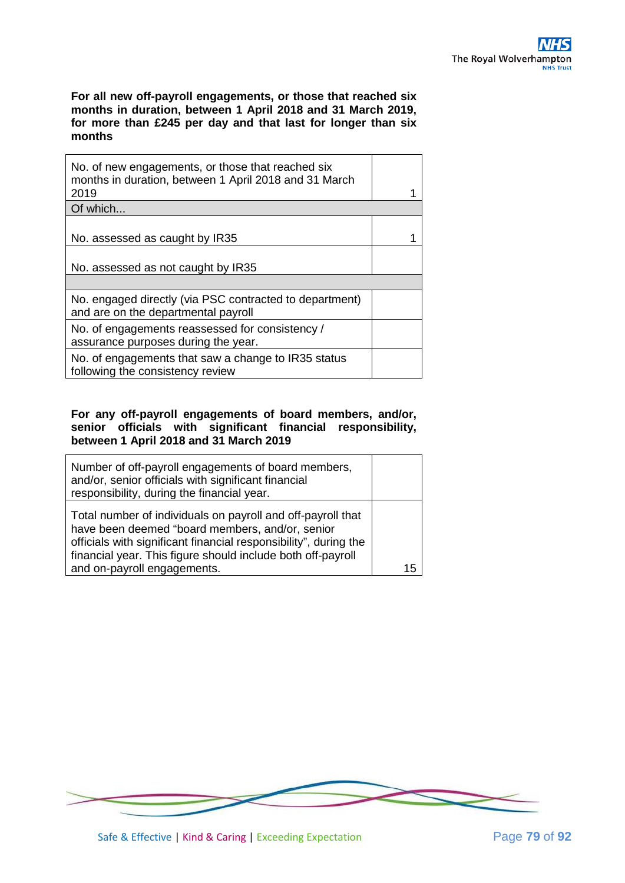**For all new off-payroll engagements, or those that reached six months in duration, between 1 April 2018 and 31 March 2019, for more than £245 per day and that last for longer than six months**

| | |
|---|---|
| No. of new engagements, or those that reached six months in duration, between 1 April 2018 and 31 March 2019 | 1 |
| Of which... | |
| No. assessed as caught by IR35 | 1 |
| No. assessed as not caught by IR35 | |
| | |
| No. engaged directly (via PSC contracted to department) and are on the departmental payroll | |
| No. of engagements reassessed for consistency / assurance purposes during the year. | |
| No. of engagements that saw a change to IR35 status following the consistency review | |

**For any off-payroll engagements of board members, and/or, senior officials with significant financial responsibility, between 1 April 2018 and 31 March 2019**

| | |
|---|---|
| Number of off-payroll engagements of board members, and/or, senior officials with significant financial responsibility, during the financial year. | |
| Total number of individuals on payroll and off-payroll that have been deemed "board members, and/or, senior officials with significant financial responsibility", during the financial year. This figure should include both off-payroll and on-payroll engagements. | 15 |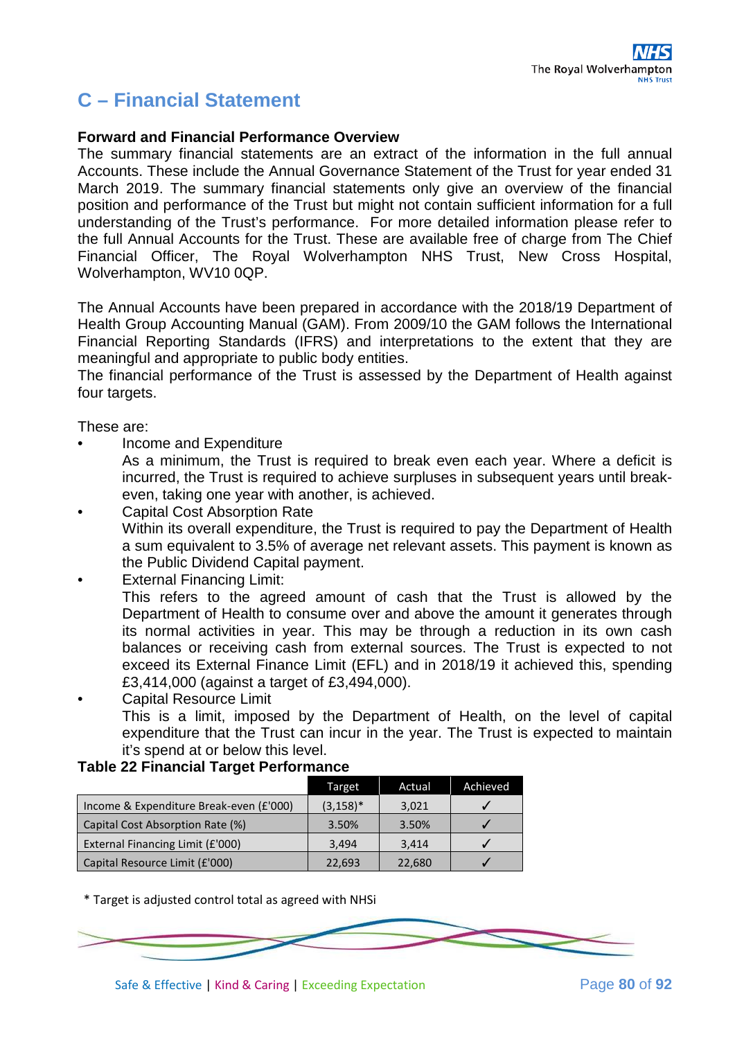# C – Financial Statement

**Forward and Financial Performance Overview**

The summary financial statements are an extract of the information in the full annual Accounts. These include the Annual Governance Statement of the Trust for year ended 31 March 2019. The summary financial statements only give an overview of the financial position and performance of the Trust but might not contain sufficient information for a full understanding of the Trust's performance. For more detailed information please refer to the full Annual Accounts for the Trust. These are available free of charge from The Chief Financial Officer, The Royal Wolverhampton NHS Trust, New Cross Hospital, Wolverhampton, WV10 0QP.

The Annual Accounts have been prepared in accordance with the 2018/19 Department of Health Group Accounting Manual (GAM). From 2009/10 the GAM follows the International Financial Reporting Standards (IFRS) and interpretations to the extent that they are meaningful and appropriate to public body entities.

The financial performance of the Trust is assessed by the Department of Health against four targets.

These are:

- Income and Expenditure
  As a minimum, the Trust is required to break even each year. Where a deficit is incurred, the Trust is required to achieve surpluses in subsequent years until break-even, taking one year with another, is achieved.
- Capital Cost Absorption Rate
  Within its overall expenditure, the Trust is required to pay the Department of Health a sum equivalent to 3.5% of average net relevant assets. This payment is known as the Public Dividend Capital payment.
- External Financing Limit:
  This refers to the agreed amount of cash that the Trust is allowed by the Department of Health to consume over and above the amount it generates through its normal activities in year. This may be through a reduction in its own cash balances or receiving cash from external sources. The Trust is expected to not exceed its External Finance Limit (EFL) and in 2018/19 it achieved this, spending £3,414,000 (against a target of £3,494,000).
- Capital Resource Limit
  This is a limit, imposed by the Department of Health, on the level of capital expenditure that the Trust can incur in the year. The Trust is expected to maintain it's spend at or below this level.

**Table 22 Financial Target Performance**

| | Target | Actual | Achieved |
|---|---|---|---|
| Income & Expenditure Break-even (£'000) | (3,158)* | 3,021 | ✓ |
| Capital Cost Absorption Rate (%) | 3.50% | 3.50% | ✓ |
| External Financing Limit (£'000) | 3,494 | 3,414 | ✓ |
| Capital Resource Limit (£'000) | 22,693 | 22,680 | ✓ |

* Target is adjusted control total as agreed with NHSi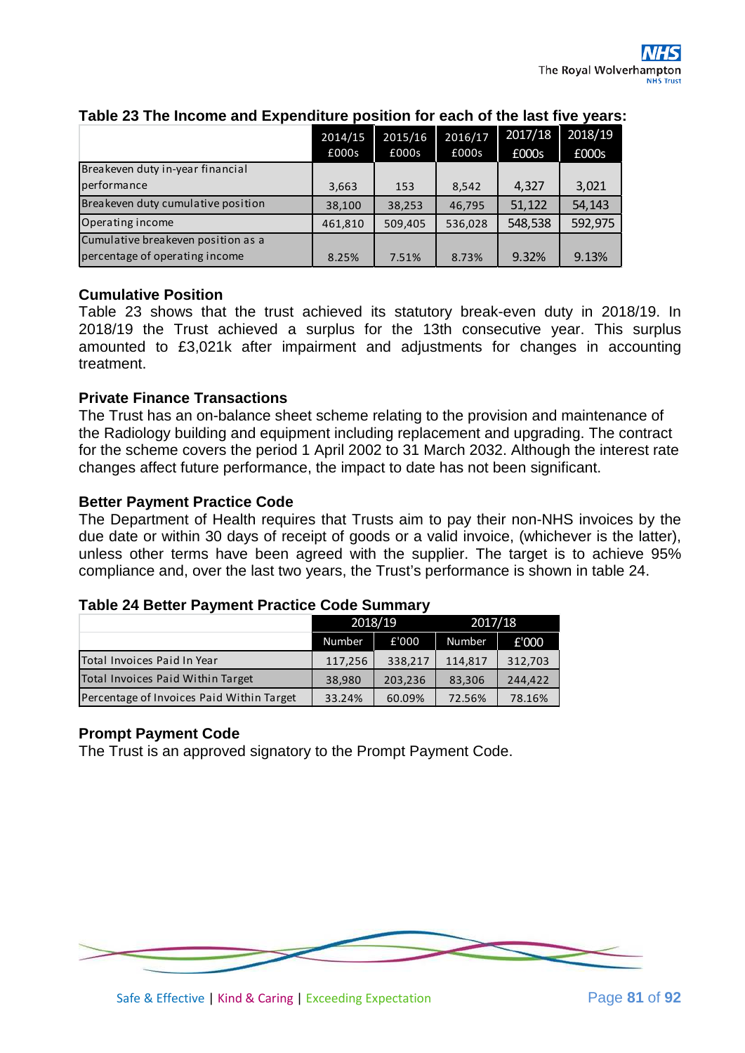**Table 23 The Income and Expenditure position for each of the last five years:**

| | 2014/15 £000s | 2015/16 £000s | 2016/17 £000s | 2017/18 £000s | 2018/19 £000s |
|---|---|---|---|---|---|
| Breakeven duty in-year financial performance | 3,663 | 153 | 8,542 | 4,327 | 3,021 |
| Breakeven duty cumulative position | 38,100 | 38,253 | 46,795 | 51,122 | 54,143 |
| Operating income | 461,810 | 509,405 | 536,028 | 548,538 | 592,975 |
| Cumulative breakeven position as a percentage of operating income | 8.25% | 7.51% | 8.73% | 9.32% | 9.13% |

### Cumulative Position

Table 23 shows that the trust achieved its statutory break-even duty in 2018/19. In 2018/19 the Trust achieved a surplus for the 13th consecutive year. This surplus amounted to £3,021k after impairment and adjustments for changes in accounting treatment.

### Private Finance Transactions

The Trust has an on-balance sheet scheme relating to the provision and maintenance of the Radiology building and equipment including replacement and upgrading. The contract for the scheme covers the period 1 April 2002 to 31 March 2032. Although the interest rate changes affect future performance, the impact to date has not been significant.

### Better Payment Practice Code

The Department of Health requires that Trusts aim to pay their non-NHS invoices by the due date or within 30 days of receipt of goods or a valid invoice, (whichever is the latter), unless other terms have been agreed with the supplier. The target is to achieve 95% compliance and, over the last two years, the Trust's performance is shown in table 24.

**Table 24 Better Payment Practice Code Summary**

| | 2018/19 | | 2017/18 | |
|---|---|---|---|---|
| | Number | £'000 | Number | £'000 |
| Total Invoices Paid In Year | 117,256 | 338,217 | 114,817 | 312,703 |
| Total Invoices Paid Within Target | 38,980 | 203,236 | 83,306 | 244,422 |
| Percentage of Invoices Paid Within Target | 33.24% | 60.09% | 72.56% | 78.16% |

### Prompt Payment Code

The Trust is an approved signatory to the Prompt Payment Code.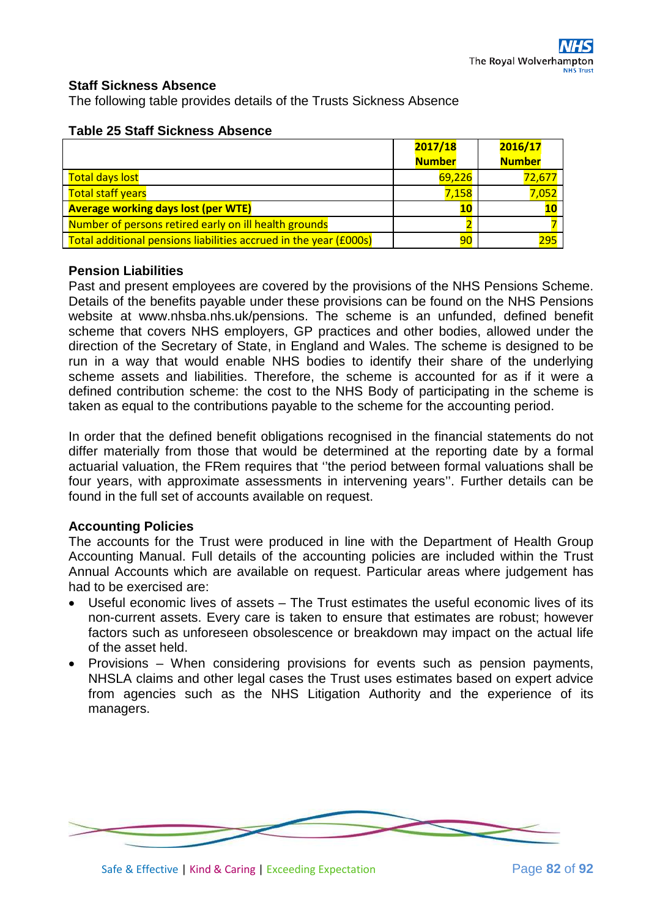### Staff Sickness Absence

The following table provides details of the Trusts Sickness Absence

**Table 25 Staff Sickness Absence**

| | 2017/18 Number | 2016/17 Number |
|---|---:|---:|
| Total days lost | 69,226 | 72,677 |
| Total staff years | 7,158 | 7,052 |
| **Average working days lost (per WTE)** | **10** | **10** |
| Number of persons retired early on ill health grounds | 2 | 7 |
| Total additional pensions liabilities accrued in the year (£000s) | 90 | 295 |

### Pension Liabilities

Past and present employees are covered by the provisions of the NHS Pensions Scheme. Details of the benefits payable under these provisions can be found on the NHS Pensions website at www.nhsba.nhs.uk/pensions. The scheme is an unfunded, defined benefit scheme that covers NHS employers, GP practices and other bodies, allowed under the direction of the Secretary of State, in England and Wales. The scheme is designed to be run in a way that would enable NHS bodies to identify their share of the underlying scheme assets and liabilities. Therefore, the scheme is accounted for as if it were a defined contribution scheme: the cost to the NHS Body of participating in the scheme is taken as equal to the contributions payable to the scheme for the accounting period.

In order that the defined benefit obligations recognised in the financial statements do not differ materially from those that would be determined at the reporting date by a formal actuarial valuation, the FRem requires that ''the period between formal valuations shall be four years, with approximate assessments in intervening years''. Further details can be found in the full set of accounts available on request.

### Accounting Policies

The accounts for the Trust were produced in line with the Department of Health Group Accounting Manual. Full details of the accounting policies are included within the Trust Annual Accounts which are available on request. Particular areas where judgement has had to be exercised are:

- Useful economic lives of assets – The Trust estimates the useful economic lives of its non-current assets. Every care is taken to ensure that estimates are robust; however factors such as unforeseen obsolescence or breakdown may impact on the actual life of the asset held.
- Provisions – When considering provisions for events such as pension payments, NHSLA claims and other legal cases the Trust uses estimates based on expert advice from agencies such as the NHS Litigation Authority and the experience of its managers.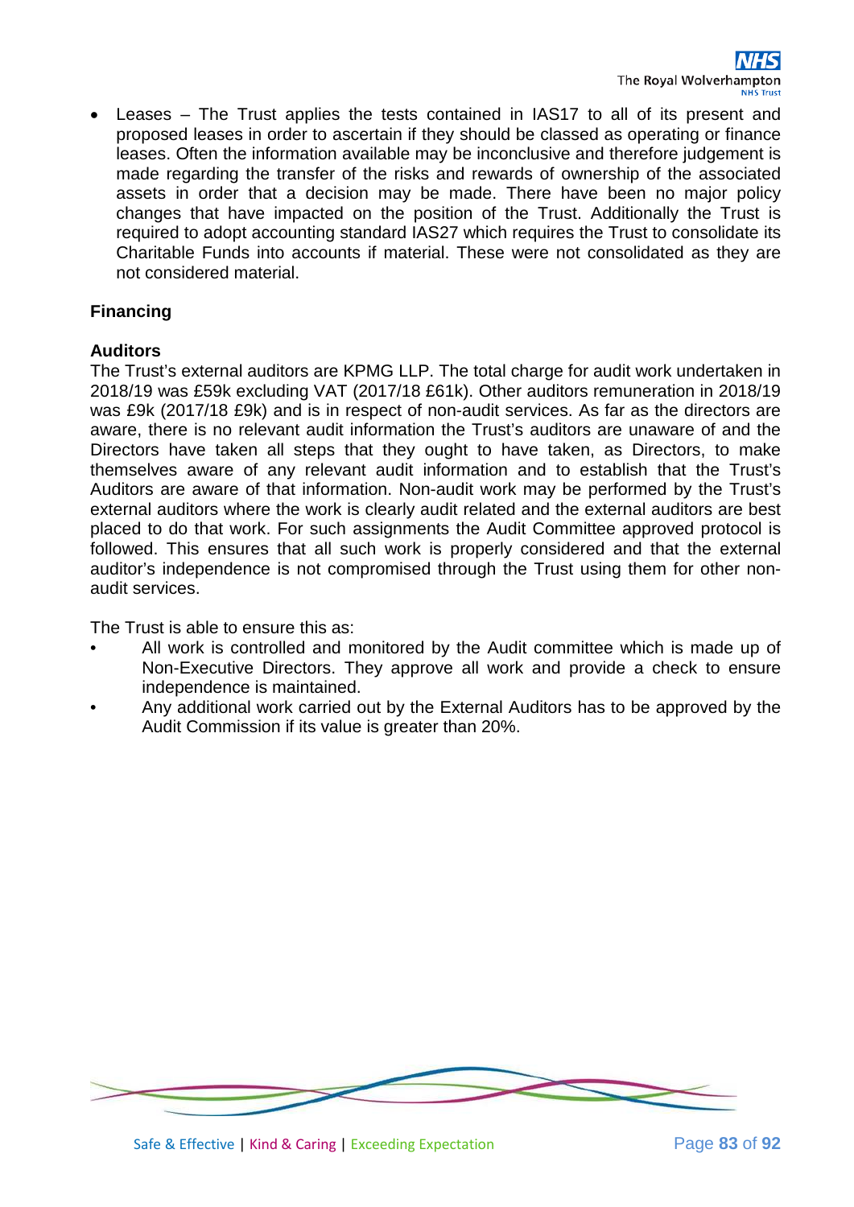- Leases – The Trust applies the tests contained in IAS17 to all of its present and proposed leases in order to ascertain if they should be classed as operating or finance leases. Often the information available may be inconclusive and therefore judgement is made regarding the transfer of the risks and rewards of ownership of the associated assets in order that a decision may be made. There have been no major policy changes that have impacted on the position of the Trust. Additionally the Trust is required to adopt accounting standard IAS27 which requires the Trust to consolidate its Charitable Funds into accounts if material. These were not consolidated as they are not considered material.

**Financing**

**Auditors**

The Trust's external auditors are KPMG LLP. The total charge for audit work undertaken in 2018/19 was £59k excluding VAT (2017/18 £61k). Other auditors remuneration in 2018/19 was £9k (2017/18 £9k) and is in respect of non-audit services. As far as the directors are aware, there is no relevant audit information the Trust's auditors are unaware of and the Directors have taken all steps that they ought to have taken, as Directors, to make themselves aware of any relevant audit information and to establish that the Trust's Auditors are aware of that information. Non-audit work may be performed by the Trust's external auditors where the work is clearly audit related and the external auditors are best placed to do that work. For such assignments the Audit Committee approved protocol is followed. This ensures that all such work is properly considered and that the external auditor's independence is not compromised through the Trust using them for other non-audit services.

The Trust is able to ensure this as:

- All work is controlled and monitored by the Audit committee which is made up of Non-Executive Directors. They approve all work and provide a check to ensure independence is maintained.
- Any additional work carried out by the External Auditors has to be approved by the Audit Commission if its value is greater than 20%.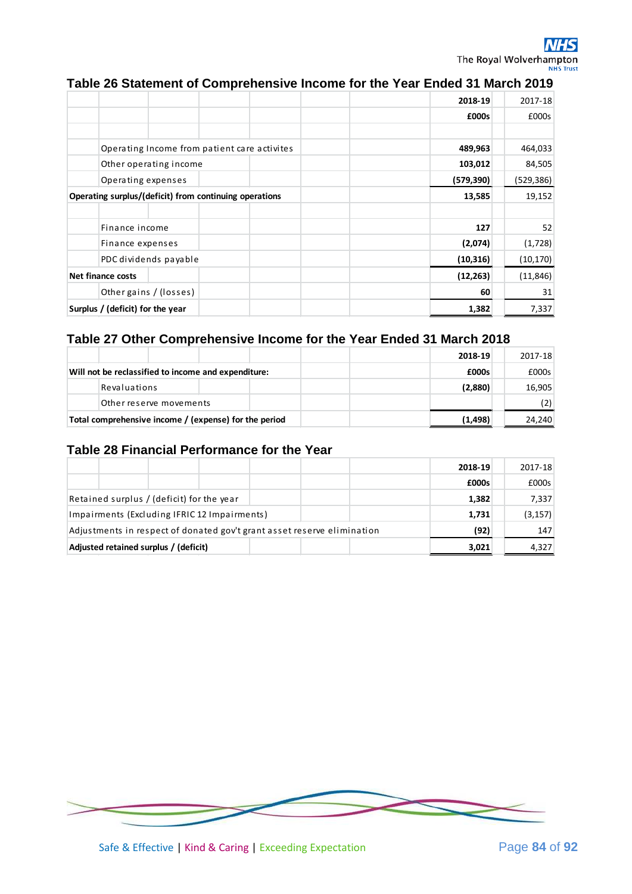## Table 26 Statement of Comprehensive Income for the Year Ended 31 March 2019

| | 2018-19 | 2017-18 |
|---|---|---|
| | £000s | £000s |
| Operating Income from patient care activites | 489,963 | 464,033 |
| Other operating income | 103,012 | 84,505 |
| Operating expenses | (579,390) | (529,386) |
| **Operating surplus/(deficit) from continuing operations** | 13,585 | 19,152 |
| Finance income | 127 | 52 |
| Finance expenses | (2,074) | (1,728) |
| PDC dividends payable | (10,316) | (10,170) |
| **Net finance costs** | (12,263) | (11,846) |
| Other gains / (losses) | 60 | 31 |
| **Surplus / (deficit) for the year** | 1,382 | 7,337 |

## Table 27 Other Comprehensive Income for the Year Ended 31 March 2018

| | 2018-19 | 2017-18 |
|---|---|---|
| **Will not be reclassified to income and expenditure:** | £000s | £000s |
| Revaluations | (2,880) | 16,905 |
| Other reserve movements | | (2) |
| **Total comprehensive income / (expense) for the period** | (1,498) | 24,240 |

## Table 28 Financial Performance for the Year

| | 2018-19 | 2017-18 |
|---|---|---|
| | £000s | £000s |
| Retained surplus / (deficit) for the year | 1,382 | 7,337 |
| Impairments (Excluding IFRIC 12 Impairments) | 1,731 | (3,157) |
| Adjustments in respect of donated gov't grant asset reserve elimination | (92) | 147 |
| **Adjusted retained surplus / (deficit)** | 3,021 | 4,327 |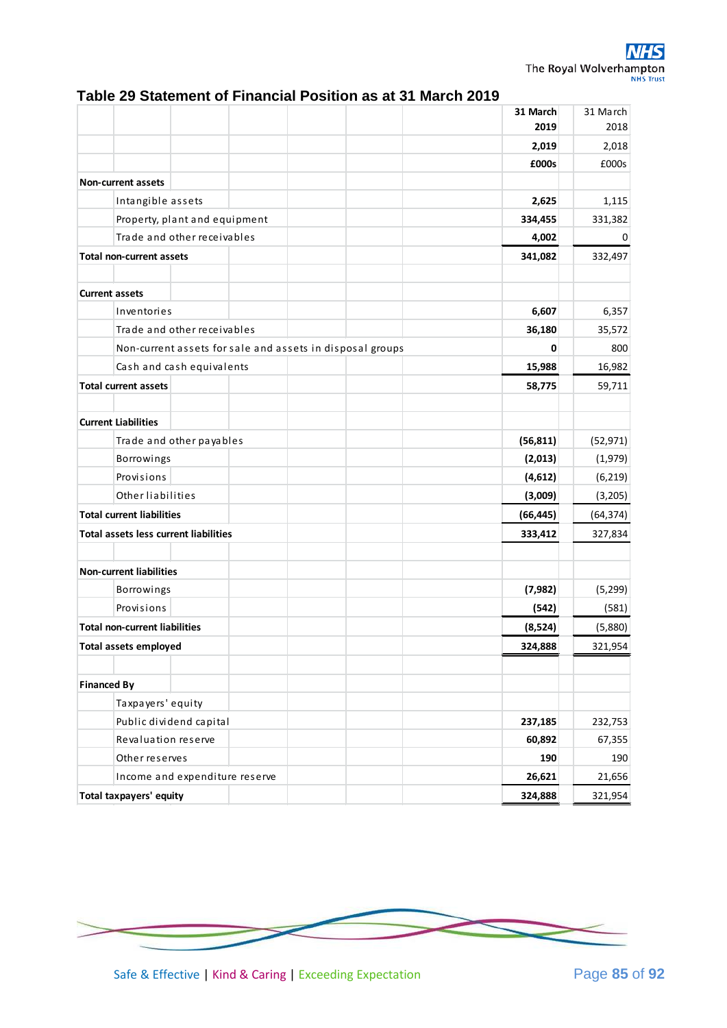### Table 29 Statement of Financial Position as at 31 March 2019

| | 31 March 2019 | 31 March 2018 |
|---|---|---|
| | 2,019 | 2,018 |
| | £000s | £000s |
| **Non-current assets** | | |
| Intangible assets | 2,625 | 1,115 |
| Property, plant and equipment | 334,455 | 331,382 |
| Trade and other receivables | 4,002 | 0 |
| **Total non-current assets** | **341,082** | 332,497 |
| | | |
| **Current assets** | | |
| Inventories | 6,607 | 6,357 |
| Trade and other receivables | 36,180 | 35,572 |
| Non-current assets for sale and assets in disposal groups | 0 | 800 |
| Cash and cash equivalents | 15,988 | 16,982 |
| **Total current assets** | **58,775** | 59,711 |
| | | |
| **Current Liabilities** | | |
| Trade and other payables | (56,811) | (52,971) |
| Borrowings | (2,013) | (1,979) |
| Provisions | (4,612) | (6,219) |
| Other liabilities | (3,009) | (3,205) |
| **Total current liabilities** | **(66,445)** | (64,374) |
| **Total assets less current liabilities** | **333,412** | 327,834 |
| | | |
| **Non-current liabilities** | | |
| Borrowings | (7,982) | (5,299) |
| Provisions | (542) | (581) |
| **Total non-current liabilities** | **(8,524)** | (5,880) |
| **Total assets employed** | **324,888** | 321,954 |
| | | |
| **Financed By** | | |
| Taxpayers' equity | | |
| Public dividend capital | 237,185 | 232,753 |
| Revaluation reserve | 60,892 | 67,355 |
| Other reserves | 190 | 190 |
| Income and expenditure reserve | 26,621 | 21,656 |
| **Total taxpayers' equity** | **324,888** | 321,954 |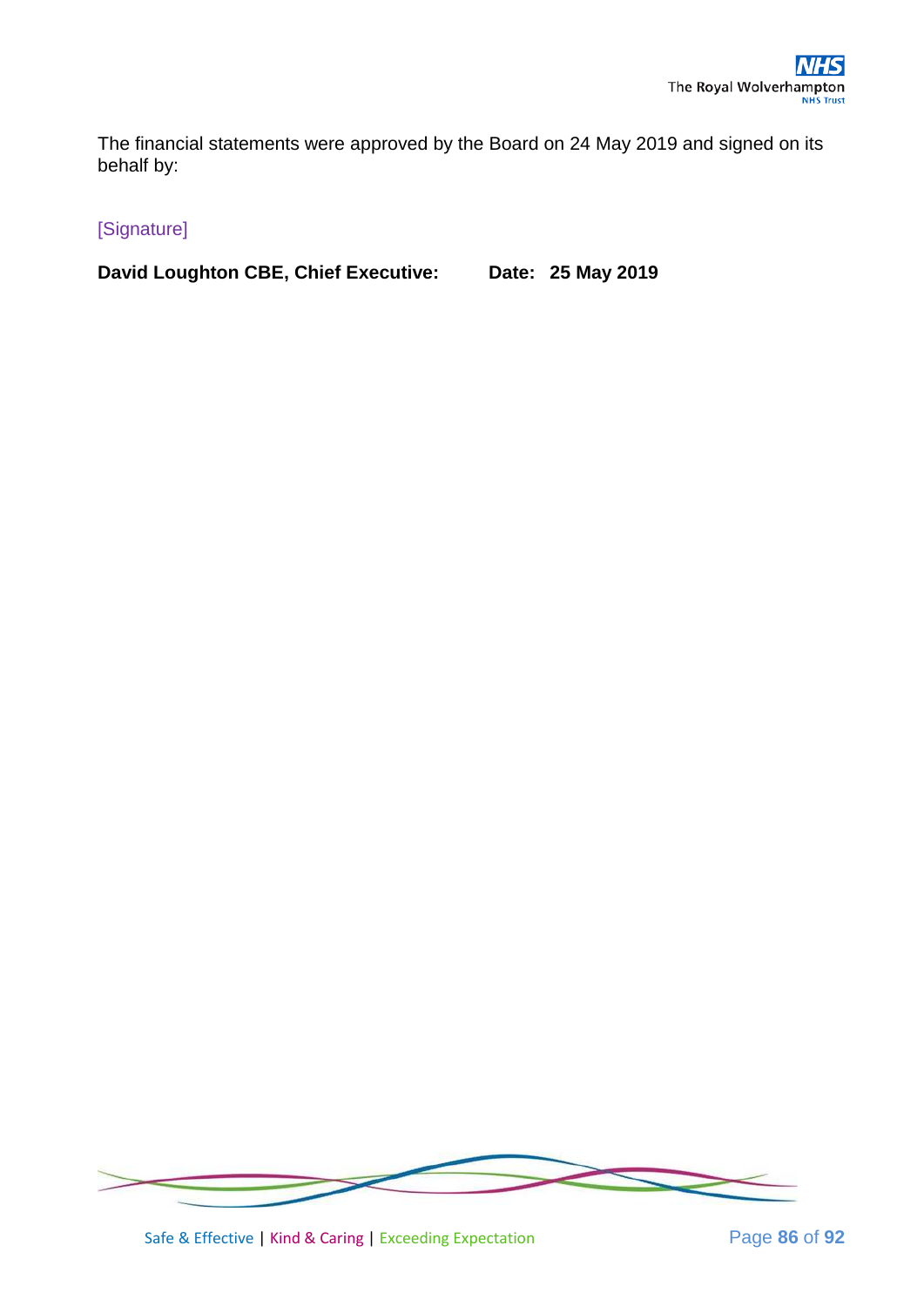The financial statements were approved by the Board on 24 May 2019 and signed on its behalf by:

[Signature]

**David Loughton CBE, Chief Executive:** **Date: 25 May 2019**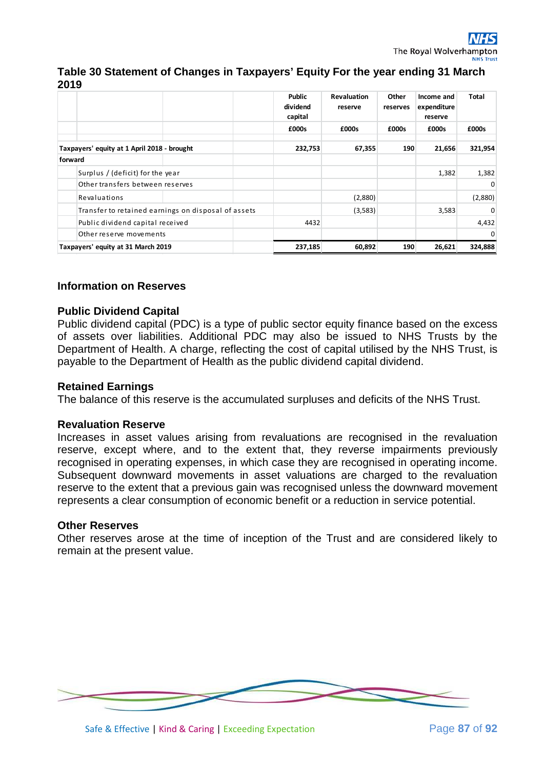### Table 30 Statement of Changes in Taxpayers' Equity For the year ending 31 March 2019

| | Public dividend capital | Revaluation reserve | Other reserves | Income and expenditure reserve | Total |
|---|---|---|---|---|---|
| | £000s | £000s | £000s | £000s | £000s |
| **Taxpayers' equity at 1 April 2018 - brought forward** | **232,753** | **67,355** | **190** | **21,656** | **321,954** |
| Surplus / (deficit) for the year | | | | 1,382 | 1,382 |
| Other transfers between reserves | | | | | 0 |
| Revaluations | | (2,880) | | | (2,880) |
| Transfer to retained earnings on disposal of assets | | (3,583) | | 3,583 | 0 |
| Public dividend capital received | 4432 | | | | 4,432 |
| Other reserve movements | | | | | 0 |
| **Taxpayers' equity at 31 March 2019** | **237,185** | **60,892** | **190** | **26,621** | **324,888** |

### Information on Reserves

#### Public Dividend Capital

Public dividend capital (PDC) is a type of public sector equity finance based on the excess of assets over liabilities. Additional PDC may also be issued to NHS Trusts by the Department of Health. A charge, reflecting the cost of capital utilised by the NHS Trust, is payable to the Department of Health as the public dividend capital dividend.

#### Retained Earnings

The balance of this reserve is the accumulated surpluses and deficits of the NHS Trust.

#### Revaluation Reserve

Increases in asset values arising from revaluations are recognised in the revaluation reserve, except where, and to the extent that, they reverse impairments previously recognised in operating expenses, in which case they are recognised in operating income. Subsequent downward movements in asset valuations are charged to the revaluation reserve to the extent that a previous gain was recognised unless the downward movement represents a clear consumption of economic benefit or a reduction in service potential.

#### Other Reserves

Other reserves arose at the time of inception of the Trust and are considered likely to remain at the present value.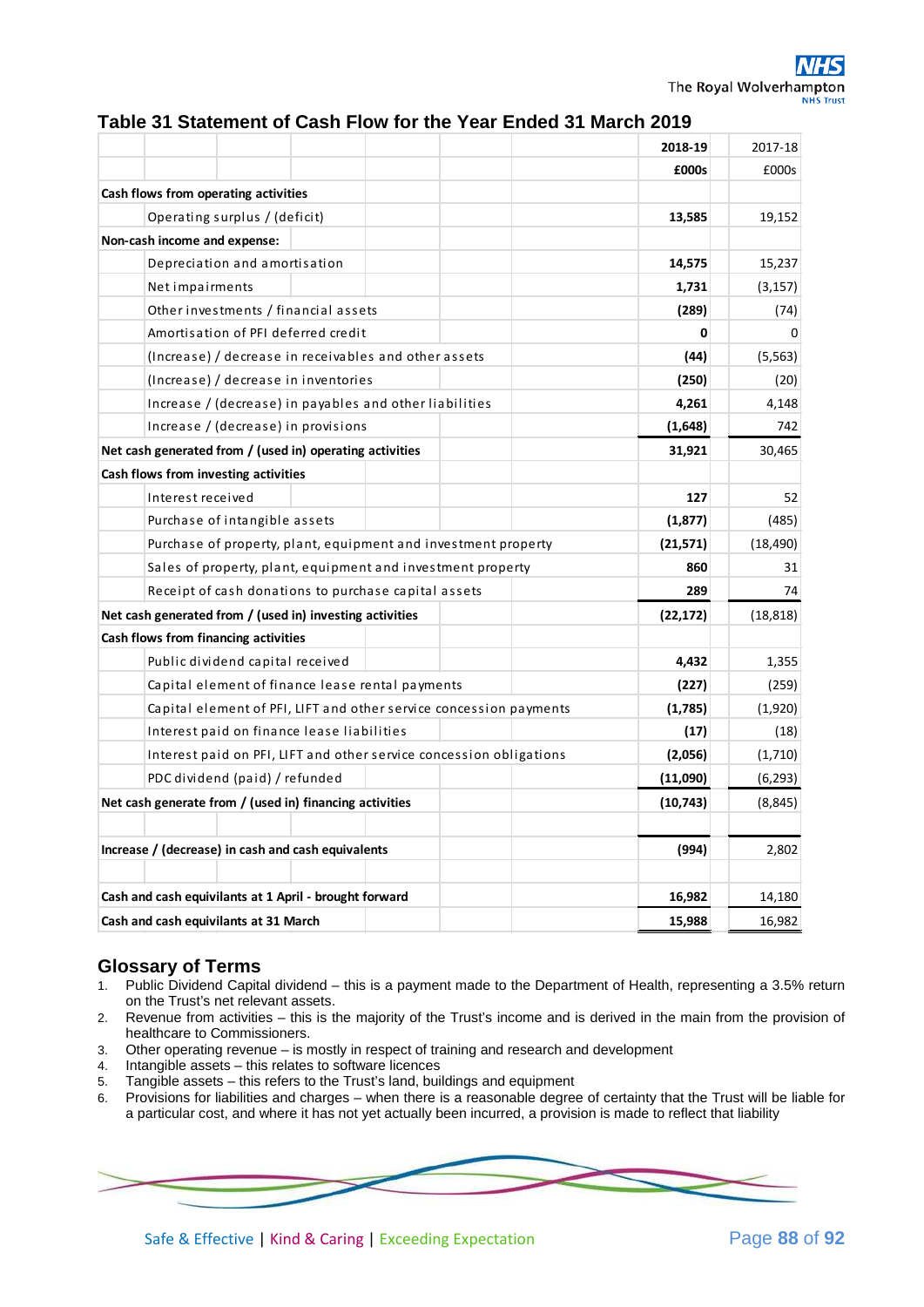## Table 31 Statement of Cash Flow for the Year Ended 31 March 2019

| | 2018-19 | 2017-18 |
|---|---|---|
| | £000s | £000s |
| **Cash flows from operating activities** | | |
| Operating surplus / (deficit) | 13,585 | 19,152 |
| **Non-cash income and expense:** | | |
| Depreciation and amortisation | 14,575 | 15,237 |
| Net impairments | 1,731 | (3,157) |
| Other investments / financial assets | (289) | (74) |
| Amortisation of PFI deferred credit | 0 | 0 |
| (Increase) / decrease in receivables and other assets | (44) | (5,563) |
| (Increase) / decrease in inventories | (250) | (20) |
| Increase / (decrease) in payables and other liabilities | 4,261 | 4,148 |
| Increase / (decrease) in provisions | (1,648) | 742 |
| **Net cash generated from / (used in) operating activities** | 31,921 | 30,465 |
| **Cash flows from investing activities** | | |
| Interest received | 127 | 52 |
| Purchase of intangible assets | (1,877) | (485) |
| Purchase of property, plant, equipment and investment property | (21,571) | (18,490) |
| Sales of property, plant, equipment and investment property | 860 | 31 |
| Receipt of cash donations to purchase capital assets | 289 | 74 |
| **Net cash generated from / (used in) investing activities** | (22,172) | (18,818) |
| **Cash flows from financing activities** | | |
| Public dividend capital received | 4,432 | 1,355 |
| Capital element of finance lease rental payments | (227) | (259) |
| Capital element of PFI, LIFT and other service concession payments | (1,785) | (1,920) |
| Interest paid on finance lease liabilities | (17) | (18) |
| Interest paid on PFI, LIFT and other service concession obligations | (2,056) | (1,710) |
| PDC dividend (paid) / refunded | (11,090) | (6,293) |
| **Net cash generate from / (used in) financing activities** | (10,743) | (8,845) |
| | | |
| **Increase / (decrease) in cash and cash equivalents** | (994) | 2,802 |
| | | |
| **Cash and cash equivilants at 1 April - brought forward** | 16,982 | 14,180 |
| **Cash and cash equivilants at 31 March** | 15,988 | 16,982 |

## Glossary of Terms

1. Public Dividend Capital dividend – this is a payment made to the Department of Health, representing a 3.5% return on the Trust's net relevant assets.
2. Revenue from activities – this is the majority of the Trust's income and is derived in the main from the provision of healthcare to Commissioners.
3. Other operating revenue – is mostly in respect of training and research and development
4. Intangible assets – this relates to software licences
5. Tangible assets – this refers to the Trust's land, buildings and equipment
6. Provisions for liabilities and charges – when there is a reasonable degree of certainty that the Trust will be liable for a particular cost, and where it has not yet actually been incurred, a provision is made to reflect that liability

Safe & Effective | Kind & Caring | Exceeding Expectation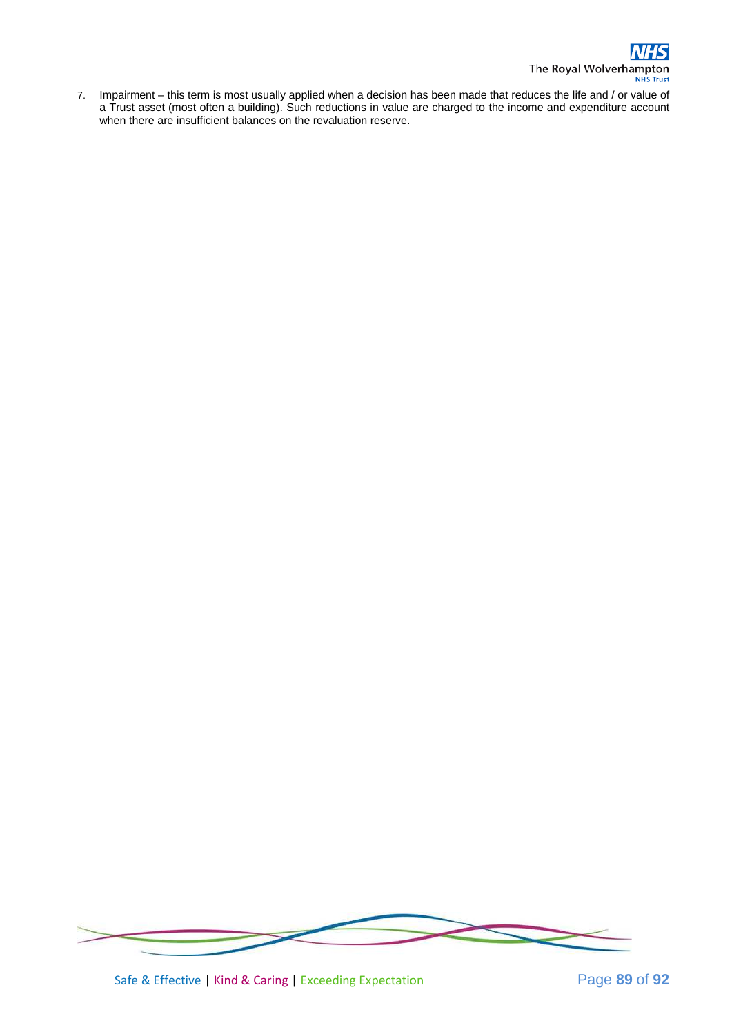7. Impairment – this term is most usually applied when a decision has been made that reduces the life and / or value of a Trust asset (most often a building). Such reductions in value are charged to the income and expenditure account when there are insufficient balances on the revaluation reserve.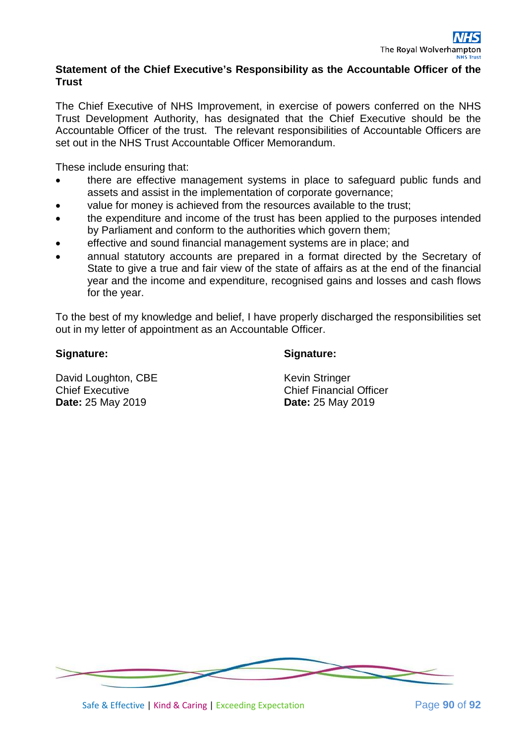## Statement of the Chief Executive's Responsibility as the Accountable Officer of the Trust

The Chief Executive of NHS Improvement, in exercise of powers conferred on the NHS Trust Development Authority, has designated that the Chief Executive should be the Accountable Officer of the trust. The relevant responsibilities of Accountable Officers are set out in the NHS Trust Accountable Officer Memorandum.

These include ensuring that:

- there are effective management systems in place to safeguard public funds and assets and assist in the implementation of corporate governance;
- value for money is achieved from the resources available to the trust;
- the expenditure and income of the trust has been applied to the purposes intended by Parliament and conform to the authorities which govern them;
- effective and sound financial management systems are in place; and
- annual statutory accounts are prepared in a format directed by the Secretary of State to give a true and fair view of the state of affairs as at the end of the financial year and the income and expenditure, recognised gains and losses and cash flows for the year.

To the best of my knowledge and belief, I have properly discharged the responsibilities set out in my letter of appointment as an Accountable Officer.

**Signature:**

David Loughton, CBE
Chief Executive
**Date:** 25 May 2019

**Signature:**

Kevin Stringer
Chief Financial Officer
**Date:** 25 May 2019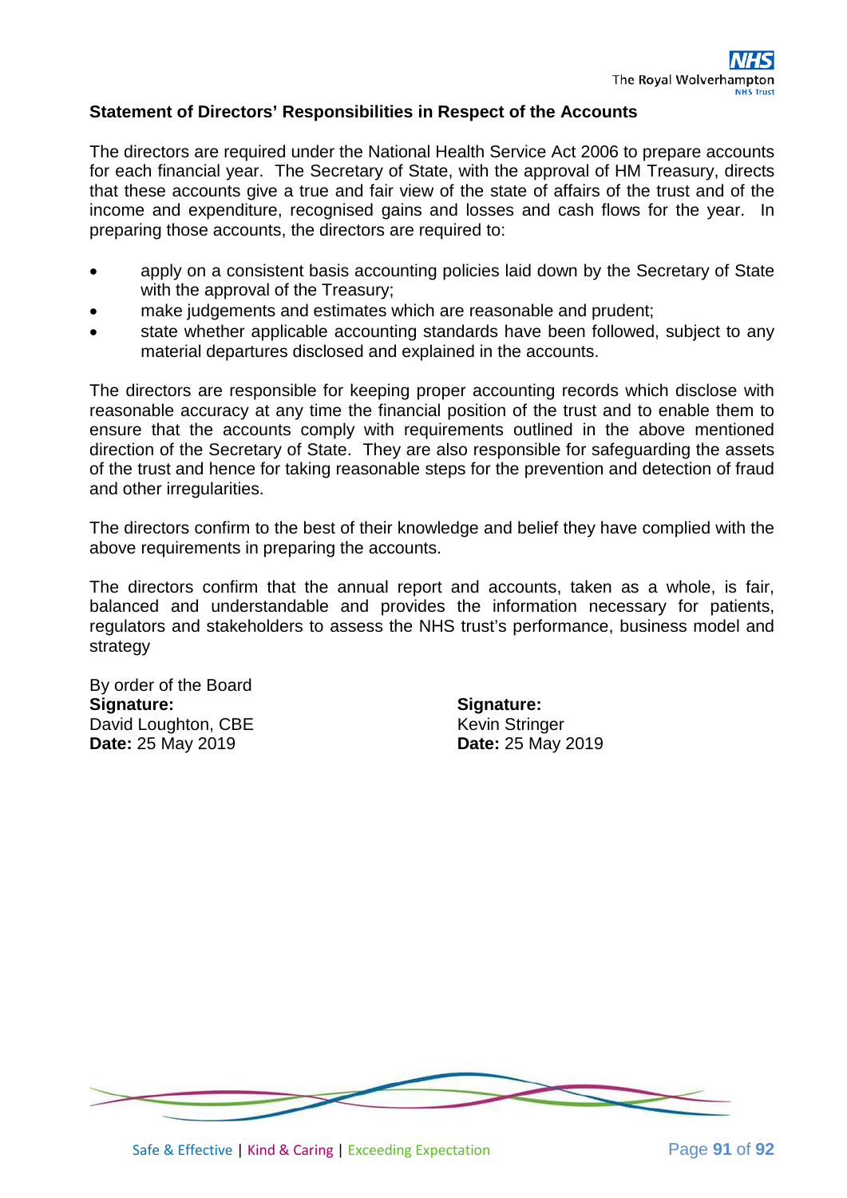## Statement of Directors' Responsibilities in Respect of the Accounts

The directors are required under the National Health Service Act 2006 to prepare accounts for each financial year. The Secretary of State, with the approval of HM Treasury, directs that these accounts give a true and fair view of the state of affairs of the trust and of the income and expenditure, recognised gains and losses and cash flows for the year. In preparing those accounts, the directors are required to:

- apply on a consistent basis accounting policies laid down by the Secretary of State with the approval of the Treasury;
- make judgements and estimates which are reasonable and prudent;
- state whether applicable accounting standards have been followed, subject to any material departures disclosed and explained in the accounts.

The directors are responsible for keeping proper accounting records which disclose with reasonable accuracy at any time the financial position of the trust and to enable them to ensure that the accounts comply with requirements outlined in the above mentioned direction of the Secretary of State. They are also responsible for safeguarding the assets of the trust and hence for taking reasonable steps for the prevention and detection of fraud and other irregularities.

The directors confirm to the best of their knowledge and belief they have complied with the above requirements in preparing the accounts.

The directors confirm that the annual report and accounts, taken as a whole, is fair, balanced and understandable and provides the information necessary for patients, regulators and stakeholders to assess the NHS trust's performance, business model and strategy

By order of the Board

**Signature:**
David Loughton, CBE
**Date:** 25 May 2019

**Signature:**
Kevin Stringer
**Date:** 25 May 2019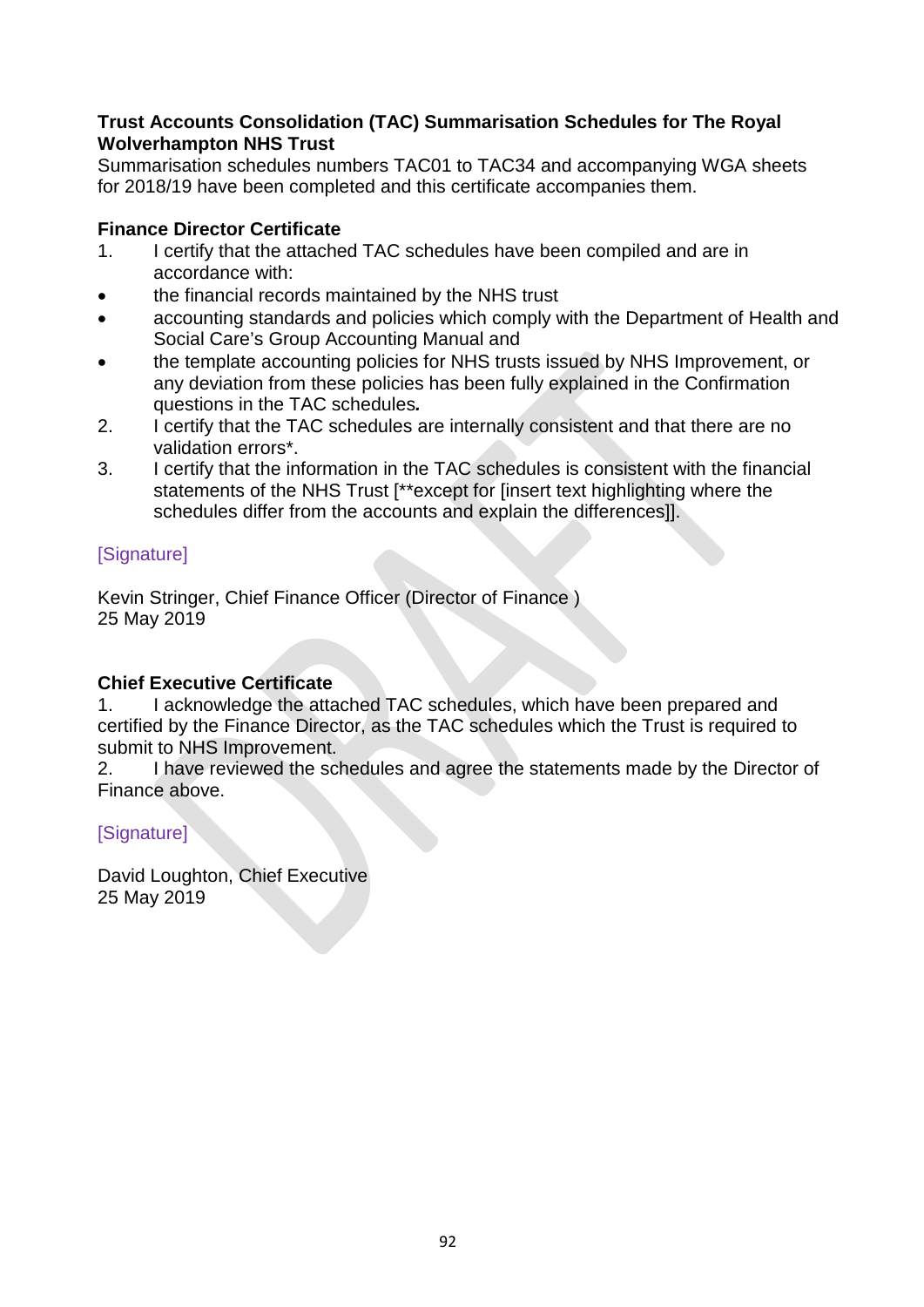**Trust Accounts Consolidation (TAC) Summarisation Schedules for The Royal Wolverhampton NHS Trust**

Summarisation schedules numbers TAC01 to TAC34 and accompanying WGA sheets for 2018/19 have been completed and this certificate accompanies them.

**Finance Director Certificate**

1. I certify that the attached TAC schedules have been compiled and are in accordance with:
   - the financial records maintained by the NHS trust
   - accounting standards and policies which comply with the Department of Health and Social Care's Group Accounting Manual and
   - the template accounting policies for NHS trusts issued by NHS Improvement, or any deviation from these policies has been fully explained in the Confirmation questions in the TAC schedules*.*
2. I certify that the TAC schedules are internally consistent and that there are no validation errors*.
3. I certify that the information in the TAC schedules is consistent with the financial statements of the NHS Trust [**except for [insert text highlighting where the schedules differ from the accounts and explain the differences]].

[Signature]

Kevin Stringer, Chief Finance Officer (Director of Finance )
25 May 2019

**Chief Executive Certificate**

1. I acknowledge the attached TAC schedules, which have been prepared and certified by the Finance Director, as the TAC schedules which the Trust is required to submit to NHS Improvement.
2. I have reviewed the schedules and agree the statements made by the Director of Finance above.

[Signature]

David Loughton, Chief Executive
25 May 2019